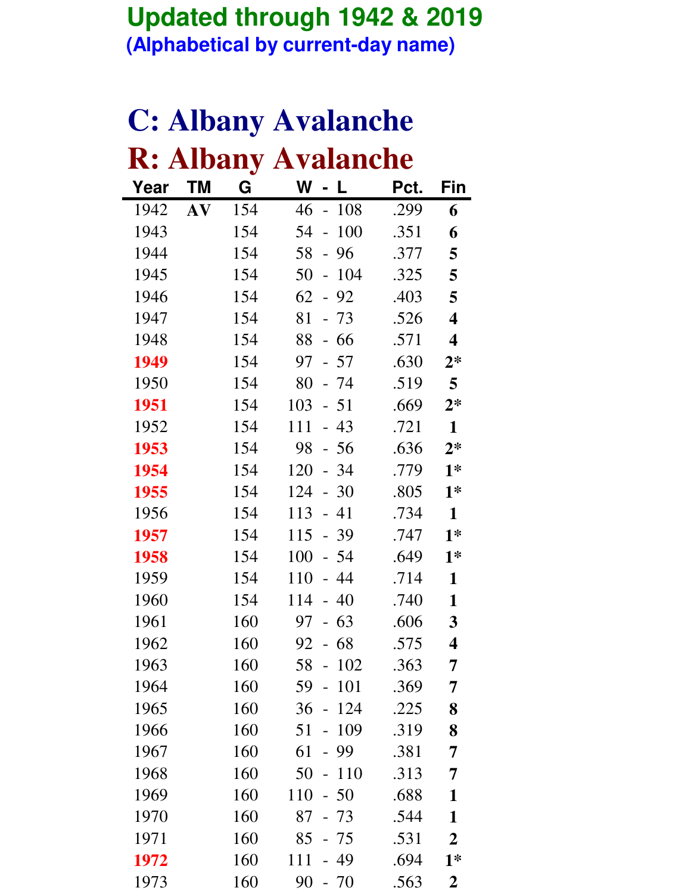**Updated through 1942 & 2019**

**(Alphabetical by current-day name)**

# C: Albany Avalanche

# R: Albany Avalanche

| Year | TM | G | W - L | Pct. | Fin |
|---|---|---|---|---|---|
| 1942 | AV | 154 | 46 - 108 | .299 | 6 |
| 1943 | | 154 | 54 - 100 | .351 | 6 |
| 1944 | | 154 | 58 - 96 | .377 | 5 |
| 1945 | | 154 | 50 - 104 | .325 | 5 |
| 1946 | | 154 | 62 - 92 | .403 | 5 |
| 1947 | | 154 | 81 - 73 | .526 | 4 |
| 1948 | | 154 | 88 - 66 | .571 | 4 |
| 1949 | | 154 | 97 - 57 | .630 | 2* |
| 1950 | | 154 | 80 - 74 | .519 | 5 |
| 1951 | | 154 | 103 - 51 | .669 | 2* |
| 1952 | | 154 | 111 - 43 | .721 | 1 |
| 1953 | | 154 | 98 - 56 | .636 | 2* |
| 1954 | | 154 | 120 - 34 | .779 | 1* |
| 1955 | | 154 | 124 - 30 | .805 | 1* |
| 1956 | | 154 | 113 - 41 | .734 | 1 |
| 1957 | | 154 | 115 - 39 | .747 | 1* |
| 1958 | | 154 | 100 - 54 | .649 | 1* |
| 1959 | | 154 | 110 - 44 | .714 | 1 |
| 1960 | | 154 | 114 - 40 | .740 | 1 |
| 1961 | | 160 | 97 - 63 | .606 | 3 |
| 1962 | | 160 | 92 - 68 | .575 | 4 |
| 1963 | | 160 | 58 - 102 | .363 | 7 |
| 1964 | | 160 | 59 - 101 | .369 | 7 |
| 1965 | | 160 | 36 - 124 | .225 | 8 |
| 1966 | | 160 | 51 - 109 | .319 | 8 |
| 1967 | | 160 | 61 - 99 | .381 | 7 |
| 1968 | | 160 | 50 - 110 | .313 | 7 |
| 1969 | | 160 | 110 - 50 | .688 | 1 |
| 1970 | | 160 | 87 - 73 | .544 | 1 |
| 1971 | | 160 | 85 - 75 | .531 | 2 |
| 1972 | | 160 | 111 - 49 | .694 | 1* |
| 1973 | | 160 | 90 - 70 | .563 | 2 |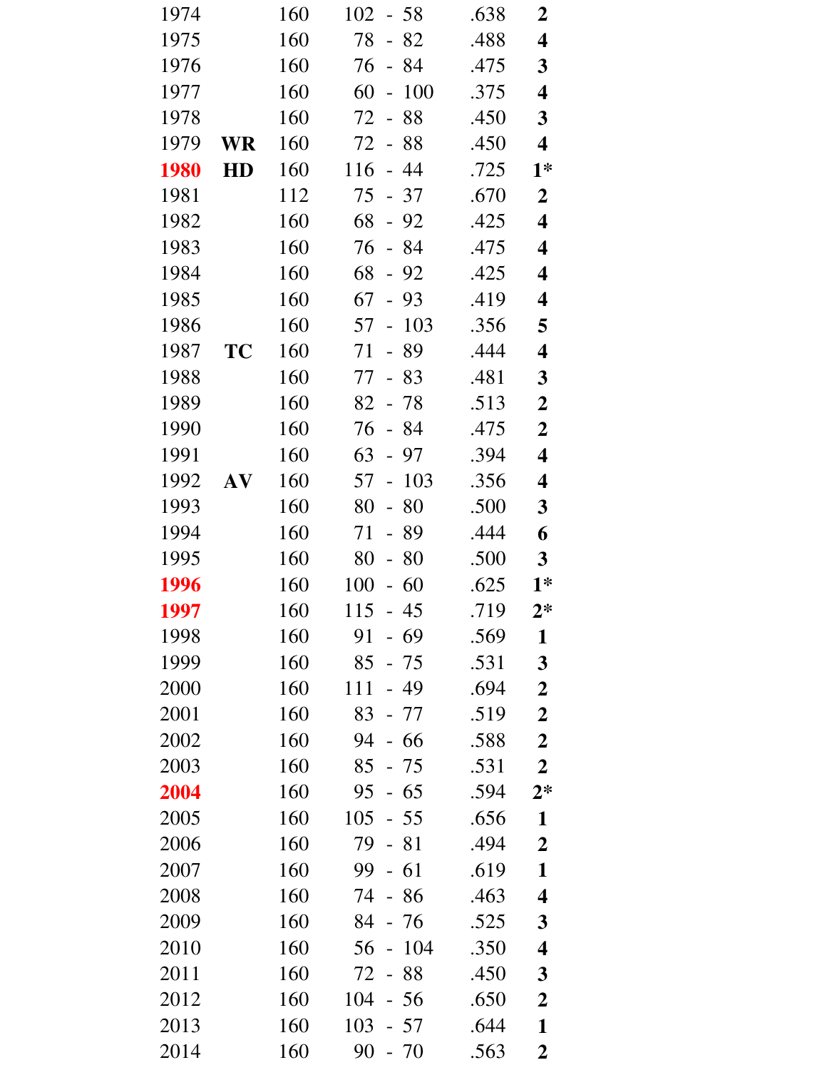| | | | | | |
|---|---|---|---|---|---|
| 1974 | | 160 | 102 - 58 | .638 | **2** |
| 1975 | | 160 | 78 - 82 | .488 | **4** |
| 1976 | | 160 | 76 - 84 | .475 | **3** |
| 1977 | | 160 | 60 - 100 | .375 | **4** |
| 1978 | | 160 | 72 - 88 | .450 | **3** |
| 1979 | **WR** | 160 | 72 - 88 | .450 | **4** |
| **1980** | **HD** | 160 | 116 - 44 | .725 | **1*** |
| 1981 | | 112 | 75 - 37 | .670 | **2** |
| 1982 | | 160 | 68 - 92 | .425 | **4** |
| 1983 | | 160 | 76 - 84 | .475 | **4** |
| 1984 | | 160 | 68 - 92 | .425 | **4** |
| 1985 | | 160 | 67 - 93 | .419 | **4** |
| 1986 | | 160 | 57 - 103 | .356 | **5** |
| 1987 | **TC** | 160 | 71 - 89 | .444 | **4** |
| 1988 | | 160 | 77 - 83 | .481 | **3** |
| 1989 | | 160 | 82 - 78 | .513 | **2** |
| 1990 | | 160 | 76 - 84 | .475 | **2** |
| 1991 | | 160 | 63 - 97 | .394 | **4** |
| 1992 | **AV** | 160 | 57 - 103 | .356 | **4** |
| 1993 | | 160 | 80 - 80 | .500 | **3** |
| 1994 | | 160 | 71 - 89 | .444 | **6** |
| 1995 | | 160 | 80 - 80 | .500 | **3** |
| **1996** | | 160 | 100 - 60 | .625 | **1*** |
| **1997** | | 160 | 115 - 45 | .719 | **2*** |
| 1998 | | 160 | 91 - 69 | .569 | **1** |
| 1999 | | 160 | 85 - 75 | .531 | **3** |
| 2000 | | 160 | 111 - 49 | .694 | **2** |
| 2001 | | 160 | 83 - 77 | .519 | **2** |
| 2002 | | 160 | 94 - 66 | .588 | **2** |
| 2003 | | 160 | 85 - 75 | .531 | **2** |
| **2004** | | 160 | 95 - 65 | .594 | **2*** |
| 2005 | | 160 | 105 - 55 | .656 | **1** |
| 2006 | | 160 | 79 - 81 | .494 | **2** |
| 2007 | | 160 | 99 - 61 | .619 | **1** |
| 2008 | | 160 | 74 - 86 | .463 | **4** |
| 2009 | | 160 | 84 - 76 | .525 | **3** |
| 2010 | | 160 | 56 - 104 | .350 | **4** |
| 2011 | | 160 | 72 - 88 | .450 | **3** |
| 2012 | | 160 | 104 - 56 | .650 | **2** |
| 2013 | | 160 | 103 - 57 | .644 | **1** |
| 2014 | | 160 | 90 - 70 | .563 | **2** |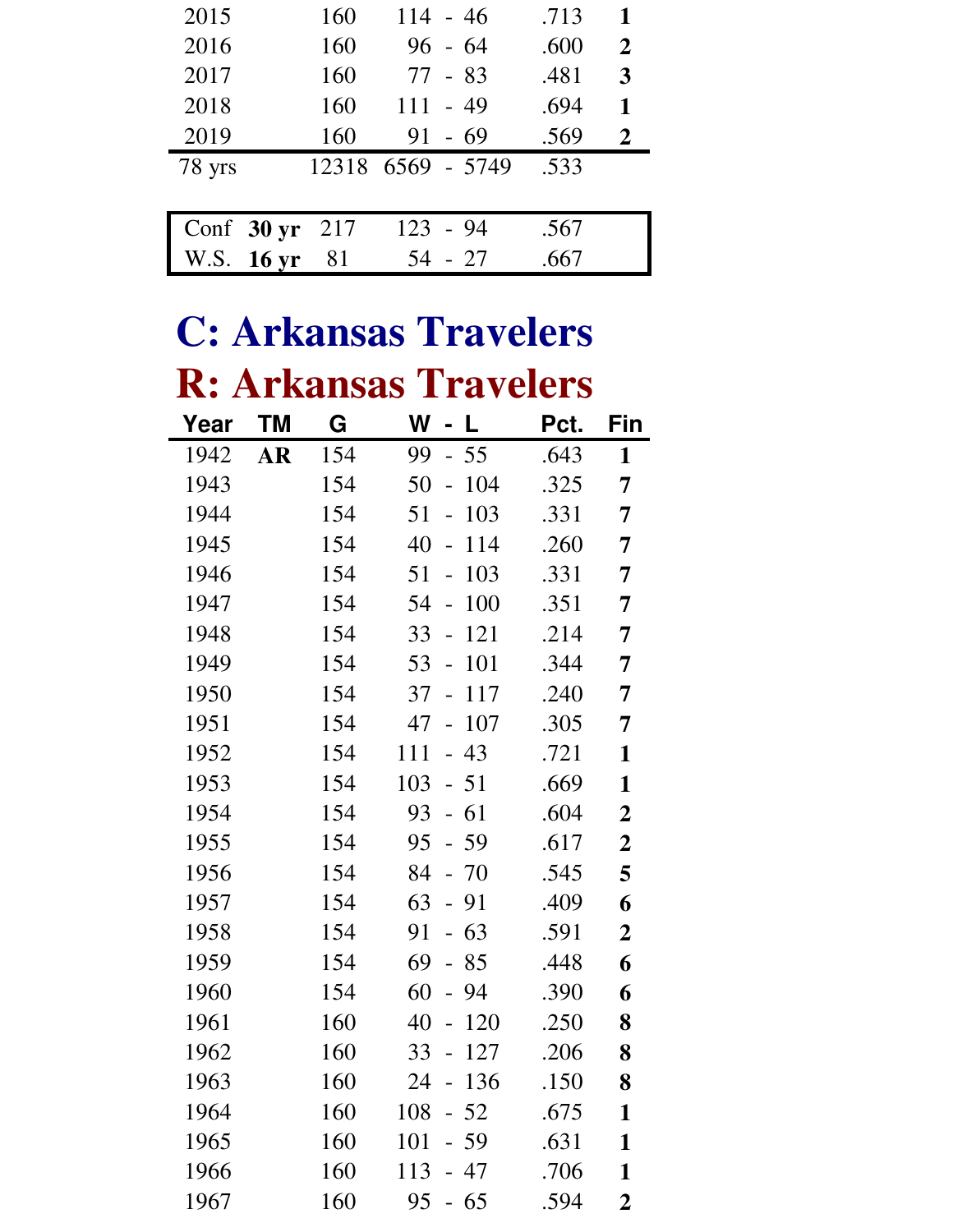| | | | | | |
|---|---|---|---|---|---|
| 2015 | | 160 | 114 - 46 | .713 | **1** |
| 2016 | | 160 | 96 - 64 | .600 | **2** |
| 2017 | | 160 | 77 - 83 | .481 | **3** |
| 2018 | | 160 | 111 - 49 | .694 | **1** |
| 2019 | | 160 | 91 - 69 | .569 | **2** |
| 78 yrs | | 12318 | 6569 - 5749 | .533 | |

| | | | | |
|---|---|---|---|---|
| Conf | **30 yr** | 217 | 123 - 94 | .567 |
| W.S. | **16 yr** | 81 | 54 - 27 | .667 |

# C: Arkansas Travelers

# R: Arkansas Travelers

| Year | TM | G | W - L | Pct. | Fin |
|---|---|---|---|---|---|
| 1942 | **AR** | 154 | 99 - 55 | .643 | **1** |
| 1943 | | 154 | 50 - 104 | .325 | **7** |
| 1944 | | 154 | 51 - 103 | .331 | **7** |
| 1945 | | 154 | 40 - 114 | .260 | **7** |
| 1946 | | 154 | 51 - 103 | .331 | **7** |
| 1947 | | 154 | 54 - 100 | .351 | **7** |
| 1948 | | 154 | 33 - 121 | .214 | **7** |
| 1949 | | 154 | 53 - 101 | .344 | **7** |
| 1950 | | 154 | 37 - 117 | .240 | **7** |
| 1951 | | 154 | 47 - 107 | .305 | **7** |
| 1952 | | 154 | 111 - 43 | .721 | **1** |
| 1953 | | 154 | 103 - 51 | .669 | **1** |
| 1954 | | 154 | 93 - 61 | .604 | **2** |
| 1955 | | 154 | 95 - 59 | .617 | **2** |
| 1956 | | 154 | 84 - 70 | .545 | **5** |
| 1957 | | 154 | 63 - 91 | .409 | **6** |
| 1958 | | 154 | 91 - 63 | .591 | **2** |
| 1959 | | 154 | 69 - 85 | .448 | **6** |
| 1960 | | 154 | 60 - 94 | .390 | **6** |
| 1961 | | 160 | 40 - 120 | .250 | **8** |
| 1962 | | 160 | 33 - 127 | .206 | **8** |
| 1963 | | 160 | 24 - 136 | .150 | **8** |
| 1964 | | 160 | 108 - 52 | .675 | **1** |
| 1965 | | 160 | 101 - 59 | .631 | **1** |
| 1966 | | 160 | 113 - 47 | .706 | **1** |
| 1967 | | 160 | 95 - 65 | .594 | **2** |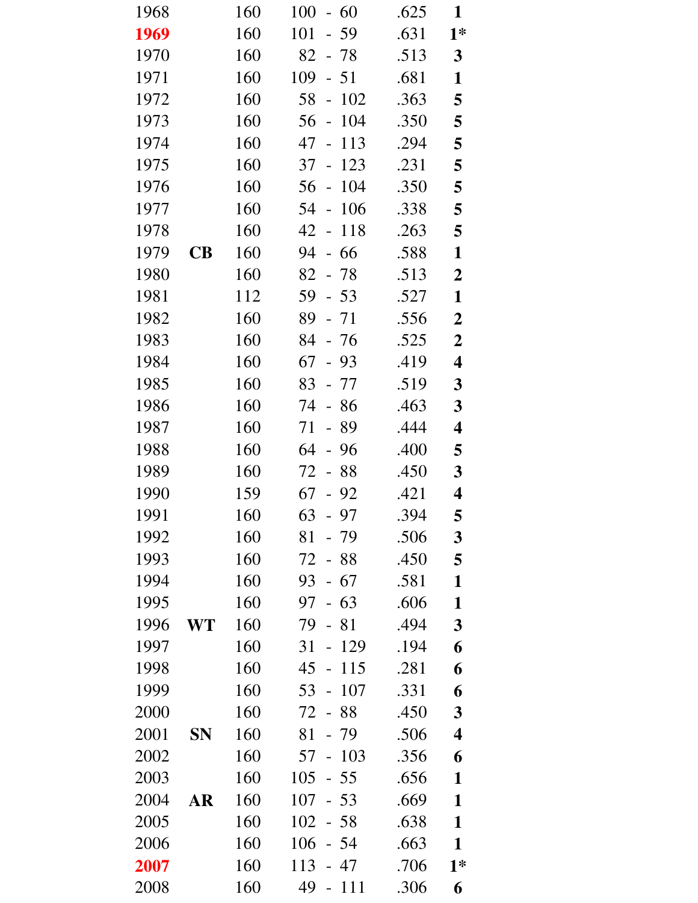| | | | | | |
|---|---|---|---|---|---|
| 1968 | | 160 | 100 - 60 | .625 | **1** |
| 1969 | | 160 | 101 - 59 | .631 | **1*** |
| 1970 | | 160 | 82 - 78 | .513 | **3** |
| 1971 | | 160 | 109 - 51 | .681 | **1** |
| 1972 | | 160 | 58 - 102 | .363 | **5** |
| 1973 | | 160 | 56 - 104 | .350 | **5** |
| 1974 | | 160 | 47 - 113 | .294 | **5** |
| 1975 | | 160 | 37 - 123 | .231 | **5** |
| 1976 | | 160 | 56 - 104 | .350 | **5** |
| 1977 | | 160 | 54 - 106 | .338 | **5** |
| 1978 | | 160 | 42 - 118 | .263 | **5** |
| 1979 | **CB** | 160 | 94 - 66 | .588 | **1** |
| 1980 | | 160 | 82 - 78 | .513 | **2** |
| 1981 | | 112 | 59 - 53 | .527 | **1** |
| 1982 | | 160 | 89 - 71 | .556 | **2** |
| 1983 | | 160 | 84 - 76 | .525 | **2** |
| 1984 | | 160 | 67 - 93 | .419 | **4** |
| 1985 | | 160 | 83 - 77 | .519 | **3** |
| 1986 | | 160 | 74 - 86 | .463 | **3** |
| 1987 | | 160 | 71 - 89 | .444 | **4** |
| 1988 | | 160 | 64 - 96 | .400 | **5** |
| 1989 | | 160 | 72 - 88 | .450 | **3** |
| 1990 | | 159 | 67 - 92 | .421 | **4** |
| 1991 | | 160 | 63 - 97 | .394 | **5** |
| 1992 | | 160 | 81 - 79 | .506 | **3** |
| 1993 | | 160 | 72 - 88 | .450 | **5** |
| 1994 | | 160 | 93 - 67 | .581 | **1** |
| 1995 | | 160 | 97 - 63 | .606 | **1** |
| 1996 | **WT** | 160 | 79 - 81 | .494 | **3** |
| 1997 | | 160 | 31 - 129 | .194 | **6** |
| 1998 | | 160 | 45 - 115 | .281 | **6** |
| 1999 | | 160 | 53 - 107 | .331 | **6** |
| 2000 | | 160 | 72 - 88 | .450 | **3** |
| 2001 | **SN** | 160 | 81 - 79 | .506 | **4** |
| 2002 | | 160 | 57 - 103 | .356 | **6** |
| 2003 | | 160 | 105 - 55 | .656 | **1** |
| 2004 | **AR** | 160 | 107 - 53 | .669 | **1** |
| 2005 | | 160 | 102 - 58 | .638 | **1** |
| 2006 | | 160 | 106 - 54 | .663 | **1** |
| 2007 | | 160 | 113 - 47 | .706 | **1*** |
| 2008 | | 160 | 49 - 111 | .306 | **6** |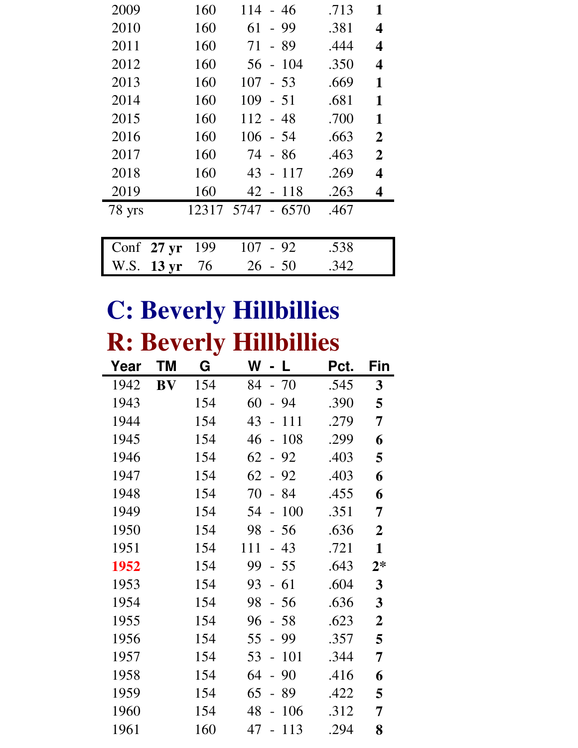| Year | TM | G | W - L | Pct. | Fin |
|---|---|---|---|---|---|
| 2009 | | 160 | 114 - 46 | .713 | **1** |
| 2010 | | 160 | 61 - 99 | .381 | **4** |
| 2011 | | 160 | 71 - 89 | .444 | **4** |
| 2012 | | 160 | 56 - 104 | .350 | **4** |
| 2013 | | 160 | 107 - 53 | .669 | **1** |
| 2014 | | 160 | 109 - 51 | .681 | **1** |
| 2015 | | 160 | 112 - 48 | .700 | **1** |
| 2016 | | 160 | 106 - 54 | .663 | **2** |
| 2017 | | 160 | 74 - 86 | .463 | **2** |
| 2018 | | 160 | 43 - 117 | .269 | **4** |
| 2019 | | 160 | 42 - 118 | .263 | **4** |
| 78 yrs | | 12317 | 5747 - 6570 | .467 | |

| | | G | W - L | Pct. |
|---|---|---|---|---|
| Conf | **27 yr** | 199 | 107 - 92 | .538 |
| W.S. | **13 yr** | 76 | 26 - 50 | .342 |

# C: Beverly Hillbillies

# R: Beverly Hillbillies

| Year | TM | G | W - L | Pct. | Fin |
|---|---|---|---|---|---|
| 1942 | **BV** | 154 | 84 - 70 | .545 | **3** |
| 1943 | | 154 | 60 - 94 | .390 | **5** |
| 1944 | | 154 | 43 - 111 | .279 | **7** |
| 1945 | | 154 | 46 - 108 | .299 | **6** |
| 1946 | | 154 | 62 - 92 | .403 | **5** |
| 1947 | | 154 | 62 - 92 | .403 | **6** |
| 1948 | | 154 | 70 - 84 | .455 | **6** |
| 1949 | | 154 | 54 - 100 | .351 | **7** |
| 1950 | | 154 | 98 - 56 | .636 | **2** |
| 1951 | | 154 | 111 - 43 | .721 | **1** |
| 1952 | | 154 | 99 - 55 | .643 | **2*** |
| 1953 | | 154 | 93 - 61 | .604 | **3** |
| 1954 | | 154 | 98 - 56 | .636 | **3** |
| 1955 | | 154 | 96 - 58 | .623 | **2** |
| 1956 | | 154 | 55 - 99 | .357 | **5** |
| 1957 | | 154 | 53 - 101 | .344 | **7** |
| 1958 | | 154 | 64 - 90 | .416 | **6** |
| 1959 | | 154 | 65 - 89 | .422 | **5** |
| 1960 | | 154 | 48 - 106 | .312 | **7** |
| 1961 | | 160 | 47 - 113 | .294 | **8** |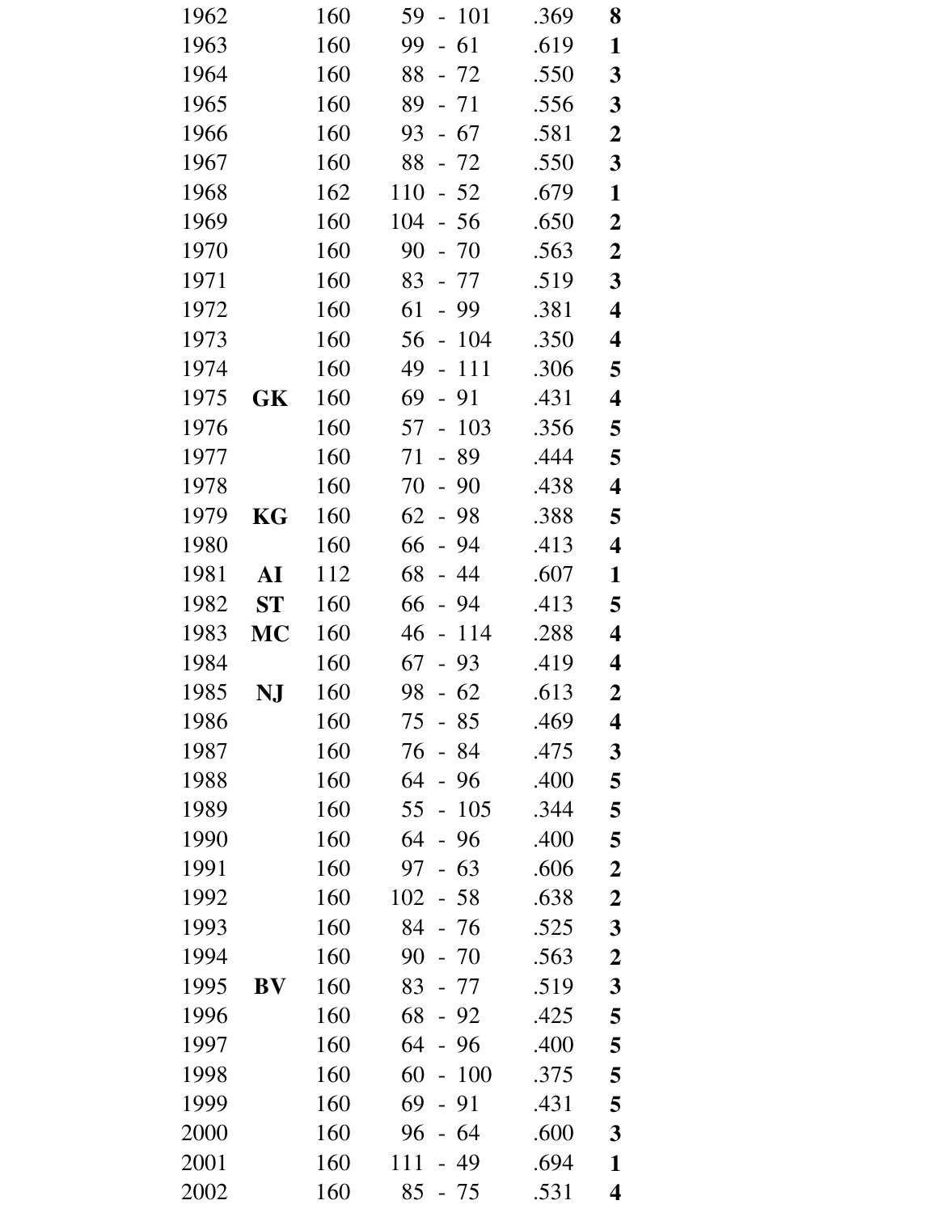| | | | | | |
|---|---|---|---|---|---|
| 1962 | | 160 | 59 - 101 | .369 | **8** |
| 1963 | | 160 | 99 - 61 | .619 | **1** |
| 1964 | | 160 | 88 - 72 | .550 | **3** |
| 1965 | | 160 | 89 - 71 | .556 | **3** |
| 1966 | | 160 | 93 - 67 | .581 | **2** |
| 1967 | | 160 | 88 - 72 | .550 | **3** |
| 1968 | | 162 | 110 - 52 | .679 | **1** |
| 1969 | | 160 | 104 - 56 | .650 | **2** |
| 1970 | | 160 | 90 - 70 | .563 | **2** |
| 1971 | | 160 | 83 - 77 | .519 | **3** |
| 1972 | | 160 | 61 - 99 | .381 | **4** |
| 1973 | | 160 | 56 - 104 | .350 | **4** |
| 1974 | | 160 | 49 - 111 | .306 | **5** |
| 1975 | **GK** | 160 | 69 - 91 | .431 | **4** |
| 1976 | | 160 | 57 - 103 | .356 | **5** |
| 1977 | | 160 | 71 - 89 | .444 | **5** |
| 1978 | | 160 | 70 - 90 | .438 | **4** |
| 1979 | **KG** | 160 | 62 - 98 | .388 | **5** |
| 1980 | | 160 | 66 - 94 | .413 | **4** |
| 1981 | **AI** | 112 | 68 - 44 | .607 | **1** |
| 1982 | **ST** | 160 | 66 - 94 | .413 | **5** |
| 1983 | **MC** | 160 | 46 - 114 | .288 | **4** |
| 1984 | | 160 | 67 - 93 | .419 | **4** |
| 1985 | **NJ** | 160 | 98 - 62 | .613 | **2** |
| 1986 | | 160 | 75 - 85 | .469 | **4** |
| 1987 | | 160 | 76 - 84 | .475 | **3** |
| 1988 | | 160 | 64 - 96 | .400 | **5** |
| 1989 | | 160 | 55 - 105 | .344 | **5** |
| 1990 | | 160 | 64 - 96 | .400 | **5** |
| 1991 | | 160 | 97 - 63 | .606 | **2** |
| 1992 | | 160 | 102 - 58 | .638 | **2** |
| 1993 | | 160 | 84 - 76 | .525 | **3** |
| 1994 | | 160 | 90 - 70 | .563 | **2** |
| 1995 | **BV** | 160 | 83 - 77 | .519 | **3** |
| 1996 | | 160 | 68 - 92 | .425 | **5** |
| 1997 | | 160 | 64 - 96 | .400 | **5** |
| 1998 | | 160 | 60 - 100 | .375 | **5** |
| 1999 | | 160 | 69 - 91 | .431 | **5** |
| 2000 | | 160 | 96 - 64 | .600 | **3** |
| 2001 | | 160 | 111 - 49 | .694 | **1** |
| 2002 | | 160 | 85 - 75 | .531 | **4** |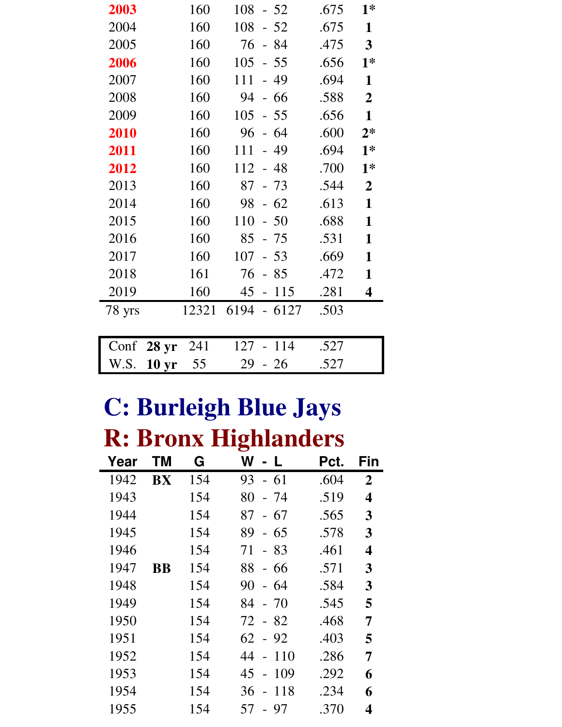| Year | TM | G | W - L | Pct. | Fin |
|---|---|---|---|---|---|
| **2003** | | 160 | 108 - 52 | .675 | **1*** |
| 2004 | | 160 | 108 - 52 | .675 | **1** |
| 2005 | | 160 | 76 - 84 | .475 | **3** |
| **2006** | | 160 | 105 - 55 | .656 | **1*** |
| 2007 | | 160 | 111 - 49 | .694 | **1** |
| 2008 | | 160 | 94 - 66 | .588 | **2** |
| 2009 | | 160 | 105 - 55 | .656 | **1** |
| **2010** | | 160 | 96 - 64 | .600 | **2*** |
| **2011** | | 160 | 111 - 49 | .694 | **1*** |
| **2012** | | 160 | 112 - 48 | .700 | **1*** |
| 2013 | | 160 | 87 - 73 | .544 | **2** |
| 2014 | | 160 | 98 - 62 | .613 | **1** |
| 2015 | | 160 | 110 - 50 | .688 | **1** |
| 2016 | | 160 | 85 - 75 | .531 | **1** |
| 2017 | | 160 | 107 - 53 | .669 | **1** |
| 2018 | | 161 | 76 - 85 | .472 | **1** |
| 2019 | | 160 | 45 - 115 | .281 | **4** |
| 78 yrs | | 12321 | 6194 - 6127 | .503 | |

| | | G | W - L | Pct. |
|---|---|---|---|---|
| Conf | **28 yr** | 241 | 127 - 114 | .527 |
| W.S. | **10 yr** | 55 | 29 - 26 | .527 |

# C: Burleigh Blue Jays
# R: Bronx Highlanders

| Year | TM | G | W - L | Pct. | Fin |
|---|---|---|---|---|---|
| 1942 | **BX** | 154 | 93 - 61 | .604 | **2** |
| 1943 | | 154 | 80 - 74 | .519 | **4** |
| 1944 | | 154 | 87 - 67 | .565 | **3** |
| 1945 | | 154 | 89 - 65 | .578 | **3** |
| 1946 | | 154 | 71 - 83 | .461 | **4** |
| 1947 | **BB** | 154 | 88 - 66 | .571 | **3** |
| 1948 | | 154 | 90 - 64 | .584 | **3** |
| 1949 | | 154 | 84 - 70 | .545 | **5** |
| 1950 | | 154 | 72 - 82 | .468 | **7** |
| 1951 | | 154 | 62 - 92 | .403 | **5** |
| 1952 | | 154 | 44 - 110 | .286 | **7** |
| 1953 | | 154 | 45 - 109 | .292 | **6** |
| 1954 | | 154 | 36 - 118 | .234 | **6** |
| 1955 | | 154 | 57 - 97 | .370 | **4** |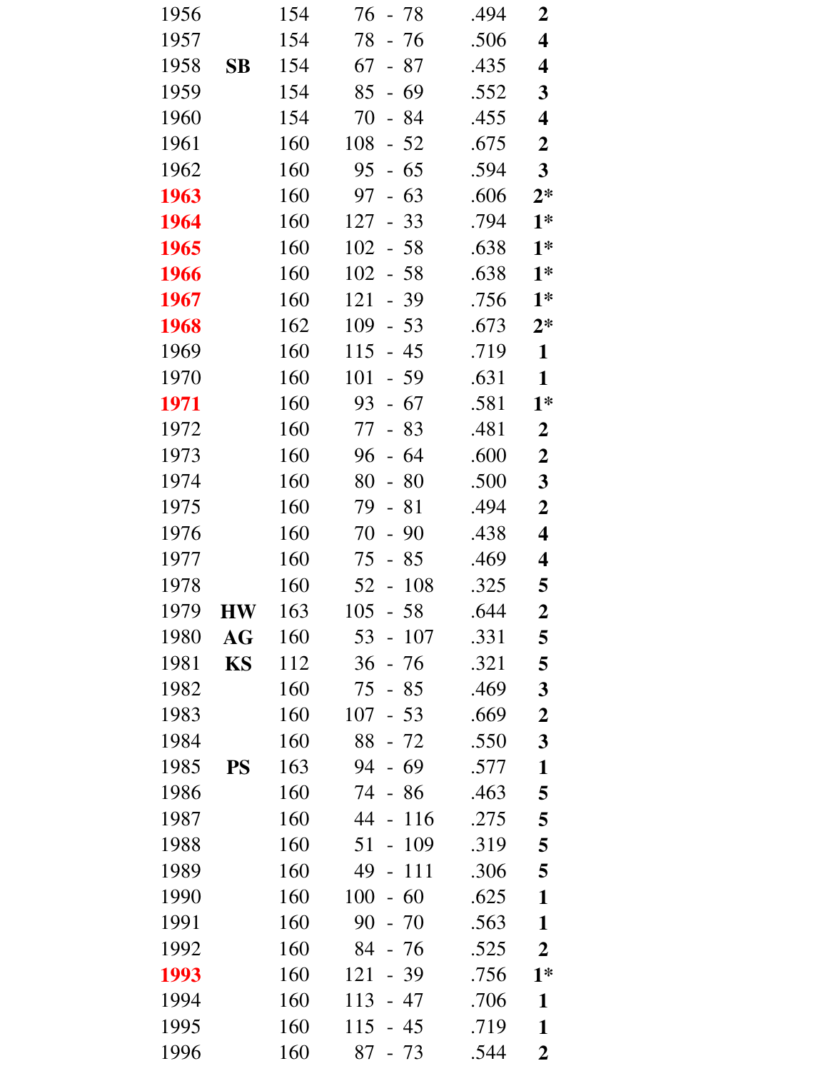| | | | | | |
|---|---|---|---|---|---|
| 1956 | | 154 | 76 - 78 | .494 | **2** |
| 1957 | | 154 | 78 - 76 | .506 | **4** |
| 1958 | **SB** | 154 | 67 - 87 | .435 | **4** |
| 1959 | | 154 | 85 - 69 | .552 | **3** |
| 1960 | | 154 | 70 - 84 | .455 | **4** |
| 1961 | | 160 | 108 - 52 | .675 | **2** |
| 1962 | | 160 | 95 - 65 | .594 | **3** |
| **1963** | | 160 | 97 - 63 | .606 | **2*** |
| **1964** | | 160 | 127 - 33 | .794 | **1*** |
| **1965** | | 160 | 102 - 58 | .638 | **1*** |
| **1966** | | 160 | 102 - 58 | .638 | **1*** |
| **1967** | | 160 | 121 - 39 | .756 | **1*** |
| **1968** | | 162 | 109 - 53 | .673 | **2*** |
| 1969 | | 160 | 115 - 45 | .719 | **1** |
| 1970 | | 160 | 101 - 59 | .631 | **1** |
| **1971** | | 160 | 93 - 67 | .581 | **1*** |
| 1972 | | 160 | 77 - 83 | .481 | **2** |
| 1973 | | 160 | 96 - 64 | .600 | **2** |
| 1974 | | 160 | 80 - 80 | .500 | **3** |
| 1975 | | 160 | 79 - 81 | .494 | **2** |
| 1976 | | 160 | 70 - 90 | .438 | **4** |
| 1977 | | 160 | 75 - 85 | .469 | **4** |
| 1978 | | 160 | 52 - 108 | .325 | **5** |
| 1979 | **HW** | 163 | 105 - 58 | .644 | **2** |
| 1980 | **AG** | 160 | 53 - 107 | .331 | **5** |
| 1981 | **KS** | 112 | 36 - 76 | .321 | **5** |
| 1982 | | 160 | 75 - 85 | .469 | **3** |
| 1983 | | 160 | 107 - 53 | .669 | **2** |
| 1984 | | 160 | 88 - 72 | .550 | **3** |
| 1985 | **PS** | 163 | 94 - 69 | .577 | **1** |
| 1986 | | 160 | 74 - 86 | .463 | **5** |
| 1987 | | 160 | 44 - 116 | .275 | **5** |
| 1988 | | 160 | 51 - 109 | .319 | **5** |
| 1989 | | 160 | 49 - 111 | .306 | **5** |
| 1990 | | 160 | 100 - 60 | .625 | **1** |
| 1991 | | 160 | 90 - 70 | .563 | **1** |
| 1992 | | 160 | 84 - 76 | .525 | **2** |
| **1993** | | 160 | 121 - 39 | .756 | **1*** |
| 1994 | | 160 | 113 - 47 | .706 | **1** |
| 1995 | | 160 | 115 - 45 | .719 | **1** |
| 1996 | | 160 | 87 - 73 | .544 | **2** |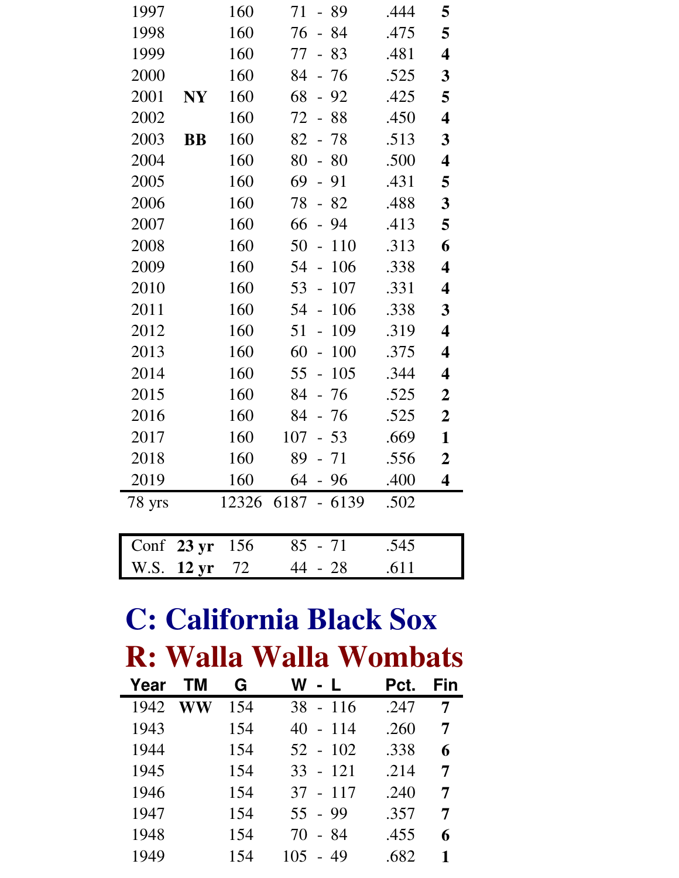| Year | TM | G | W - L | Pct. | Fin |
|---|---|---|---|---|---|
| 1997 | | 160 | 71 - 89 | .444 | **5** |
| 1998 | | 160 | 76 - 84 | .475 | **5** |
| 1999 | | 160 | 77 - 83 | .481 | **4** |
| 2000 | | 160 | 84 - 76 | .525 | **3** |
| 2001 | **NY** | 160 | 68 - 92 | .425 | **5** |
| 2002 | | 160 | 72 - 88 | .450 | **4** |
| 2003 | **BB** | 160 | 82 - 78 | .513 | **3** |
| 2004 | | 160 | 80 - 80 | .500 | **4** |
| 2005 | | 160 | 69 - 91 | .431 | **5** |
| 2006 | | 160 | 78 - 82 | .488 | **3** |
| 2007 | | 160 | 66 - 94 | .413 | **5** |
| 2008 | | 160 | 50 - 110 | .313 | **6** |
| 2009 | | 160 | 54 - 106 | .338 | **4** |
| 2010 | | 160 | 53 - 107 | .331 | **4** |
| 2011 | | 160 | 54 - 106 | .338 | **3** |
| 2012 | | 160 | 51 - 109 | .319 | **4** |
| 2013 | | 160 | 60 - 100 | .375 | **4** |
| 2014 | | 160 | 55 - 105 | .344 | **4** |
| 2015 | | 160 | 84 - 76 | .525 | **2** |
| 2016 | | 160 | 84 - 76 | .525 | **2** |
| 2017 | | 160 | 107 - 53 | .669 | **1** |
| 2018 | | 160 | 89 - 71 | .556 | **2** |
| 2019 | | 160 | 64 - 96 | .400 | **4** |
| 78 yrs | | 12326 | 6187 - 6139 | .502 | |

| | | G | W - L | Pct. |
|---|---|---|---|---|
| Conf | **23 yr** | 156 | 85 - 71 | .545 |
| W.S. | **12 yr** | 72 | 44 - 28 | .611 |

# C: California Black Sox

# R: Walla Walla Wombats

| Year | TM | G | W - L | Pct. | Fin |
|---|---|---|---|---|---|
| 1942 | **WW** | 154 | 38 - 116 | .247 | **7** |
| 1943 | | 154 | 40 - 114 | .260 | **7** |
| 1944 | | 154 | 52 - 102 | .338 | **6** |
| 1945 | | 154 | 33 - 121 | .214 | **7** |
| 1946 | | 154 | 37 - 117 | .240 | **7** |
| 1947 | | 154 | 55 - 99 | .357 | **7** |
| 1948 | | 154 | 70 - 84 | .455 | **6** |
| 1949 | | 154 | 105 - 49 | .682 | **1** |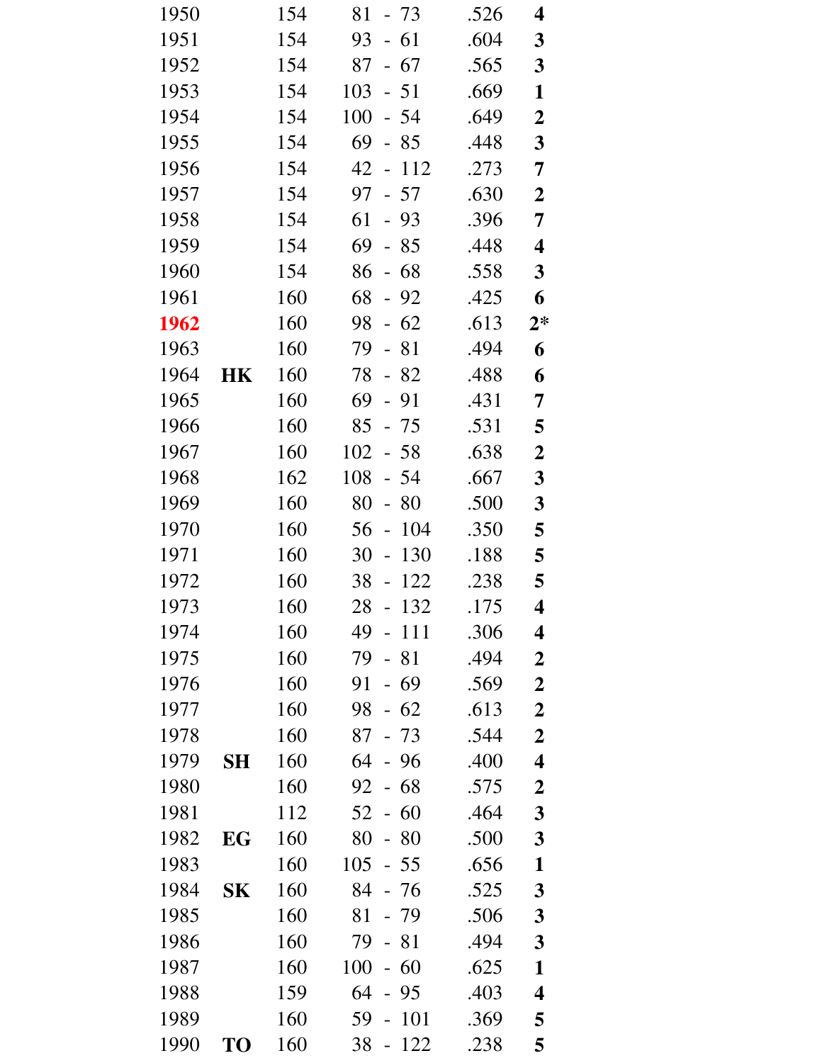| | | | | | |
|---|---|---|---|---|---|
| 1950 | | 154 | 81 - 73 | .526 | **4** |
| 1951 | | 154 | 93 - 61 | .604 | **3** |
| 1952 | | 154 | 87 - 67 | .565 | **3** |
| 1953 | | 154 | 103 - 51 | .669 | **1** |
| 1954 | | 154 | 100 - 54 | .649 | **2** |
| 1955 | | 154 | 69 - 85 | .448 | **3** |
| 1956 | | 154 | 42 - 112 | .273 | **7** |
| 1957 | | 154 | 97 - 57 | .630 | **2** |
| 1958 | | 154 | 61 - 93 | .396 | **7** |
| 1959 | | 154 | 69 - 85 | .448 | **4** |
| 1960 | | 154 | 86 - 68 | .558 | **3** |
| 1961 | | 160 | 68 - 92 | .425 | **6** |
| **1962** | | 160 | 98 - 62 | .613 | **2*** |
| 1963 | | 160 | 79 - 81 | .494 | **6** |
| 1964 | **HK** | 160 | 78 - 82 | .488 | **6** |
| 1965 | | 160 | 69 - 91 | .431 | **7** |
| 1966 | | 160 | 85 - 75 | .531 | **5** |
| 1967 | | 160 | 102 - 58 | .638 | **2** |
| 1968 | | 162 | 108 - 54 | .667 | **3** |
| 1969 | | 160 | 80 - 80 | .500 | **3** |
| 1970 | | 160 | 56 - 104 | .350 | **5** |
| 1971 | | 160 | 30 - 130 | .188 | **5** |
| 1972 | | 160 | 38 - 122 | .238 | **5** |
| 1973 | | 160 | 28 - 132 | .175 | **4** |
| 1974 | | 160 | 49 - 111 | .306 | **4** |
| 1975 | | 160 | 79 - 81 | .494 | **2** |
| 1976 | | 160 | 91 - 69 | .569 | **2** |
| 1977 | | 160 | 98 - 62 | .613 | **2** |
| 1978 | | 160 | 87 - 73 | .544 | **2** |
| 1979 | **SH** | 160 | 64 - 96 | .400 | **4** |
| 1980 | | 160 | 92 - 68 | .575 | **2** |
| 1981 | | 112 | 52 - 60 | .464 | **3** |
| 1982 | **EG** | 160 | 80 - 80 | .500 | **3** |
| 1983 | | 160 | 105 - 55 | .656 | **1** |
| 1984 | **SK** | 160 | 84 - 76 | .525 | **3** |
| 1985 | | 160 | 81 - 79 | .506 | **3** |
| 1986 | | 160 | 79 - 81 | .494 | **3** |
| 1987 | | 160 | 100 - 60 | .625 | **1** |
| 1988 | | 159 | 64 - 95 | .403 | **4** |
| 1989 | | 160 | 59 - 101 | .369 | **5** |
| 1990 | **TO** | 160 | 38 - 122 | .238 | **5** |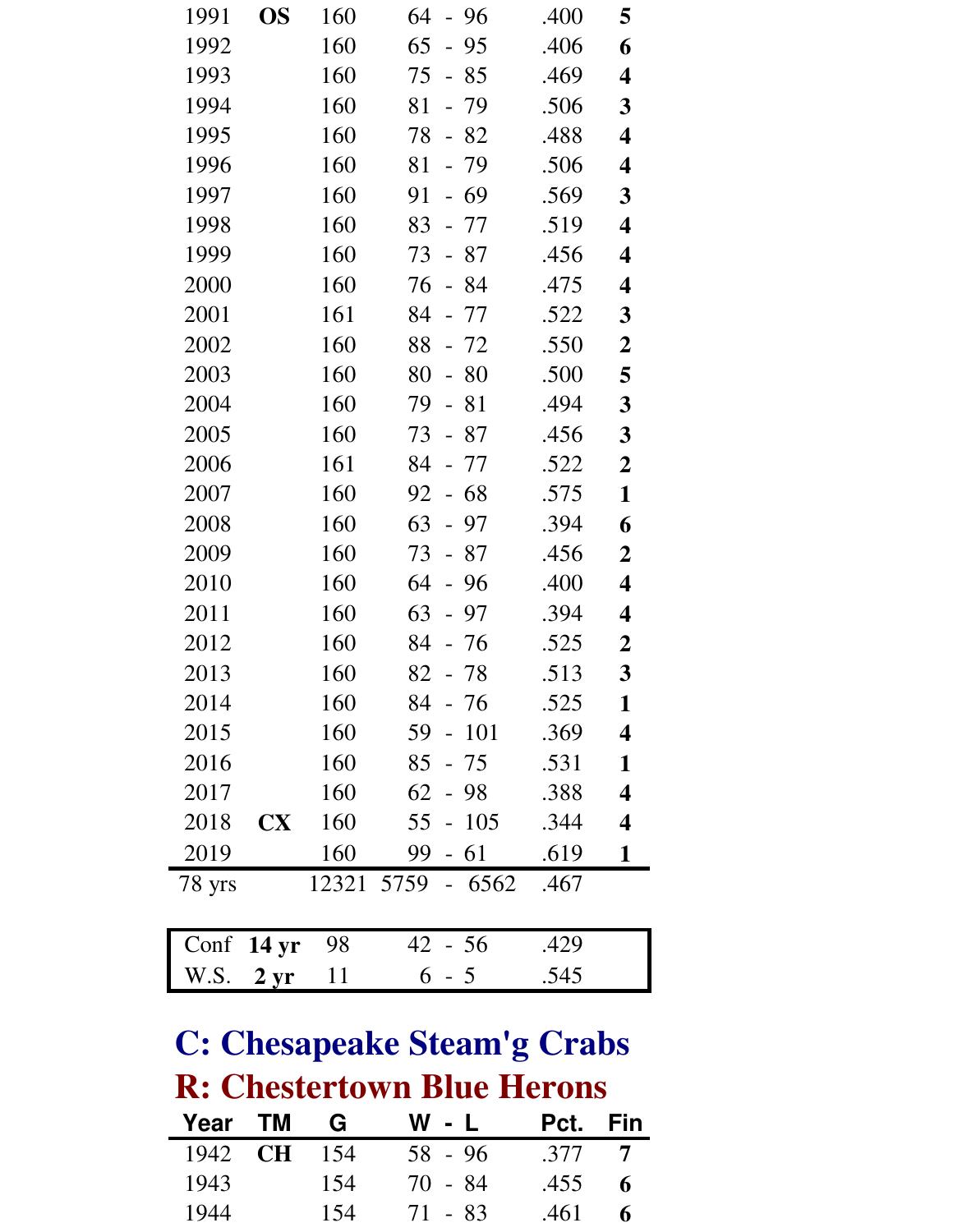| Year | TM | G | W - L | Pct. | Fin |
|---|---|---|---|---|---|
| 1991 | **OS** | 160 | 64 - 96 | .400 | **5** |
| 1992 | | 160 | 65 - 95 | .406 | **6** |
| 1993 | | 160 | 75 - 85 | .469 | **4** |
| 1994 | | 160 | 81 - 79 | .506 | **3** |
| 1995 | | 160 | 78 - 82 | .488 | **4** |
| 1996 | | 160 | 81 - 79 | .506 | **4** |
| 1997 | | 160 | 91 - 69 | .569 | **3** |
| 1998 | | 160 | 83 - 77 | .519 | **4** |
| 1999 | | 160 | 73 - 87 | .456 | **4** |
| 2000 | | 160 | 76 - 84 | .475 | **4** |
| 2001 | | 161 | 84 - 77 | .522 | **3** |
| 2002 | | 160 | 88 - 72 | .550 | **2** |
| 2003 | | 160 | 80 - 80 | .500 | **5** |
| 2004 | | 160 | 79 - 81 | .494 | **3** |
| 2005 | | 160 | 73 - 87 | .456 | **3** |
| 2006 | | 161 | 84 - 77 | .522 | **2** |
| 2007 | | 160 | 92 - 68 | .575 | **1** |
| 2008 | | 160 | 63 - 97 | .394 | **6** |
| 2009 | | 160 | 73 - 87 | .456 | **2** |
| 2010 | | 160 | 64 - 96 | .400 | **4** |
| 2011 | | 160 | 63 - 97 | .394 | **4** |
| 2012 | | 160 | 84 - 76 | .525 | **2** |
| 2013 | | 160 | 82 - 78 | .513 | **3** |
| 2014 | | 160 | 84 - 76 | .525 | **1** |
| 2015 | | 160 | 59 - 101 | .369 | **4** |
| 2016 | | 160 | 85 - 75 | .531 | **1** |
| 2017 | | 160 | 62 - 98 | .388 | **4** |
| 2018 | **CX** | 160 | 55 - 105 | .344 | **4** |
| 2019 | | 160 | 99 - 61 | .619 | **1** |
| 78 yrs | | 12321 | 5759 - 6562 | .467 | |

| | | G | W - L | Pct. |
|---|---|---|---|---|
| Conf | **14 yr** | 98 | 42 - 56 | .429 |
| W.S. | **2 yr** | 11 | 6 - 5 | .545 |

## C: Chesapeake Steam'g Crabs
## R: Chestertown Blue Herons

| Year | TM | G | W - L | Pct. | Fin |
|---|---|---|---|---|---|
| 1942 | **CH** | 154 | 58 - 96 | .377 | **7** |
| 1943 | | 154 | 70 - 84 | .455 | **6** |
| 1944 | | 154 | 71 - 83 | .461 | **6** |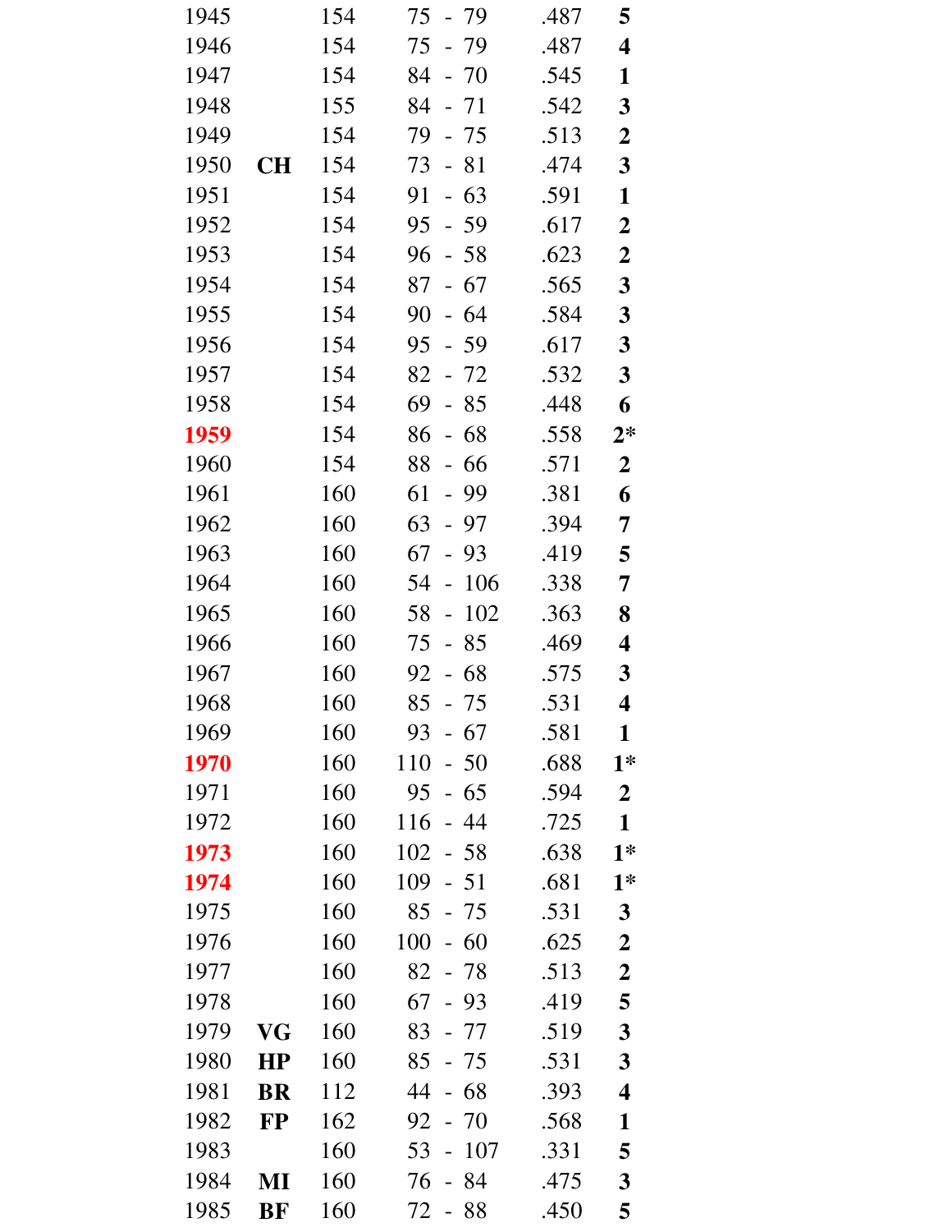| | | | | | |
|---|---|---|---|---|---|
| 1945 | | 154 | 75 - 79 | .487 | **5** |
| 1946 | | 154 | 75 - 79 | .487 | **4** |
| 1947 | | 154 | 84 - 70 | .545 | **1** |
| 1948 | | 155 | 84 - 71 | .542 | **3** |
| 1949 | | 154 | 79 - 75 | .513 | **2** |
| 1950 | **CH** | 154 | 73 - 81 | .474 | **3** |
| 1951 | | 154 | 91 - 63 | .591 | **1** |
| 1952 | | 154 | 95 - 59 | .617 | **2** |
| 1953 | | 154 | 96 - 58 | .623 | **2** |
| 1954 | | 154 | 87 - 67 | .565 | **3** |
| 1955 | | 154 | 90 - 64 | .584 | **3** |
| 1956 | | 154 | 95 - 59 | .617 | **3** |
| 1957 | | 154 | 82 - 72 | .532 | **3** |
| 1958 | | 154 | 69 - 85 | .448 | **6** |
| 1959 | | 154 | 86 - 68 | .558 | **2*** |
| 1960 | | 154 | 88 - 66 | .571 | **2** |
| 1961 | | 160 | 61 - 99 | .381 | **6** |
| 1962 | | 160 | 63 - 97 | .394 | **7** |
| 1963 | | 160 | 67 - 93 | .419 | **5** |
| 1964 | | 160 | 54 - 106 | .338 | **7** |
| 1965 | | 160 | 58 - 102 | .363 | **8** |
| 1966 | | 160 | 75 - 85 | .469 | **4** |
| 1967 | | 160 | 92 - 68 | .575 | **3** |
| 1968 | | 160 | 85 - 75 | .531 | **4** |
| 1969 | | 160 | 93 - 67 | .581 | **1** |
| 1970 | | 160 | 110 - 50 | .688 | **1*** |
| 1971 | | 160 | 95 - 65 | .594 | **2** |
| 1972 | | 160 | 116 - 44 | .725 | **1** |
| 1973 | | 160 | 102 - 58 | .638 | **1*** |
| 1974 | | 160 | 109 - 51 | .681 | **1*** |
| 1975 | | 160 | 85 - 75 | .531 | **3** |
| 1976 | | 160 | 100 - 60 | .625 | **2** |
| 1977 | | 160 | 82 - 78 | .513 | **2** |
| 1978 | | 160 | 67 - 93 | .419 | **5** |
| 1979 | **VG** | 160 | 83 - 77 | .519 | **3** |
| 1980 | **HP** | 160 | 85 - 75 | .531 | **3** |
| 1981 | **BR** | 112 | 44 - 68 | .393 | **4** |
| 1982 | **FP** | 162 | 92 - 70 | .568 | **1** |
| 1983 | | 160 | 53 - 107 | .331 | **5** |
| 1984 | **MI** | 160 | 76 - 84 | .475 | **3** |
| 1985 | **BF** | 160 | 72 - 88 | .450 | **5** |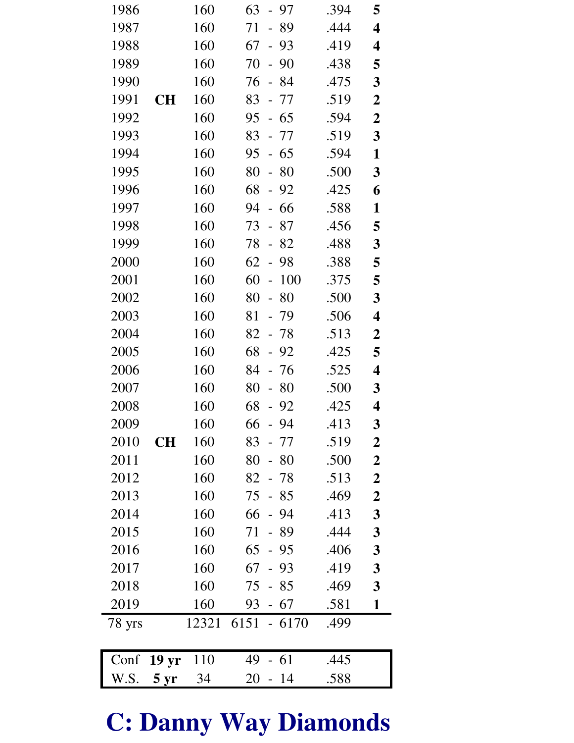| | | | | | |
|---|---|---|---|---|---|
| 1986 | | 160 | 63 - 97 | .394 | **5** |
| 1987 | | 160 | 71 - 89 | .444 | **4** |
| 1988 | | 160 | 67 - 93 | .419 | **4** |
| 1989 | | 160 | 70 - 90 | .438 | **5** |
| 1990 | | 160 | 76 - 84 | .475 | **3** |
| 1991 | **CH** | 160 | 83 - 77 | .519 | **2** |
| 1992 | | 160 | 95 - 65 | .594 | **2** |
| 1993 | | 160 | 83 - 77 | .519 | **3** |
| 1994 | | 160 | 95 - 65 | .594 | **1** |
| 1995 | | 160 | 80 - 80 | .500 | **3** |
| 1996 | | 160 | 68 - 92 | .425 | **6** |
| 1997 | | 160 | 94 - 66 | .588 | **1** |
| 1998 | | 160 | 73 - 87 | .456 | **5** |
| 1999 | | 160 | 78 - 82 | .488 | **3** |
| 2000 | | 160 | 62 - 98 | .388 | **5** |
| 2001 | | 160 | 60 - 100 | .375 | **5** |
| 2002 | | 160 | 80 - 80 | .500 | **3** |
| 2003 | | 160 | 81 - 79 | .506 | **4** |
| 2004 | | 160 | 82 - 78 | .513 | **2** |
| 2005 | | 160 | 68 - 92 | .425 | **5** |
| 2006 | | 160 | 84 - 76 | .525 | **4** |
| 2007 | | 160 | 80 - 80 | .500 | **3** |
| 2008 | | 160 | 68 - 92 | .425 | **4** |
| 2009 | | 160 | 66 - 94 | .413 | **3** |
| 2010 | **CH** | 160 | 83 - 77 | .519 | **2** |
| 2011 | | 160 | 80 - 80 | .500 | **2** |
| 2012 | | 160 | 82 - 78 | .513 | **2** |
| 2013 | | 160 | 75 - 85 | .469 | **2** |
| 2014 | | 160 | 66 - 94 | .413 | **3** |
| 2015 | | 160 | 71 - 89 | .444 | **3** |
| 2016 | | 160 | 65 - 95 | .406 | **3** |
| 2017 | | 160 | 67 - 93 | .419 | **3** |
| 2018 | | 160 | 75 - 85 | .469 | **3** |
| 2019 | | 160 | 93 - 67 | .581 | **1** |
| 78 yrs | | 12321 | 6151 - 6170 | .499 | |

| | | | | |
|---|---|---|---|---|
| Conf | **19 yr** | 110 | 49 - 61 | .445 |
| W.S. | **5 yr** | 34 | 20 - 14 | .588 |

# C: Danny Way Diamonds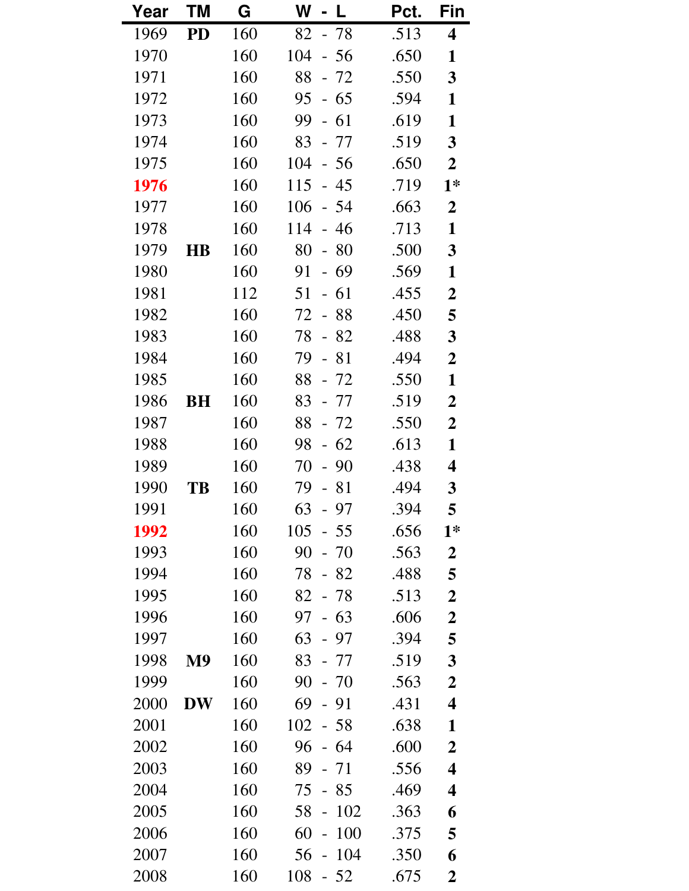| Year | TM | G | W - L | Pct. | Fin |
|---|---|---|---|---|---|
| 1969 | **PD** | 160 | 82 - 78 | .513 | **4** |
| 1970 | | 160 | 104 - 56 | .650 | **1** |
| 1971 | | 160 | 88 - 72 | .550 | **3** |
| 1972 | | 160 | 95 - 65 | .594 | **1** |
| 1973 | | 160 | 99 - 61 | .619 | **1** |
| 1974 | | 160 | 83 - 77 | .519 | **3** |
| 1975 | | 160 | 104 - 56 | .650 | **2** |
| 1976 | | 160 | 115 - 45 | .719 | **1*** |
| 1977 | | 160 | 106 - 54 | .663 | **2** |
| 1978 | | 160 | 114 - 46 | .713 | **1** |
| 1979 | **HB** | 160 | 80 - 80 | .500 | **3** |
| 1980 | | 160 | 91 - 69 | .569 | **1** |
| 1981 | | 112 | 51 - 61 | .455 | **2** |
| 1982 | | 160 | 72 - 88 | .450 | **5** |
| 1983 | | 160 | 78 - 82 | .488 | **3** |
| 1984 | | 160 | 79 - 81 | .494 | **2** |
| 1985 | | 160 | 88 - 72 | .550 | **1** |
| 1986 | **BH** | 160 | 83 - 77 | .519 | **2** |
| 1987 | | 160 | 88 - 72 | .550 | **2** |
| 1988 | | 160 | 98 - 62 | .613 | **1** |
| 1989 | | 160 | 70 - 90 | .438 | **4** |
| 1990 | **TB** | 160 | 79 - 81 | .494 | **3** |
| 1991 | | 160 | 63 - 97 | .394 | **5** |
| 1992 | | 160 | 105 - 55 | .656 | **1*** |
| 1993 | | 160 | 90 - 70 | .563 | **2** |
| 1994 | | 160 | 78 - 82 | .488 | **5** |
| 1995 | | 160 | 82 - 78 | .513 | **2** |
| 1996 | | 160 | 97 - 63 | .606 | **2** |
| 1997 | | 160 | 63 - 97 | .394 | **5** |
| 1998 | **M9** | 160 | 83 - 77 | .519 | **3** |
| 1999 | | 160 | 90 - 70 | .563 | **2** |
| 2000 | **DW** | 160 | 69 - 91 | .431 | **4** |
| 2001 | | 160 | 102 - 58 | .638 | **1** |
| 2002 | | 160 | 96 - 64 | .600 | **2** |
| 2003 | | 160 | 89 - 71 | .556 | **4** |
| 2004 | | 160 | 75 - 85 | .469 | **4** |
| 2005 | | 160 | 58 - 102 | .363 | **6** |
| 2006 | | 160 | 60 - 100 | .375 | **5** |
| 2007 | | 160 | 56 - 104 | .350 | **6** |
| 2008 | | 160 | 108 - 52 | .675 | **2** |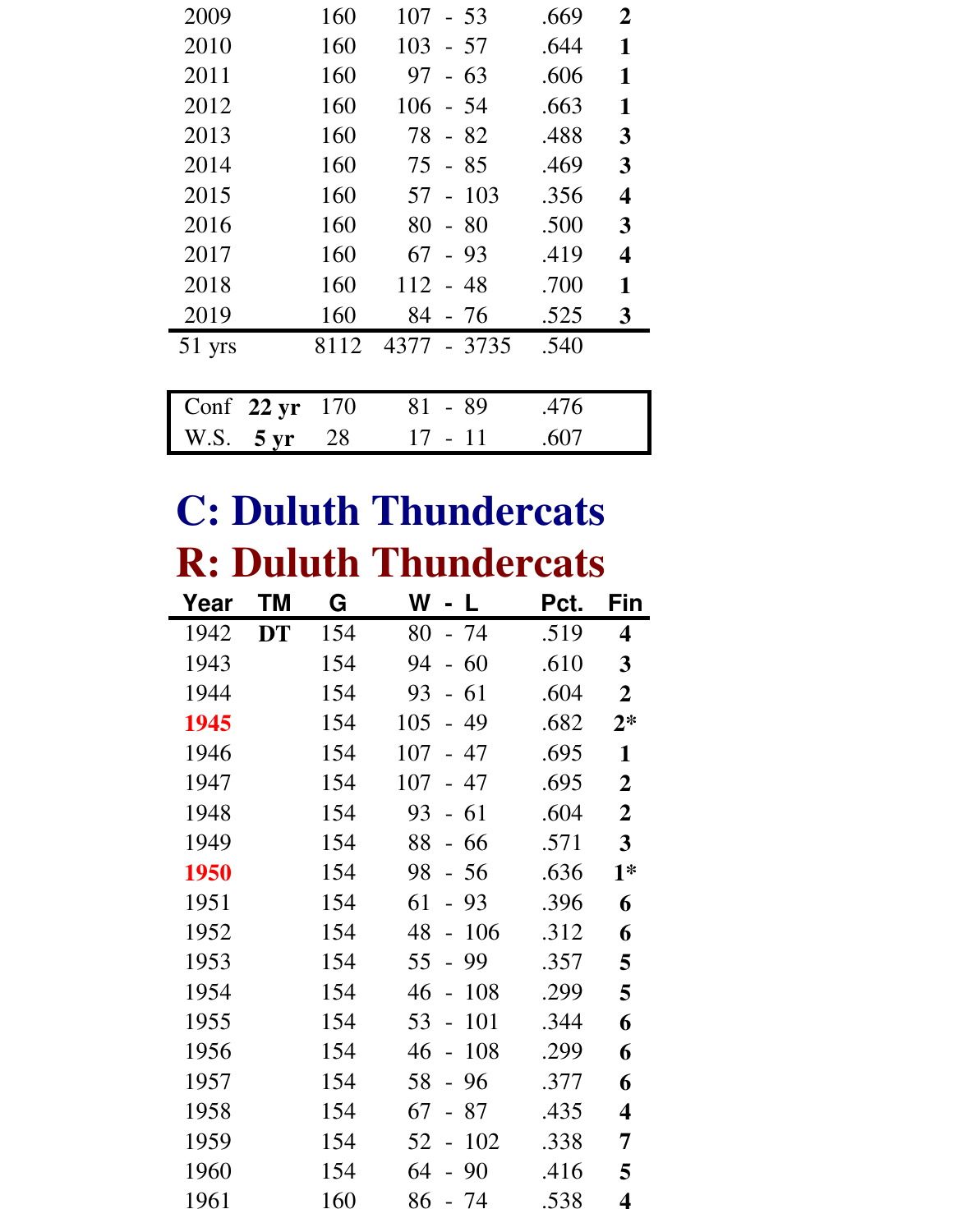| | | | | |
|---|---|---|---|---|
| 2009 | 160 | 107 - 53 | .669 | **2** |
| 2010 | 160 | 103 - 57 | .644 | **1** |
| 2011 | 160 | 97 - 63 | .606 | **1** |
| 2012 | 160 | 106 - 54 | .663 | **1** |
| 2013 | 160 | 78 - 82 | .488 | **3** |
| 2014 | 160 | 75 - 85 | .469 | **3** |
| 2015 | 160 | 57 - 103 | .356 | **4** |
| 2016 | 160 | 80 - 80 | .500 | **3** |
| 2017 | 160 | 67 - 93 | .419 | **4** |
| 2018 | 160 | 112 - 48 | .700 | **1** |
| 2019 | 160 | 84 - 76 | .525 | **3** |
| 51 yrs | 8112 | 4377 - 3735 | .540 | |

| | | | | |
|---|---|---|---|---|
| Conf | **22 yr** | 170 | 81 - 89 | .476 |
| W.S. | **5 yr** | 28 | 17 - 11 | .607 |

# C: Duluth Thundercats
# R: Duluth Thundercats

| Year | TM | G | W - L | Pct. | Fin |
|---|---|---|---|---|---|
| 1942 | **DT** | 154 | 80 - 74 | .519 | **4** |
| 1943 | | 154 | 94 - 60 | .610 | **3** |
| 1944 | | 154 | 93 - 61 | .604 | **2** |
| **1945** | | 154 | 105 - 49 | .682 | **2*** |
| 1946 | | 154 | 107 - 47 | .695 | **1** |
| 1947 | | 154 | 107 - 47 | .695 | **2** |
| 1948 | | 154 | 93 - 61 | .604 | **2** |
| 1949 | | 154 | 88 - 66 | .571 | **3** |
| **1950** | | 154 | 98 - 56 | .636 | **1*** |
| 1951 | | 154 | 61 - 93 | .396 | **6** |
| 1952 | | 154 | 48 - 106 | .312 | **6** |
| 1953 | | 154 | 55 - 99 | .357 | **5** |
| 1954 | | 154 | 46 - 108 | .299 | **5** |
| 1955 | | 154 | 53 - 101 | .344 | **6** |
| 1956 | | 154 | 46 - 108 | .299 | **6** |
| 1957 | | 154 | 58 - 96 | .377 | **6** |
| 1958 | | 154 | 67 - 87 | .435 | **4** |
| 1959 | | 154 | 52 - 102 | .338 | **7** |
| 1960 | | 154 | 64 - 90 | .416 | **5** |
| 1961 | | 160 | 86 - 74 | .538 | **4** |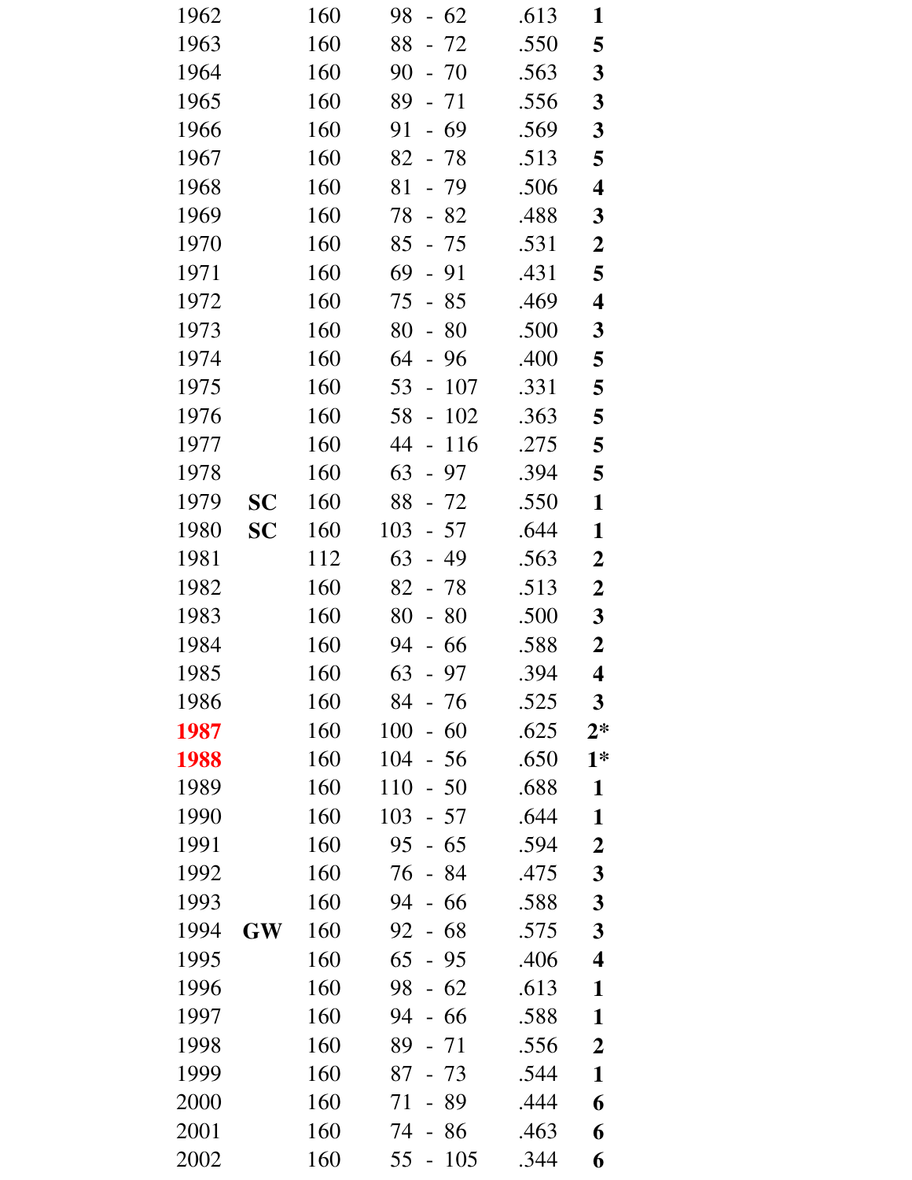| | | | | | |
|---|---|---|---|---|---|
| 1962 | | 160 | 98 - 62 | .613 | **1** |
| 1963 | | 160 | 88 - 72 | .550 | **5** |
| 1964 | | 160 | 90 - 70 | .563 | **3** |
| 1965 | | 160 | 89 - 71 | .556 | **3** |
| 1966 | | 160 | 91 - 69 | .569 | **3** |
| 1967 | | 160 | 82 - 78 | .513 | **5** |
| 1968 | | 160 | 81 - 79 | .506 | **4** |
| 1969 | | 160 | 78 - 82 | .488 | **3** |
| 1970 | | 160 | 85 - 75 | .531 | **2** |
| 1971 | | 160 | 69 - 91 | .431 | **5** |
| 1972 | | 160 | 75 - 85 | .469 | **4** |
| 1973 | | 160 | 80 - 80 | .500 | **3** |
| 1974 | | 160 | 64 - 96 | .400 | **5** |
| 1975 | | 160 | 53 - 107 | .331 | **5** |
| 1976 | | 160 | 58 - 102 | .363 | **5** |
| 1977 | | 160 | 44 - 116 | .275 | **5** |
| 1978 | | 160 | 63 - 97 | .394 | **5** |
| 1979 | **SC** | 160 | 88 - 72 | .550 | **1** |
| 1980 | **SC** | 160 | 103 - 57 | .644 | **1** |
| 1981 | | 112 | 63 - 49 | .563 | **2** |
| 1982 | | 160 | 82 - 78 | .513 | **2** |
| 1983 | | 160 | 80 - 80 | .500 | **3** |
| 1984 | | 160 | 94 - 66 | .588 | **2** |
| 1985 | | 160 | 63 - 97 | .394 | **4** |
| 1986 | | 160 | 84 - 76 | .525 | **3** |
| **1987** | | 160 | 100 - 60 | .625 | **2*** |
| **1988** | | 160 | 104 - 56 | .650 | **1*** |
| 1989 | | 160 | 110 - 50 | .688 | **1** |
| 1990 | | 160 | 103 - 57 | .644 | **1** |
| 1991 | | 160 | 95 - 65 | .594 | **2** |
| 1992 | | 160 | 76 - 84 | .475 | **3** |
| 1993 | | 160 | 94 - 66 | .588 | **3** |
| 1994 | **GW** | 160 | 92 - 68 | .575 | **3** |
| 1995 | | 160 | 65 - 95 | .406 | **4** |
| 1996 | | 160 | 98 - 62 | .613 | **1** |
| 1997 | | 160 | 94 - 66 | .588 | **1** |
| 1998 | | 160 | 89 - 71 | .556 | **2** |
| 1999 | | 160 | 87 - 73 | .544 | **1** |
| 2000 | | 160 | 71 - 89 | .444 | **6** |
| 2001 | | 160 | 74 - 86 | .463 | **6** |
| 2002 | | 160 | 55 - 105 | .344 | **6** |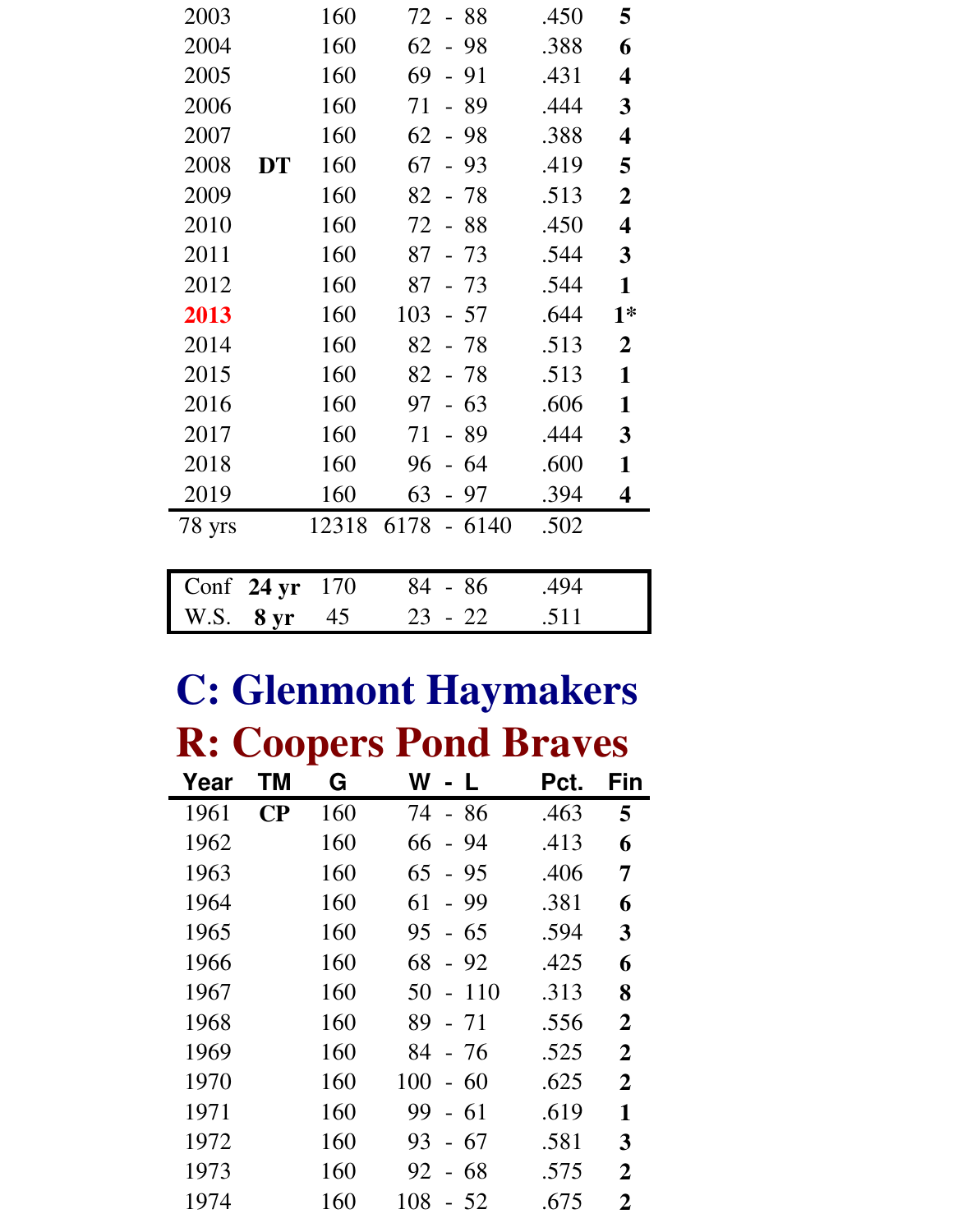| Year | TM | G | W - L | Pct. | Fin |
|---|---|---|---|---|---|
| 2003 | | 160 | 72 - 88 | .450 | **5** |
| 2004 | | 160 | 62 - 98 | .388 | **6** |
| 2005 | | 160 | 69 - 91 | .431 | **4** |
| 2006 | | 160 | 71 - 89 | .444 | **3** |
| 2007 | | 160 | 62 - 98 | .388 | **4** |
| 2008 | **DT** | 160 | 67 - 93 | .419 | **5** |
| 2009 | | 160 | 82 - 78 | .513 | **2** |
| 2010 | | 160 | 72 - 88 | .450 | **4** |
| 2011 | | 160 | 87 - 73 | .544 | **3** |
| 2012 | | 160 | 87 - 73 | .544 | **1** |
| **2013** | | 160 | 103 - 57 | .644 | **1*** |
| 2014 | | 160 | 82 - 78 | .513 | **2** |
| 2015 | | 160 | 82 - 78 | .513 | **1** |
| 2016 | | 160 | 97 - 63 | .606 | **1** |
| 2017 | | 160 | 71 - 89 | .444 | **3** |
| 2018 | | 160 | 96 - 64 | .600 | **1** |
| 2019 | | 160 | 63 - 97 | .394 | **4** |
| 78 yrs | | 12318 | 6178 - 6140 | .502 | |

| | | G | W - L | Pct. |
|---|---|---|---|---|
| Conf | **24 yr** | 170 | 84 - 86 | .494 |
| W.S. | **8 yr** | 45 | 23 - 22 | .511 |

# C: Glenmont Haymakers
# R: Coopers Pond Braves

| Year | TM | G | W - L | Pct. | Fin |
|---|---|---|---|---|---|
| 1961 | **CP** | 160 | 74 - 86 | .463 | **5** |
| 1962 | | 160 | 66 - 94 | .413 | **6** |
| 1963 | | 160 | 65 - 95 | .406 | **7** |
| 1964 | | 160 | 61 - 99 | .381 | **6** |
| 1965 | | 160 | 95 - 65 | .594 | **3** |
| 1966 | | 160 | 68 - 92 | .425 | **6** |
| 1967 | | 160 | 50 - 110 | .313 | **8** |
| 1968 | | 160 | 89 - 71 | .556 | **2** |
| 1969 | | 160 | 84 - 76 | .525 | **2** |
| 1970 | | 160 | 100 - 60 | .625 | **2** |
| 1971 | | 160 | 99 - 61 | .619 | **1** |
| 1972 | | 160 | 93 - 67 | .581 | **3** |
| 1973 | | 160 | 92 - 68 | .575 | **2** |
| 1974 | | 160 | 108 - 52 | .675 | **2** |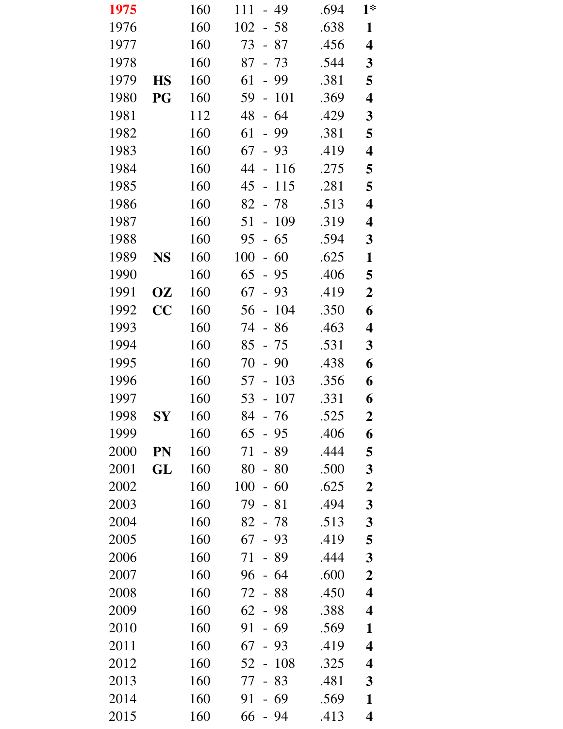| | | | | | |
|---|---|---|---|---|---|
| 1975 | | 160 | 111 - 49 | .694 | **1*** |
| 1976 | | 160 | 102 - 58 | .638 | **1** |
| 1977 | | 160 | 73 - 87 | .456 | **4** |
| 1978 | | 160 | 87 - 73 | .544 | **3** |
| 1979 | **HS** | 160 | 61 - 99 | .381 | **5** |
| 1980 | **PG** | 160 | 59 - 101 | .369 | **4** |
| 1981 | | 112 | 48 - 64 | .429 | **3** |
| 1982 | | 160 | 61 - 99 | .381 | **5** |
| 1983 | | 160 | 67 - 93 | .419 | **4** |
| 1984 | | 160 | 44 - 116 | .275 | **5** |
| 1985 | | 160 | 45 - 115 | .281 | **5** |
| 1986 | | 160 | 82 - 78 | .513 | **4** |
| 1987 | | 160 | 51 - 109 | .319 | **4** |
| 1988 | | 160 | 95 - 65 | .594 | **3** |
| 1989 | **NS** | 160 | 100 - 60 | .625 | **1** |
| 1990 | | 160 | 65 - 95 | .406 | **5** |
| 1991 | **OZ** | 160 | 67 - 93 | .419 | **2** |
| 1992 | **CC** | 160 | 56 - 104 | .350 | **6** |
| 1993 | | 160 | 74 - 86 | .463 | **4** |
| 1994 | | 160 | 85 - 75 | .531 | **3** |
| 1995 | | 160 | 70 - 90 | .438 | **6** |
| 1996 | | 160 | 57 - 103 | .356 | **6** |
| 1997 | | 160 | 53 - 107 | .331 | **6** |
| 1998 | **SY** | 160 | 84 - 76 | .525 | **2** |
| 1999 | | 160 | 65 - 95 | .406 | **6** |
| 2000 | **PN** | 160 | 71 - 89 | .444 | **5** |
| 2001 | **GL** | 160 | 80 - 80 | .500 | **3** |
| 2002 | | 160 | 100 - 60 | .625 | **2** |
| 2003 | | 160 | 79 - 81 | .494 | **3** |
| 2004 | | 160 | 82 - 78 | .513 | **3** |
| 2005 | | 160 | 67 - 93 | .419 | **5** |
| 2006 | | 160 | 71 - 89 | .444 | **3** |
| 2007 | | 160 | 96 - 64 | .600 | **2** |
| 2008 | | 160 | 72 - 88 | .450 | **4** |
| 2009 | | 160 | 62 - 98 | .388 | **4** |
| 2010 | | 160 | 91 - 69 | .569 | **1** |
| 2011 | | 160 | 67 - 93 | .419 | **4** |
| 2012 | | 160 | 52 - 108 | .325 | **4** |
| 2013 | | 160 | 77 - 83 | .481 | **3** |
| 2014 | | 160 | 91 - 69 | .569 | **1** |
| 2015 | | 160 | 66 - 94 | .413 | **4** |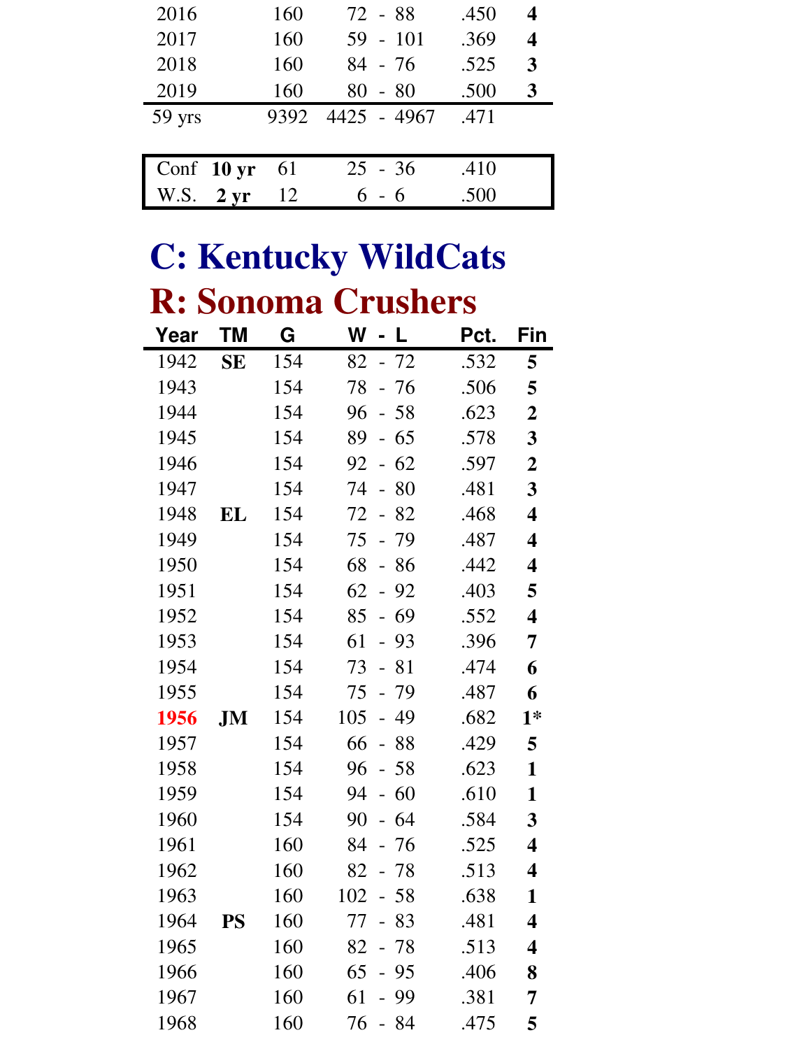| Year | TM | G | W - L | Pct. | Fin |
|---|---|---|---|---|---|
| 2016 | | 160 | 72 - 88 | .450 | **4** |
| 2017 | | 160 | 59 - 101 | .369 | **4** |
| 2018 | | 160 | 84 - 76 | .525 | **3** |
| 2019 | | 160 | 80 - 80 | .500 | **3** |
| 59 yrs | | 9392 | 4425 - 4967 | .471 | |

| | | G | W - L | Pct. |
|---|---|---|---|---|
| Conf | **10 yr** | 61 | 25 - 36 | .410 |
| W.S. | **2 yr** | 12 | 6 - 6 | .500 |

# C: Kentucky WildCats
# R: Sonoma Crushers

| Year | TM | G | W - L | Pct. | Fin |
|---|---|---|---|---|---|
| 1942 | **SE** | 154 | 82 - 72 | .532 | **5** |
| 1943 | | 154 | 78 - 76 | .506 | **5** |
| 1944 | | 154 | 96 - 58 | .623 | **2** |
| 1945 | | 154 | 89 - 65 | .578 | **3** |
| 1946 | | 154 | 92 - 62 | .597 | **2** |
| 1947 | | 154 | 74 - 80 | .481 | **3** |
| 1948 | **EL** | 154 | 72 - 82 | .468 | **4** |
| 1949 | | 154 | 75 - 79 | .487 | **4** |
| 1950 | | 154 | 68 - 86 | .442 | **4** |
| 1951 | | 154 | 62 - 92 | .403 | **5** |
| 1952 | | 154 | 85 - 69 | .552 | **4** |
| 1953 | | 154 | 61 - 93 | .396 | **7** |
| 1954 | | 154 | 73 - 81 | .474 | **6** |
| 1955 | | 154 | 75 - 79 | .487 | **6** |
| **1956** | **JM** | 154 | 105 - 49 | .682 | **1*** |
| 1957 | | 154 | 66 - 88 | .429 | **5** |
| 1958 | | 154 | 96 - 58 | .623 | **1** |
| 1959 | | 154 | 94 - 60 | .610 | **1** |
| 1960 | | 154 | 90 - 64 | .584 | **3** |
| 1961 | | 160 | 84 - 76 | .525 | **4** |
| 1962 | | 160 | 82 - 78 | .513 | **4** |
| 1963 | | 160 | 102 - 58 | .638 | **1** |
| 1964 | **PS** | 160 | 77 - 83 | .481 | **4** |
| 1965 | | 160 | 82 - 78 | .513 | **4** |
| 1966 | | 160 | 65 - 95 | .406 | **8** |
| 1967 | | 160 | 61 - 99 | .381 | **7** |
| 1968 | | 160 | 76 - 84 | .475 | **5** |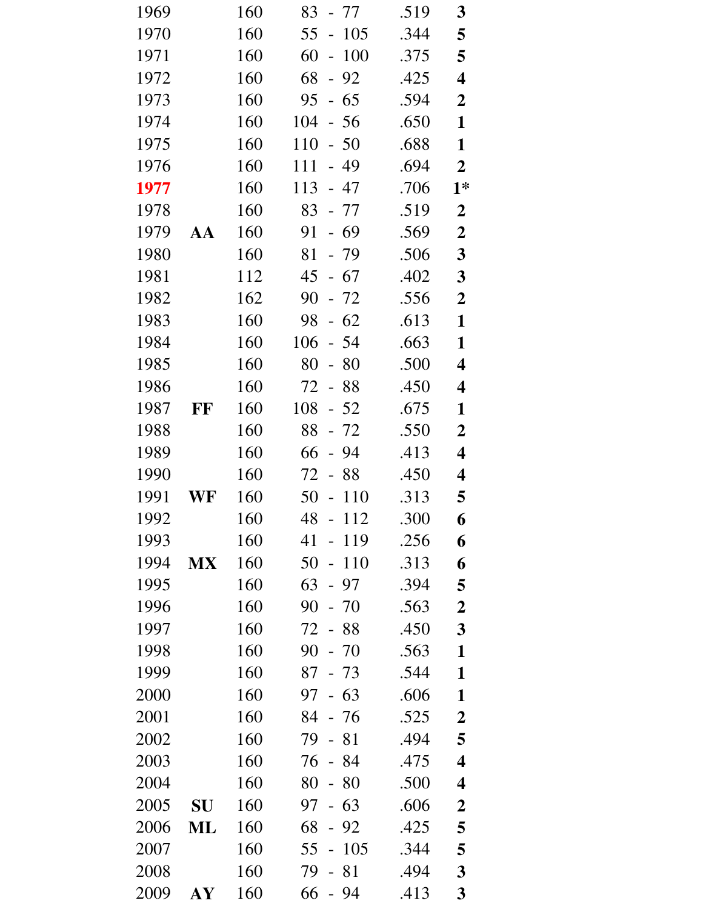| | | | | | |
|---|---|---|---|---|---|
| 1969 | | 160 | 83 - 77 | .519 | **3** |
| 1970 | | 160 | 55 - 105 | .344 | **5** |
| 1971 | | 160 | 60 - 100 | .375 | **5** |
| 1972 | | 160 | 68 - 92 | .425 | **4** |
| 1973 | | 160 | 95 - 65 | .594 | **2** |
| 1974 | | 160 | 104 - 56 | .650 | **1** |
| 1975 | | 160 | 110 - 50 | .688 | **1** |
| 1976 | | 160 | 111 - 49 | .694 | **2** |
| 1977 | | 160 | 113 - 47 | .706 | **1*** |
| 1978 | | 160 | 83 - 77 | .519 | **2** |
| 1979 | **AA** | 160 | 91 - 69 | .569 | **2** |
| 1980 | | 160 | 81 - 79 | .506 | **3** |
| 1981 | | 112 | 45 - 67 | .402 | **3** |
| 1982 | | 162 | 90 - 72 | .556 | **2** |
| 1983 | | 160 | 98 - 62 | .613 | **1** |
| 1984 | | 160 | 106 - 54 | .663 | **1** |
| 1985 | | 160 | 80 - 80 | .500 | **4** |
| 1986 | | 160 | 72 - 88 | .450 | **4** |
| 1987 | **FF** | 160 | 108 - 52 | .675 | **1** |
| 1988 | | 160 | 88 - 72 | .550 | **2** |
| 1989 | | 160 | 66 - 94 | .413 | **4** |
| 1990 | | 160 | 72 - 88 | .450 | **4** |
| 1991 | **WF** | 160 | 50 - 110 | .313 | **5** |
| 1992 | | 160 | 48 - 112 | .300 | **6** |
| 1993 | | 160 | 41 - 119 | .256 | **6** |
| 1994 | **MX** | 160 | 50 - 110 | .313 | **6** |
| 1995 | | 160 | 63 - 97 | .394 | **5** |
| 1996 | | 160 | 90 - 70 | .563 | **2** |
| 1997 | | 160 | 72 - 88 | .450 | **3** |
| 1998 | | 160 | 90 - 70 | .563 | **1** |
| 1999 | | 160 | 87 - 73 | .544 | **1** |
| 2000 | | 160 | 97 - 63 | .606 | **1** |
| 2001 | | 160 | 84 - 76 | .525 | **2** |
| 2002 | | 160 | 79 - 81 | .494 | **5** |
| 2003 | | 160 | 76 - 84 | .475 | **4** |
| 2004 | | 160 | 80 - 80 | .500 | **4** |
| 2005 | **SU** | 160 | 97 - 63 | .606 | **2** |
| 2006 | **ML** | 160 | 68 - 92 | .425 | **5** |
| 2007 | | 160 | 55 - 105 | .344 | **5** |
| 2008 | | 160 | 79 - 81 | .494 | **3** |
| 2009 | **AY** | 160 | 66 - 94 | .413 | **3** |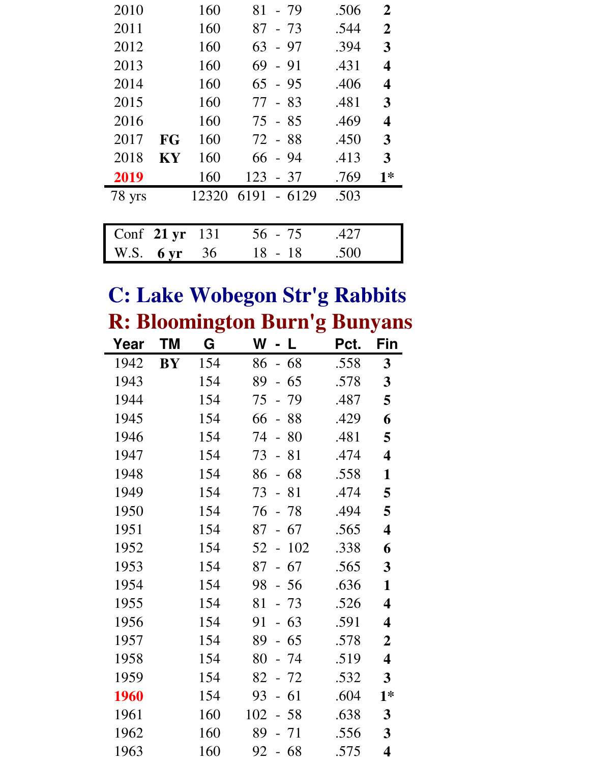| Year | TM | G | W - L | Pct. | Fin |
|---|---|---|---|---|---|
| 2010 | | 160 | 81 - 79 | .506 | **2** |
| 2011 | | 160 | 87 - 73 | .544 | **2** |
| 2012 | | 160 | 63 - 97 | .394 | **3** |
| 2013 | | 160 | 69 - 91 | .431 | **4** |
| 2014 | | 160 | 65 - 95 | .406 | **4** |
| 2015 | | 160 | 77 - 83 | .481 | **3** |
| 2016 | | 160 | 75 - 85 | .469 | **4** |
| 2017 | **FG** | 160 | 72 - 88 | .450 | **3** |
| 2018 | **KY** | 160 | 66 - 94 | .413 | **3** |
| 2019 | | 160 | 123 - 37 | .769 | **1*** |
| 78 yrs | | 12320 | 6191 - 6129 | .503 | |

| | | G | W - L | Pct. |
|---|---|---|---|---|
| Conf | **21 yr** | 131 | 56 - 75 | .427 |
| W.S. | **6 yr** | 36 | 18 - 18 | .500 |

## C: Lake Wobegon Str'g Rabbits
## R: Bloomington Burn'g Bunyans

| Year | TM | G | W - L | Pct. | Fin |
|---|---|---|---|---|---|
| 1942 | **BY** | 154 | 86 - 68 | .558 | **3** |
| 1943 | | 154 | 89 - 65 | .578 | **3** |
| 1944 | | 154 | 75 - 79 | .487 | **5** |
| 1945 | | 154 | 66 - 88 | .429 | **6** |
| 1946 | | 154 | 74 - 80 | .481 | **5** |
| 1947 | | 154 | 73 - 81 | .474 | **4** |
| 1948 | | 154 | 86 - 68 | .558 | **1** |
| 1949 | | 154 | 73 - 81 | .474 | **5** |
| 1950 | | 154 | 76 - 78 | .494 | **5** |
| 1951 | | 154 | 87 - 67 | .565 | **4** |
| 1952 | | 154 | 52 - 102 | .338 | **6** |
| 1953 | | 154 | 87 - 67 | .565 | **3** |
| 1954 | | 154 | 98 - 56 | .636 | **1** |
| 1955 | | 154 | 81 - 73 | .526 | **4** |
| 1956 | | 154 | 91 - 63 | .591 | **4** |
| 1957 | | 154 | 89 - 65 | .578 | **2** |
| 1958 | | 154 | 80 - 74 | .519 | **4** |
| 1959 | | 154 | 82 - 72 | .532 | **3** |
| 1960 | | 154 | 93 - 61 | .604 | **1*** |
| 1961 | | 160 | 102 - 58 | .638 | **3** |
| 1962 | | 160 | 89 - 71 | .556 | **3** |
| 1963 | | 160 | 92 - 68 | .575 | **4** |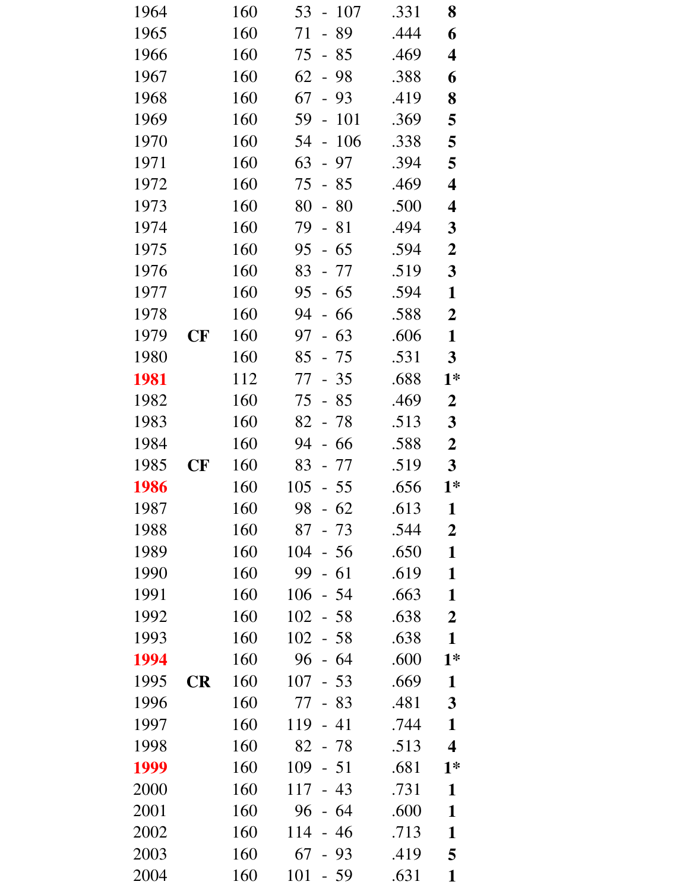| | | | | | |
|---|---|---|---|---|---|
| 1964 | | 160 | 53 - 107 | .331 | **8** |
| 1965 | | 160 | 71 - 89 | .444 | **6** |
| 1966 | | 160 | 75 - 85 | .469 | **4** |
| 1967 | | 160 | 62 - 98 | .388 | **6** |
| 1968 | | 160 | 67 - 93 | .419 | **8** |
| 1969 | | 160 | 59 - 101 | .369 | **5** |
| 1970 | | 160 | 54 - 106 | .338 | **5** |
| 1971 | | 160 | 63 - 97 | .394 | **5** |
| 1972 | | 160 | 75 - 85 | .469 | **4** |
| 1973 | | 160 | 80 - 80 | .500 | **4** |
| 1974 | | 160 | 79 - 81 | .494 | **3** |
| 1975 | | 160 | 95 - 65 | .594 | **2** |
| 1976 | | 160 | 83 - 77 | .519 | **3** |
| 1977 | | 160 | 95 - 65 | .594 | **1** |
| 1978 | | 160 | 94 - 66 | .588 | **2** |
| 1979 | **CF** | 160 | 97 - 63 | .606 | **1** |
| 1980 | | 160 | 85 - 75 | .531 | **3** |
| 1981 | | 112 | 77 - 35 | .688 | **1*** |
| 1982 | | 160 | 75 - 85 | .469 | **2** |
| 1983 | | 160 | 82 - 78 | .513 | **3** |
| 1984 | | 160 | 94 - 66 | .588 | **2** |
| 1985 | **CF** | 160 | 83 - 77 | .519 | **3** |
| 1986 | | 160 | 105 - 55 | .656 | **1*** |
| 1987 | | 160 | 98 - 62 | .613 | **1** |
| 1988 | | 160 | 87 - 73 | .544 | **2** |
| 1989 | | 160 | 104 - 56 | .650 | **1** |
| 1990 | | 160 | 99 - 61 | .619 | **1** |
| 1991 | | 160 | 106 - 54 | .663 | **1** |
| 1992 | | 160 | 102 - 58 | .638 | **2** |
| 1993 | | 160 | 102 - 58 | .638 | **1** |
| 1994 | | 160 | 96 - 64 | .600 | **1*** |
| 1995 | **CR** | 160 | 107 - 53 | .669 | **1** |
| 1996 | | 160 | 77 - 83 | .481 | **3** |
| 1997 | | 160 | 119 - 41 | .744 | **1** |
| 1998 | | 160 | 82 - 78 | .513 | **4** |
| 1999 | | 160 | 109 - 51 | .681 | **1*** |
| 2000 | | 160 | 117 - 43 | .731 | **1** |
| 2001 | | 160 | 96 - 64 | .600 | **1** |
| 2002 | | 160 | 114 - 46 | .713 | **1** |
| 2003 | | 160 | 67 - 93 | .419 | **5** |
| 2004 | | 160 | 101 - 59 | .631 | **1** |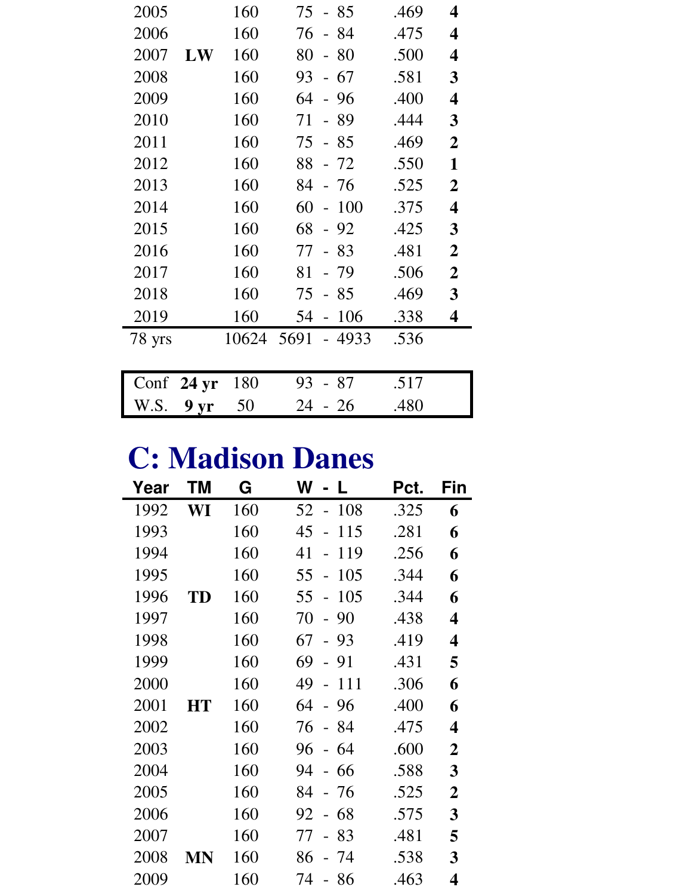| Year | TM | G | W - L | Pct. | Fin |
|---|---|---|---|---|---|
| 2005 | | 160 | 75 - 85 | .469 | **4** |
| 2006 | | 160 | 76 - 84 | .475 | **4** |
| 2007 | **LW** | 160 | 80 - 80 | .500 | **4** |
| 2008 | | 160 | 93 - 67 | .581 | **3** |
| 2009 | | 160 | 64 - 96 | .400 | **4** |
| 2010 | | 160 | 71 - 89 | .444 | **3** |
| 2011 | | 160 | 75 - 85 | .469 | **2** |
| 2012 | | 160 | 88 - 72 | .550 | **1** |
| 2013 | | 160 | 84 - 76 | .525 | **2** |
| 2014 | | 160 | 60 - 100 | .375 | **4** |
| 2015 | | 160 | 68 - 92 | .425 | **3** |
| 2016 | | 160 | 77 - 83 | .481 | **2** |
| 2017 | | 160 | 81 - 79 | .506 | **2** |
| 2018 | | 160 | 75 - 85 | .469 | **3** |
| 2019 | | 160 | 54 - 106 | .338 | **4** |
| 78 yrs | | 10624 | 5691 - 4933 | .536 | |

| | | G | W - L | Pct. |
|---|---|---|---|---|
| Conf | **24 yr** | 180 | 93 - 87 | .517 |
| W.S. | **9 yr** | 50 | 24 - 26 | .480 |

# C: Madison Danes

| Year | TM | G | W - L | Pct. | Fin |
|---|---|---|---|---|---|
| 1992 | **WI** | 160 | 52 - 108 | .325 | **6** |
| 1993 | | 160 | 45 - 115 | .281 | **6** |
| 1994 | | 160 | 41 - 119 | .256 | **6** |
| 1995 | | 160 | 55 - 105 | .344 | **6** |
| 1996 | **TD** | 160 | 55 - 105 | .344 | **6** |
| 1997 | | 160 | 70 - 90 | .438 | **4** |
| 1998 | | 160 | 67 - 93 | .419 | **4** |
| 1999 | | 160 | 69 - 91 | .431 | **5** |
| 2000 | | 160 | 49 - 111 | .306 | **6** |
| 2001 | **HT** | 160 | 64 - 96 | .400 | **6** |
| 2002 | | 160 | 76 - 84 | .475 | **4** |
| 2003 | | 160 | 96 - 64 | .600 | **2** |
| 2004 | | 160 | 94 - 66 | .588 | **3** |
| 2005 | | 160 | 84 - 76 | .525 | **2** |
| 2006 | | 160 | 92 - 68 | .575 | **3** |
| 2007 | | 160 | 77 - 83 | .481 | **5** |
| 2008 | **MN** | 160 | 86 - 74 | .538 | **3** |
| 2009 | | 160 | 74 - 86 | .463 | **4** |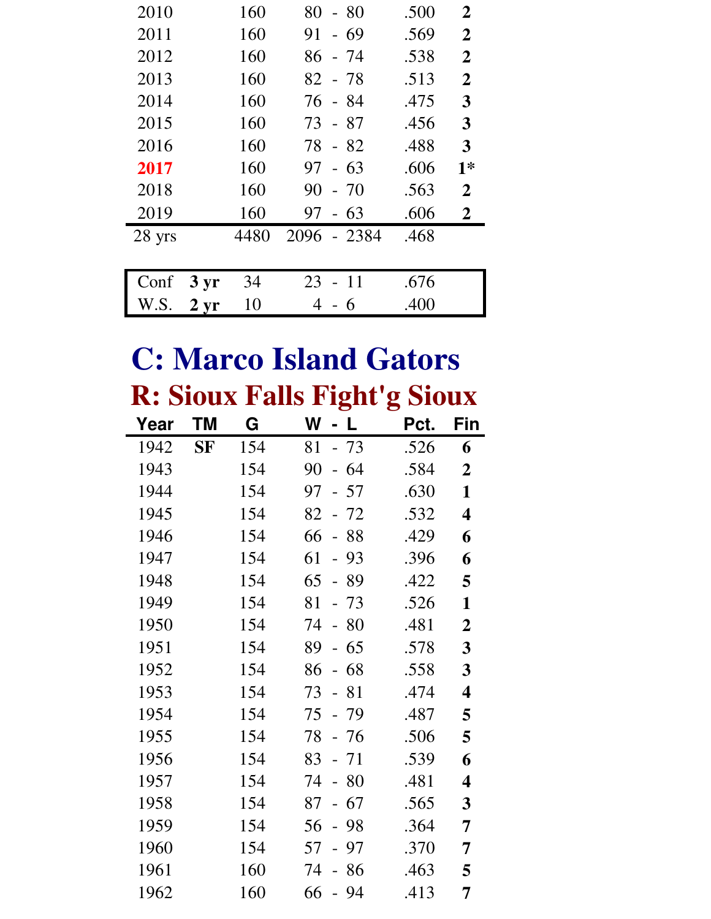| Year | G | W - L | Pct. | Fin |
|---|---|---|---|---|
| 2010 | 160 | 80 - 80 | .500 | **2** |
| 2011 | 160 | 91 - 69 | .569 | **2** |
| 2012 | 160 | 86 - 74 | .538 | **2** |
| 2013 | 160 | 82 - 78 | .513 | **2** |
| 2014 | 160 | 76 - 84 | .475 | **3** |
| 2015 | 160 | 73 - 87 | .456 | **3** |
| 2016 | 160 | 78 - 82 | .488 | **3** |
| **2017** | 160 | 97 - 63 | .606 | **1*** |
| 2018 | 160 | 90 - 70 | .563 | **2** |
| 2019 | 160 | 97 - 63 | .606 | **2** |
| 28 yrs | 4480 | 2096 - 2384 | .468 | |

| | | G | W - L | Pct. |
|---|---|---|---|---|
| Conf | **3 yr** | 34 | 23 - 11 | .676 |
| W.S. | **2 yr** | 10 | 4 - 6 | .400 |

# C: Marco Island Gators

## R: Sioux Falls Fight'g Sioux

| Year | TM | G | W - L | Pct. | Fin |
|---|---|---|---|---|---|
| 1942 | **SF** | 154 | 81 - 73 | .526 | **6** |
| 1943 | | 154 | 90 - 64 | .584 | **2** |
| 1944 | | 154 | 97 - 57 | .630 | **1** |
| 1945 | | 154 | 82 - 72 | .532 | **4** |
| 1946 | | 154 | 66 - 88 | .429 | **6** |
| 1947 | | 154 | 61 - 93 | .396 | **6** |
| 1948 | | 154 | 65 - 89 | .422 | **5** |
| 1949 | | 154 | 81 - 73 | .526 | **1** |
| 1950 | | 154 | 74 - 80 | .481 | **2** |
| 1951 | | 154 | 89 - 65 | .578 | **3** |
| 1952 | | 154 | 86 - 68 | .558 | **3** |
| 1953 | | 154 | 73 - 81 | .474 | **4** |
| 1954 | | 154 | 75 - 79 | .487 | **5** |
| 1955 | | 154 | 78 - 76 | .506 | **5** |
| 1956 | | 154 | 83 - 71 | .539 | **6** |
| 1957 | | 154 | 74 - 80 | .481 | **4** |
| 1958 | | 154 | 87 - 67 | .565 | **3** |
| 1959 | | 154 | 56 - 98 | .364 | **7** |
| 1960 | | 154 | 57 - 97 | .370 | **7** |
| 1961 | | 160 | 74 - 86 | .463 | **5** |
| 1962 | | 160 | 66 - 94 | .413 | **7** |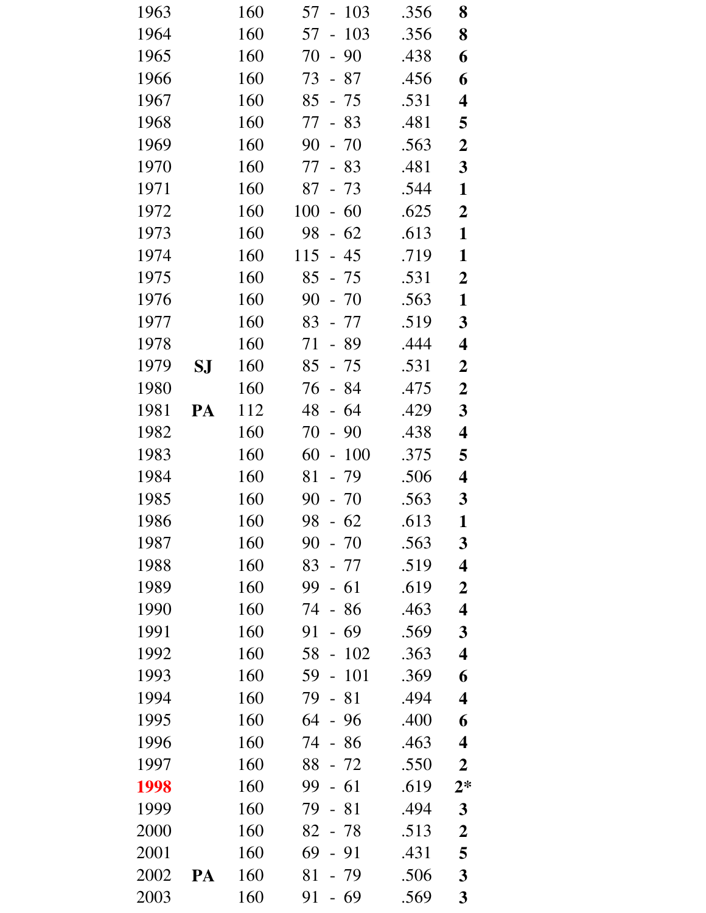| | | | | | |
|---|---|---|---|---|---|
| 1963 | | 160 | 57 - 103 | .356 | **8** |
| 1964 | | 160 | 57 - 103 | .356 | **8** |
| 1965 | | 160 | 70 - 90 | .438 | **6** |
| 1966 | | 160 | 73 - 87 | .456 | **6** |
| 1967 | | 160 | 85 - 75 | .531 | **4** |
| 1968 | | 160 | 77 - 83 | .481 | **5** |
| 1969 | | 160 | 90 - 70 | .563 | **2** |
| 1970 | | 160 | 77 - 83 | .481 | **3** |
| 1971 | | 160 | 87 - 73 | .544 | **1** |
| 1972 | | 160 | 100 - 60 | .625 | **2** |
| 1973 | | 160 | 98 - 62 | .613 | **1** |
| 1974 | | 160 | 115 - 45 | .719 | **1** |
| 1975 | | 160 | 85 - 75 | .531 | **2** |
| 1976 | | 160 | 90 - 70 | .563 | **1** |
| 1977 | | 160 | 83 - 77 | .519 | **3** |
| 1978 | | 160 | 71 - 89 | .444 | **4** |
| 1979 | **SJ** | 160 | 85 - 75 | .531 | **2** |
| 1980 | | 160 | 76 - 84 | .475 | **2** |
| 1981 | **PA** | 112 | 48 - 64 | .429 | **3** |
| 1982 | | 160 | 70 - 90 | .438 | **4** |
| 1983 | | 160 | 60 - 100 | .375 | **5** |
| 1984 | | 160 | 81 - 79 | .506 | **4** |
| 1985 | | 160 | 90 - 70 | .563 | **3** |
| 1986 | | 160 | 98 - 62 | .613 | **1** |
| 1987 | | 160 | 90 - 70 | .563 | **3** |
| 1988 | | 160 | 83 - 77 | .519 | **4** |
| 1989 | | 160 | 99 - 61 | .619 | **2** |
| 1990 | | 160 | 74 - 86 | .463 | **4** |
| 1991 | | 160 | 91 - 69 | .569 | **3** |
| 1992 | | 160 | 58 - 102 | .363 | **4** |
| 1993 | | 160 | 59 - 101 | .369 | **6** |
| 1994 | | 160 | 79 - 81 | .494 | **4** |
| 1995 | | 160 | 64 - 96 | .400 | **6** |
| 1996 | | 160 | 74 - 86 | .463 | **4** |
| 1997 | | 160 | 88 - 72 | .550 | **2** |
| **1998** | | 160 | 99 - 61 | .619 | **2*** |
| 1999 | | 160 | 79 - 81 | .494 | **3** |
| 2000 | | 160 | 82 - 78 | .513 | **2** |
| 2001 | | 160 | 69 - 91 | .431 | **5** |
| 2002 | **PA** | 160 | 81 - 79 | .506 | **3** |
| 2003 | | 160 | 91 - 69 | .569 | **3** |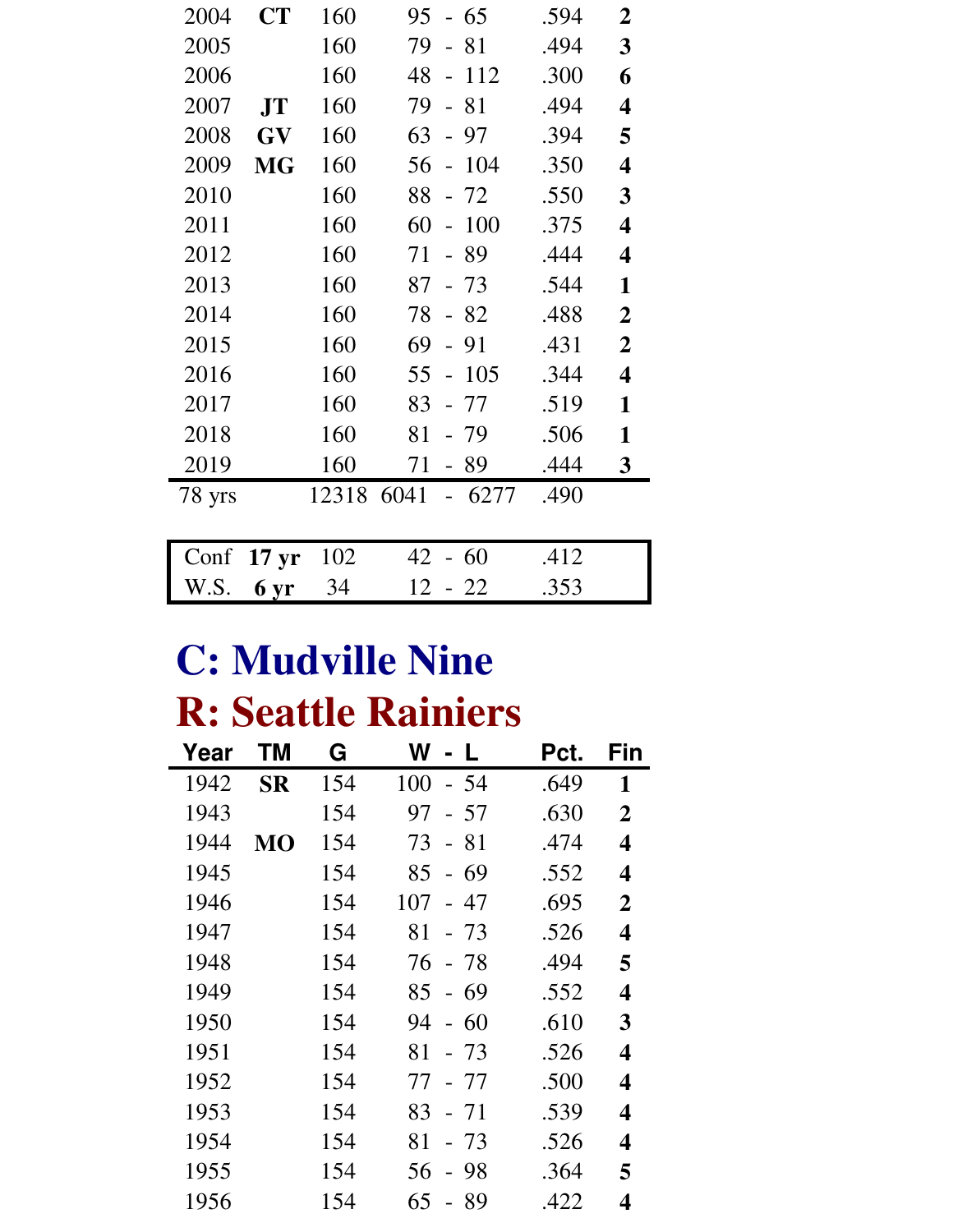| Year | TM | G | W - L | Pct. | Fin |
|---|---|---|---|---|---|
| 2004 | **CT** | 160 | 95 - 65 | .594 | **2** |
| 2005 | | 160 | 79 - 81 | .494 | **3** |
| 2006 | | 160 | 48 - 112 | .300 | **6** |
| 2007 | **JT** | 160 | 79 - 81 | .494 | **4** |
| 2008 | **GV** | 160 | 63 - 97 | .394 | **5** |
| 2009 | **MG** | 160 | 56 - 104 | .350 | **4** |
| 2010 | | 160 | 88 - 72 | .550 | **3** |
| 2011 | | 160 | 60 - 100 | .375 | **4** |
| 2012 | | 160 | 71 - 89 | .444 | **4** |
| 2013 | | 160 | 87 - 73 | .544 | **1** |
| 2014 | | 160 | 78 - 82 | .488 | **2** |
| 2015 | | 160 | 69 - 91 | .431 | **2** |
| 2016 | | 160 | 55 - 105 | .344 | **4** |
| 2017 | | 160 | 83 - 77 | .519 | **1** |
| 2018 | | 160 | 81 - 79 | .506 | **1** |
| 2019 | | 160 | 71 - 89 | .444 | **3** |
| 78 yrs | | 12318 | 6041 - 6277 | .490 | |

| | | G | W - L | Pct. |
|---|---|---|---|---|
| Conf | **17 yr** | 102 | 42 - 60 | .412 |
| W.S. | **6 yr** | 34 | 12 - 22 | .353 |

# C: Mudville Nine

# R: Seattle Rainiers

| Year | TM | G | W - L | Pct. | Fin |
|---|---|---|---|---|---|
| 1942 | **SR** | 154 | 100 - 54 | .649 | **1** |
| 1943 | | 154 | 97 - 57 | .630 | **2** |
| 1944 | **MO** | 154 | 73 - 81 | .474 | **4** |
| 1945 | | 154 | 85 - 69 | .552 | **4** |
| 1946 | | 154 | 107 - 47 | .695 | **2** |
| 1947 | | 154 | 81 - 73 | .526 | **4** |
| 1948 | | 154 | 76 - 78 | .494 | **5** |
| 1949 | | 154 | 85 - 69 | .552 | **4** |
| 1950 | | 154 | 94 - 60 | .610 | **3** |
| 1951 | | 154 | 81 - 73 | .526 | **4** |
| 1952 | | 154 | 77 - 77 | .500 | **4** |
| 1953 | | 154 | 83 - 71 | .539 | **4** |
| 1954 | | 154 | 81 - 73 | .526 | **4** |
| 1955 | | 154 | 56 - 98 | .364 | **5** |
| 1956 | | 154 | 65 - 89 | .422 | **4** |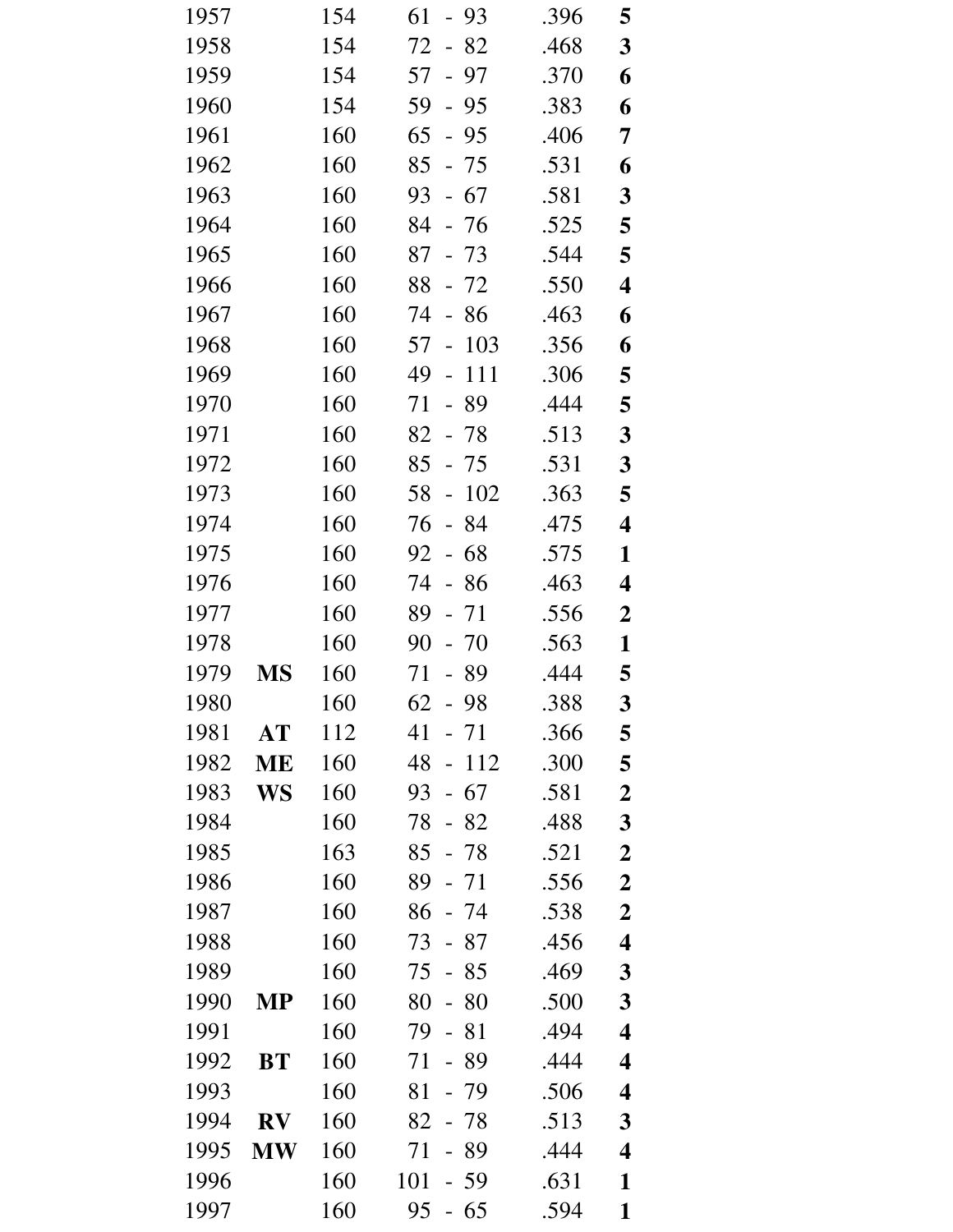| | | | | | |
|---|---|---|---|---|---|
| 1957 | | 154 | 61 - 93 | .396 | **5** |
| 1958 | | 154 | 72 - 82 | .468 | **3** |
| 1959 | | 154 | 57 - 97 | .370 | **6** |
| 1960 | | 154 | 59 - 95 | .383 | **6** |
| 1961 | | 160 | 65 - 95 | .406 | **7** |
| 1962 | | 160 | 85 - 75 | .531 | **6** |
| 1963 | | 160 | 93 - 67 | .581 | **3** |
| 1964 | | 160 | 84 - 76 | .525 | **5** |
| 1965 | | 160 | 87 - 73 | .544 | **5** |
| 1966 | | 160 | 88 - 72 | .550 | **4** |
| 1967 | | 160 | 74 - 86 | .463 | **6** |
| 1968 | | 160 | 57 - 103 | .356 | **6** |
| 1969 | | 160 | 49 - 111 | .306 | **5** |
| 1970 | | 160 | 71 - 89 | .444 | **5** |
| 1971 | | 160 | 82 - 78 | .513 | **3** |
| 1972 | | 160 | 85 - 75 | .531 | **3** |
| 1973 | | 160 | 58 - 102 | .363 | **5** |
| 1974 | | 160 | 76 - 84 | .475 | **4** |
| 1975 | | 160 | 92 - 68 | .575 | **1** |
| 1976 | | 160 | 74 - 86 | .463 | **4** |
| 1977 | | 160 | 89 - 71 | .556 | **2** |
| 1978 | | 160 | 90 - 70 | .563 | **1** |
| 1979 | **MS** | 160 | 71 - 89 | .444 | **5** |
| 1980 | | 160 | 62 - 98 | .388 | **3** |
| 1981 | **AT** | 112 | 41 - 71 | .366 | **5** |
| 1982 | **ME** | 160 | 48 - 112 | .300 | **5** |
| 1983 | **WS** | 160 | 93 - 67 | .581 | **2** |
| 1984 | | 160 | 78 - 82 | .488 | **3** |
| 1985 | | 163 | 85 - 78 | .521 | **2** |
| 1986 | | 160 | 89 - 71 | .556 | **2** |
| 1987 | | 160 | 86 - 74 | .538 | **2** |
| 1988 | | 160 | 73 - 87 | .456 | **4** |
| 1989 | | 160 | 75 - 85 | .469 | **3** |
| 1990 | **MP** | 160 | 80 - 80 | .500 | **3** |
| 1991 | | 160 | 79 - 81 | .494 | **4** |
| 1992 | **BT** | 160 | 71 - 89 | .444 | **4** |
| 1993 | | 160 | 81 - 79 | .506 | **4** |
| 1994 | **RV** | 160 | 82 - 78 | .513 | **3** |
| 1995 | **MW** | 160 | 71 - 89 | .444 | **4** |
| 1996 | | 160 | 101 - 59 | .631 | **1** |
| 1997 | | 160 | 95 - 65 | .594 | **1** |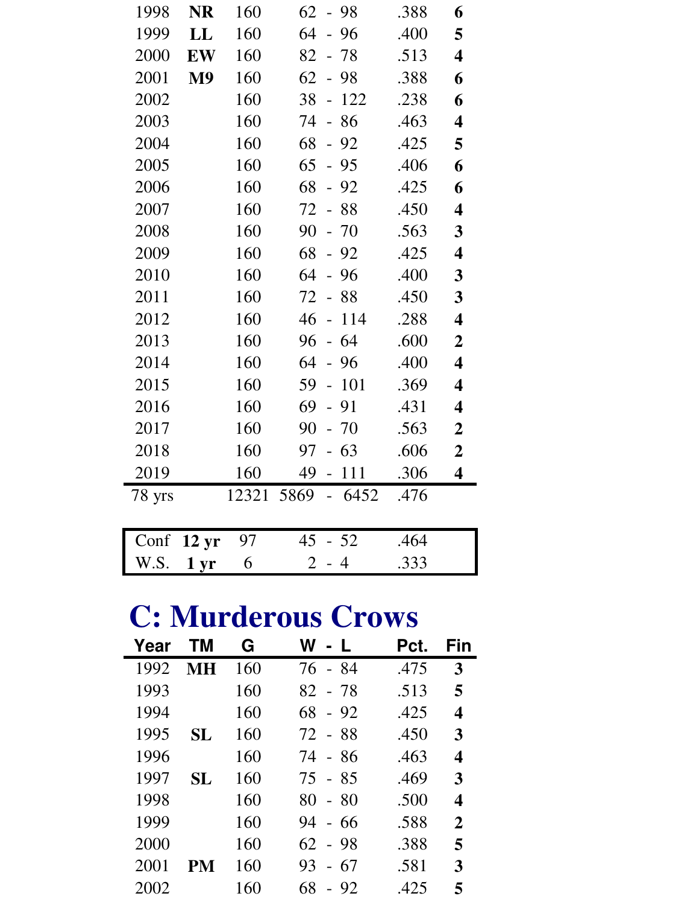| Year | TM | G | W - L | Pct. | Fin |
|---|---|---|---|---|---|
| 1998 | **NR** | 160 | 62 - 98 | .388 | **6** |
| 1999 | **LL** | 160 | 64 - 96 | .400 | **5** |
| 2000 | **EW** | 160 | 82 - 78 | .513 | **4** |
| 2001 | **M9** | 160 | 62 - 98 | .388 | **6** |
| 2002 | | 160 | 38 - 122 | .238 | **6** |
| 2003 | | 160 | 74 - 86 | .463 | **4** |
| 2004 | | 160 | 68 - 92 | .425 | **5** |
| 2005 | | 160 | 65 - 95 | .406 | **6** |
| 2006 | | 160 | 68 - 92 | .425 | **6** |
| 2007 | | 160 | 72 - 88 | .450 | **4** |
| 2008 | | 160 | 90 - 70 | .563 | **3** |
| 2009 | | 160 | 68 - 92 | .425 | **4** |
| 2010 | | 160 | 64 - 96 | .400 | **3** |
| 2011 | | 160 | 72 - 88 | .450 | **3** |
| 2012 | | 160 | 46 - 114 | .288 | **4** |
| 2013 | | 160 | 96 - 64 | .600 | **2** |
| 2014 | | 160 | 64 - 96 | .400 | **4** |
| 2015 | | 160 | 59 - 101 | .369 | **4** |
| 2016 | | 160 | 69 - 91 | .431 | **4** |
| 2017 | | 160 | 90 - 70 | .563 | **2** |
| 2018 | | 160 | 97 - 63 | .606 | **2** |
| 2019 | | 160 | 49 - 111 | .306 | **4** |
| 78 yrs | | 12321 | 5869 - 6452 | .476 | |

| | | G | W - L | Pct. |
|---|---|---|---|---|
| Conf | **12 yr** | 97 | 45 - 52 | .464 |
| W.S. | **1 yr** | 6 | 2 - 4 | .333 |

# C: Murderous Crows

| Year | TM | G | W - L | Pct. | Fin |
|---|---|---|---|---|---|
| 1992 | **MH** | 160 | 76 - 84 | .475 | **3** |
| 1993 | | 160 | 82 - 78 | .513 | **5** |
| 1994 | | 160 | 68 - 92 | .425 | **4** |
| 1995 | **SL** | 160 | 72 - 88 | .450 | **3** |
| 1996 | | 160 | 74 - 86 | .463 | **4** |
| 1997 | **SL** | 160 | 75 - 85 | .469 | **3** |
| 1998 | | 160 | 80 - 80 | .500 | **4** |
| 1999 | | 160 | 94 - 66 | .588 | **2** |
| 2000 | | 160 | 62 - 98 | .388 | **5** |
| 2001 | **PM** | 160 | 93 - 67 | .581 | **3** |
| 2002 | | 160 | 68 - 92 | .425 | **5** |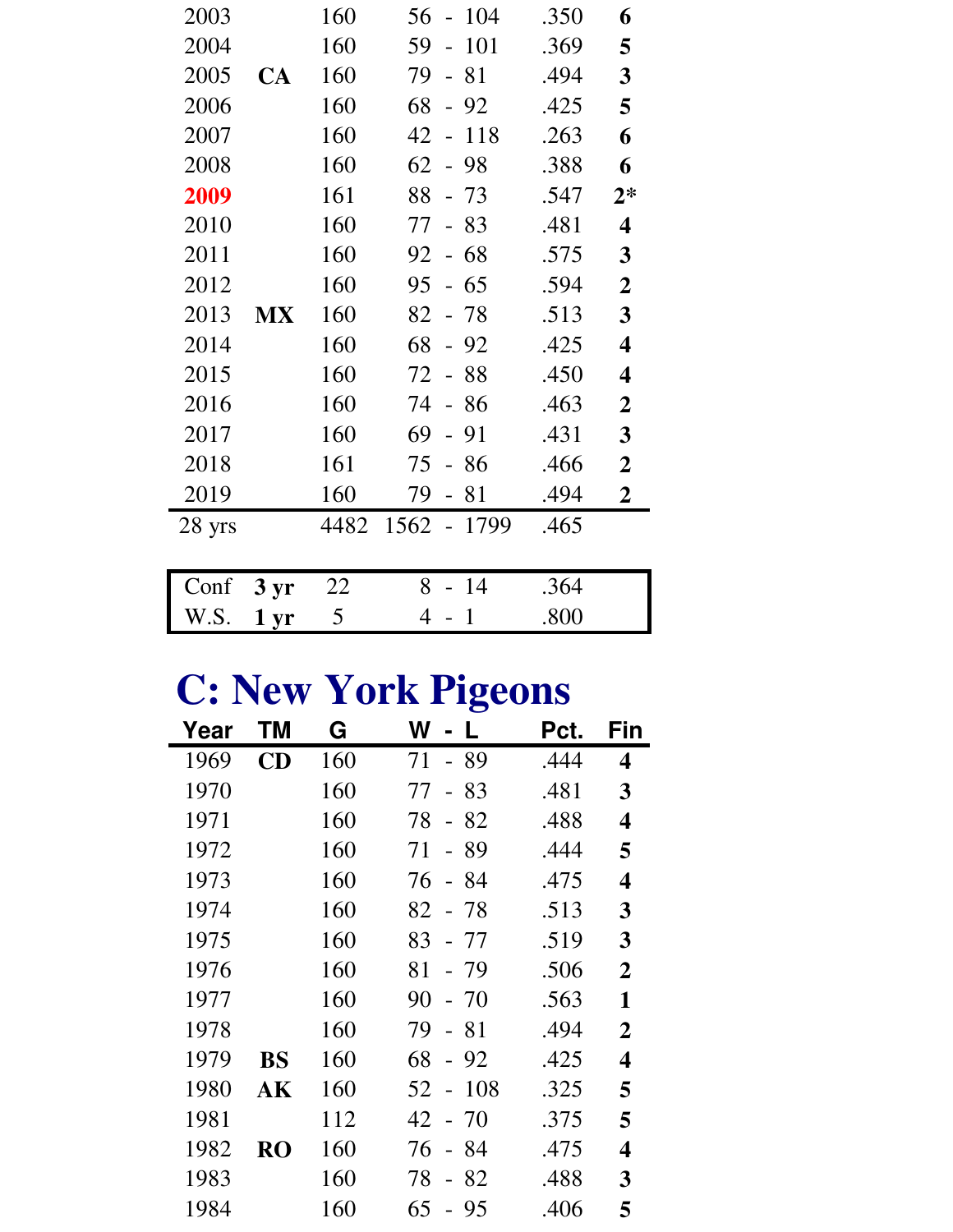| Year | TM | G | W - L | Pct. | Fin |
|---|---|---|---|---|---|
| 2003 | | 160 | 56 - 104 | .350 | **6** |
| 2004 | | 160 | 59 - 101 | .369 | **5** |
| 2005 | **CA** | 160 | 79 - 81 | .494 | **3** |
| 2006 | | 160 | 68 - 92 | .425 | **5** |
| 2007 | | 160 | 42 - 118 | .263 | **6** |
| 2008 | | 160 | 62 - 98 | .388 | **6** |
| 2009 | | 161 | 88 - 73 | .547 | **2*** |
| 2010 | | 160 | 77 - 83 | .481 | **4** |
| 2011 | | 160 | 92 - 68 | .575 | **3** |
| 2012 | | 160 | 95 - 65 | .594 | **2** |
| 2013 | **MX** | 160 | 82 - 78 | .513 | **3** |
| 2014 | | 160 | 68 - 92 | .425 | **4** |
| 2015 | | 160 | 72 - 88 | .450 | **4** |
| 2016 | | 160 | 74 - 86 | .463 | **2** |
| 2017 | | 160 | 69 - 91 | .431 | **3** |
| 2018 | | 161 | 75 - 86 | .466 | **2** |
| 2019 | | 160 | 79 - 81 | .494 | **2** |
| 28 yrs | | 4482 | 1562 - 1799 | .465 | |

| | | G | W - L | Pct. |
|---|---|---|---|---|
| Conf | **3 yr** | 22 | 8 - 14 | .364 |
| W.S. | **1 yr** | 5 | 4 - 1 | .800 |

# C: New York Pigeons

| Year | TM | G | W - L | Pct. | Fin |
|---|---|---|---|---|---|
| 1969 | **CD** | 160 | 71 - 89 | .444 | **4** |
| 1970 | | 160 | 77 - 83 | .481 | **3** |
| 1971 | | 160 | 78 - 82 | .488 | **4** |
| 1972 | | 160 | 71 - 89 | .444 | **5** |
| 1973 | | 160 | 76 - 84 | .475 | **4** |
| 1974 | | 160 | 82 - 78 | .513 | **3** |
| 1975 | | 160 | 83 - 77 | .519 | **3** |
| 1976 | | 160 | 81 - 79 | .506 | **2** |
| 1977 | | 160 | 90 - 70 | .563 | **1** |
| 1978 | | 160 | 79 - 81 | .494 | **2** |
| 1979 | **BS** | 160 | 68 - 92 | .425 | **4** |
| 1980 | **AK** | 160 | 52 - 108 | .325 | **5** |
| 1981 | | 112 | 42 - 70 | .375 | **5** |
| 1982 | **RO** | 160 | 76 - 84 | .475 | **4** |
| 1983 | | 160 | 78 - 82 | .488 | **3** |
| 1984 | | 160 | 65 - 95 | .406 | **5** |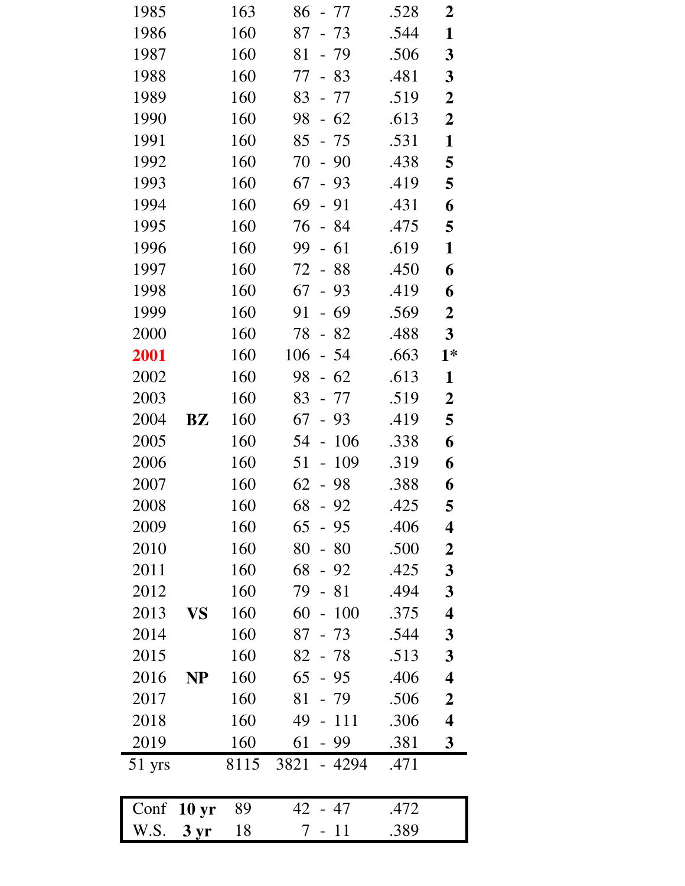| Year | | G | W | | L | Pct | Finish |
|---|---|---|---|---|---|---|---|
| 1985 | | 163 | 86 | - | 77 | .528 | **2** |
| 1986 | | 160 | 87 | - | 73 | .544 | **1** |
| 1987 | | 160 | 81 | - | 79 | .506 | **3** |
| 1988 | | 160 | 77 | - | 83 | .481 | **3** |
| 1989 | | 160 | 83 | - | 77 | .519 | **2** |
| 1990 | | 160 | 98 | - | 62 | .613 | **2** |
| 1991 | | 160 | 85 | - | 75 | .531 | **1** |
| 1992 | | 160 | 70 | - | 90 | .438 | **5** |
| 1993 | | 160 | 67 | - | 93 | .419 | **5** |
| 1994 | | 160 | 69 | - | 91 | .431 | **6** |
| 1995 | | 160 | 76 | - | 84 | .475 | **5** |
| 1996 | | 160 | 99 | - | 61 | .619 | **1** |
| 1997 | | 160 | 72 | - | 88 | .450 | **6** |
| 1998 | | 160 | 67 | - | 93 | .419 | **6** |
| 1999 | | 160 | 91 | - | 69 | .569 | **2** |
| 2000 | | 160 | 78 | - | 82 | .488 | **3** |
| **2001** | | 160 | 106 | - | 54 | .663 | **1*** |
| 2002 | | 160 | 98 | - | 62 | .613 | **1** |
| 2003 | | 160 | 83 | - | 77 | .519 | **2** |
| 2004 | **BZ** | 160 | 67 | - | 93 | .419 | **5** |
| 2005 | | 160 | 54 | - | 106 | .338 | **6** |
| 2006 | | 160 | 51 | - | 109 | .319 | **6** |
| 2007 | | 160 | 62 | - | 98 | .388 | **6** |
| 2008 | | 160 | 68 | - | 92 | .425 | **5** |
| 2009 | | 160 | 65 | - | 95 | .406 | **4** |
| 2010 | | 160 | 80 | - | 80 | .500 | **2** |
| 2011 | | 160 | 68 | - | 92 | .425 | **3** |
| 2012 | | 160 | 79 | - | 81 | .494 | **3** |
| 2013 | **VS** | 160 | 60 | - | 100 | .375 | **4** |
| 2014 | | 160 | 87 | - | 73 | .544 | **3** |
| 2015 | | 160 | 82 | - | 78 | .513 | **3** |
| 2016 | **NP** | 160 | 65 | - | 95 | .406 | **4** |
| 2017 | | 160 | 81 | - | 79 | .506 | **2** |
| 2018 | | 160 | 49 | - | 111 | .306 | **4** |
| 2019 | | 160 | 61 | - | 99 | .381 | **3** |
| 51 yrs | | 8115 | 3821 | - | 4294 | .471 | |

| | | G | W | | L | Pct |
|---|---|---|---|---|---|---|
| Conf | **10 yr** | 89 | 42 | - | 47 | .472 |
| W.S. | **3 yr** | 18 | 7 | - | 11 | .389 |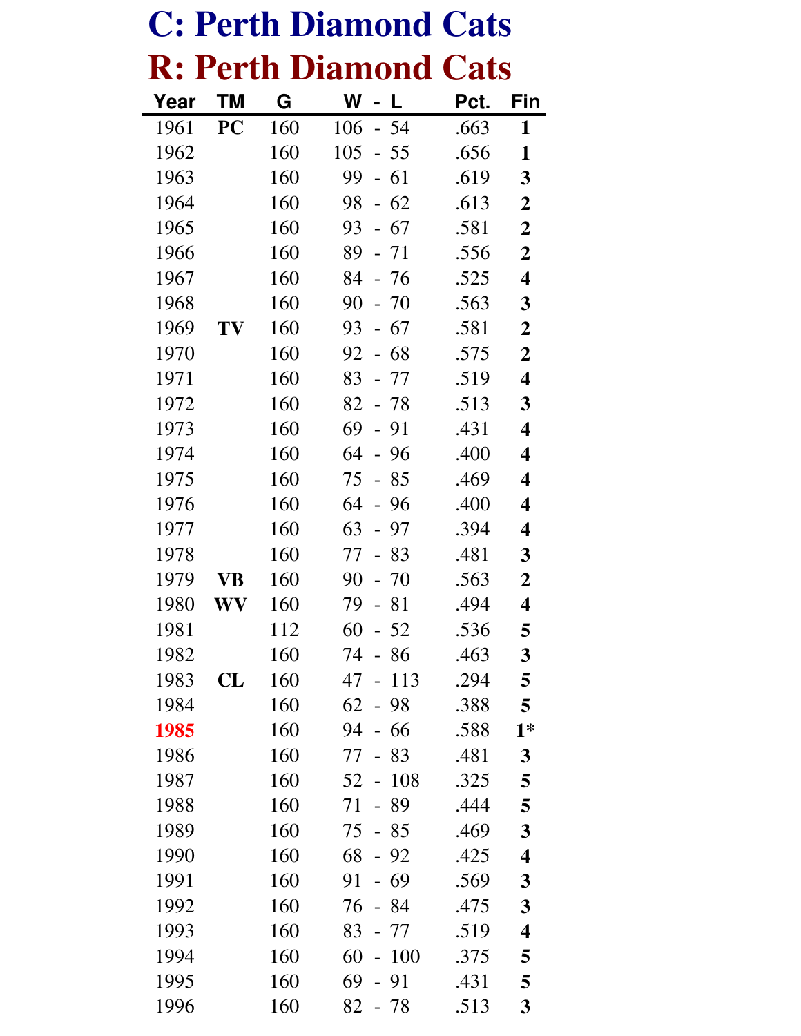# C: Perth Diamond Cats

# R: Perth Diamond Cats

| Year | TM | G | W - L | Pct. | Fin |
|---|---|---|---|---|---|
| 1961 | **PC** | 160 | 106 - 54 | .663 | **1** |
| 1962 | | 160 | 105 - 55 | .656 | **1** |
| 1963 | | 160 | 99 - 61 | .619 | **3** |
| 1964 | | 160 | 98 - 62 | .613 | **2** |
| 1965 | | 160 | 93 - 67 | .581 | **2** |
| 1966 | | 160 | 89 - 71 | .556 | **2** |
| 1967 | | 160 | 84 - 76 | .525 | **4** |
| 1968 | | 160 | 90 - 70 | .563 | **3** |
| 1969 | **TV** | 160 | 93 - 67 | .581 | **2** |
| 1970 | | 160 | 92 - 68 | .575 | **2** |
| 1971 | | 160 | 83 - 77 | .519 | **4** |
| 1972 | | 160 | 82 - 78 | .513 | **3** |
| 1973 | | 160 | 69 - 91 | .431 | **4** |
| 1974 | | 160 | 64 - 96 | .400 | **4** |
| 1975 | | 160 | 75 - 85 | .469 | **4** |
| 1976 | | 160 | 64 - 96 | .400 | **4** |
| 1977 | | 160 | 63 - 97 | .394 | **4** |
| 1978 | | 160 | 77 - 83 | .481 | **3** |
| 1979 | **VB** | 160 | 90 - 70 | .563 | **2** |
| 1980 | **WV** | 160 | 79 - 81 | .494 | **4** |
| 1981 | | 112 | 60 - 52 | .536 | **5** |
| 1982 | | 160 | 74 - 86 | .463 | **3** |
| 1983 | **CL** | 160 | 47 - 113 | .294 | **5** |
| 1984 | | 160 | 62 - 98 | .388 | **5** |
| 1985 | | 160 | 94 - 66 | .588 | **1*** |
| 1986 | | 160 | 77 - 83 | .481 | **3** |
| 1987 | | 160 | 52 - 108 | .325 | **5** |
| 1988 | | 160 | 71 - 89 | .444 | **5** |
| 1989 | | 160 | 75 - 85 | .469 | **3** |
| 1990 | | 160 | 68 - 92 | .425 | **4** |
| 1991 | | 160 | 91 - 69 | .569 | **3** |
| 1992 | | 160 | 76 - 84 | .475 | **3** |
| 1993 | | 160 | 83 - 77 | .519 | **4** |
| 1994 | | 160 | 60 - 100 | .375 | **5** |
| 1995 | | 160 | 69 - 91 | .431 | **5** |
| 1996 | | 160 | 82 - 78 | .513 | **3** |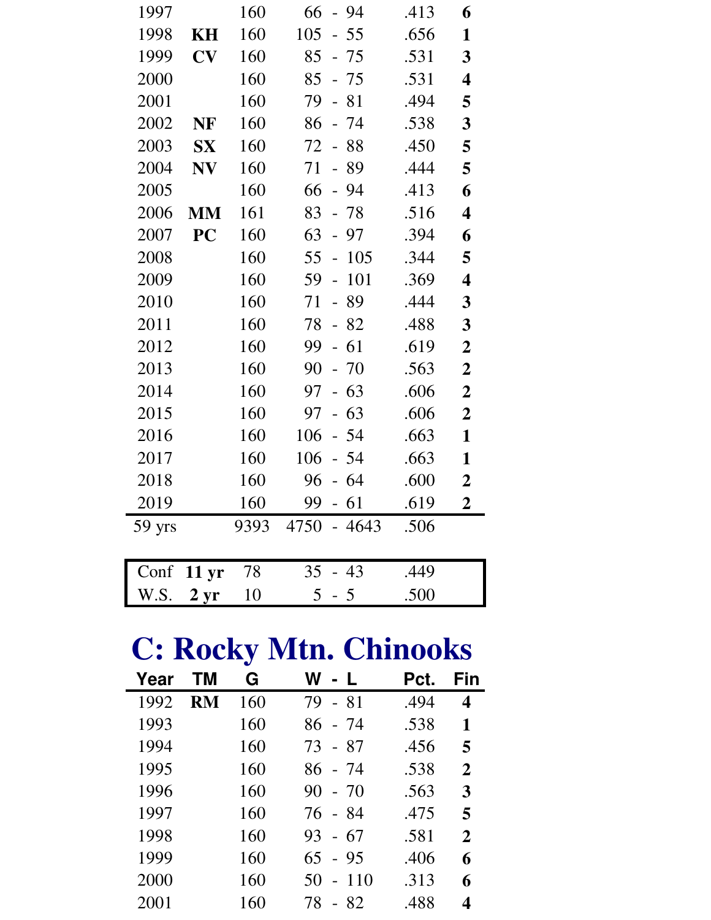| Year | TM | G | W - L | Pct. | Fin |
|---|---|---|---|---|---|
| 1997 | | 160 | 66 - 94 | .413 | **6** |
| 1998 | **KH** | 160 | 105 - 55 | .656 | **1** |
| 1999 | **CV** | 160 | 85 - 75 | .531 | **3** |
| 2000 | | 160 | 85 - 75 | .531 | **4** |
| 2001 | | 160 | 79 - 81 | .494 | **5** |
| 2002 | **NF** | 160 | 86 - 74 | .538 | **3** |
| 2003 | **SX** | 160 | 72 - 88 | .450 | **5** |
| 2004 | **NV** | 160 | 71 - 89 | .444 | **5** |
| 2005 | | 160 | 66 - 94 | .413 | **6** |
| 2006 | **MM** | 161 | 83 - 78 | .516 | **4** |
| 2007 | **PC** | 160 | 63 - 97 | .394 | **6** |
| 2008 | | 160 | 55 - 105 | .344 | **5** |
| 2009 | | 160 | 59 - 101 | .369 | **4** |
| 2010 | | 160 | 71 - 89 | .444 | **3** |
| 2011 | | 160 | 78 - 82 | .488 | **3** |
| 2012 | | 160 | 99 - 61 | .619 | **2** |
| 2013 | | 160 | 90 - 70 | .563 | **2** |
| 2014 | | 160 | 97 - 63 | .606 | **2** |
| 2015 | | 160 | 97 - 63 | .606 | **2** |
| 2016 | | 160 | 106 - 54 | .663 | **1** |
| 2017 | | 160 | 106 - 54 | .663 | **1** |
| 2018 | | 160 | 96 - 64 | .600 | **2** |
| 2019 | | 160 | 99 - 61 | .619 | **2** |
| 59 yrs | | 9393 | 4750 - 4643 | .506 | |

| | | G | W - L | Pct. |
|---|---|---|---|---|
| Conf | **11 yr** | 78 | 35 - 43 | .449 |
| W.S. | **2 yr** | 10 | 5 - 5 | .500 |

# C: Rocky Mtn. Chinooks

| Year | TM | G | W - L | Pct. | Fin |
|---|---|---|---|---|---|
| 1992 | **RM** | 160 | 79 - 81 | .494 | **4** |
| 1993 | | 160 | 86 - 74 | .538 | **1** |
| 1994 | | 160 | 73 - 87 | .456 | **5** |
| 1995 | | 160 | 86 - 74 | .538 | **2** |
| 1996 | | 160 | 90 - 70 | .563 | **3** |
| 1997 | | 160 | 76 - 84 | .475 | **5** |
| 1998 | | 160 | 93 - 67 | .581 | **2** |
| 1999 | | 160 | 65 - 95 | .406 | **6** |
| 2000 | | 160 | 50 - 110 | .313 | **6** |
| 2001 | | 160 | 78 - 82 | .488 | **4** |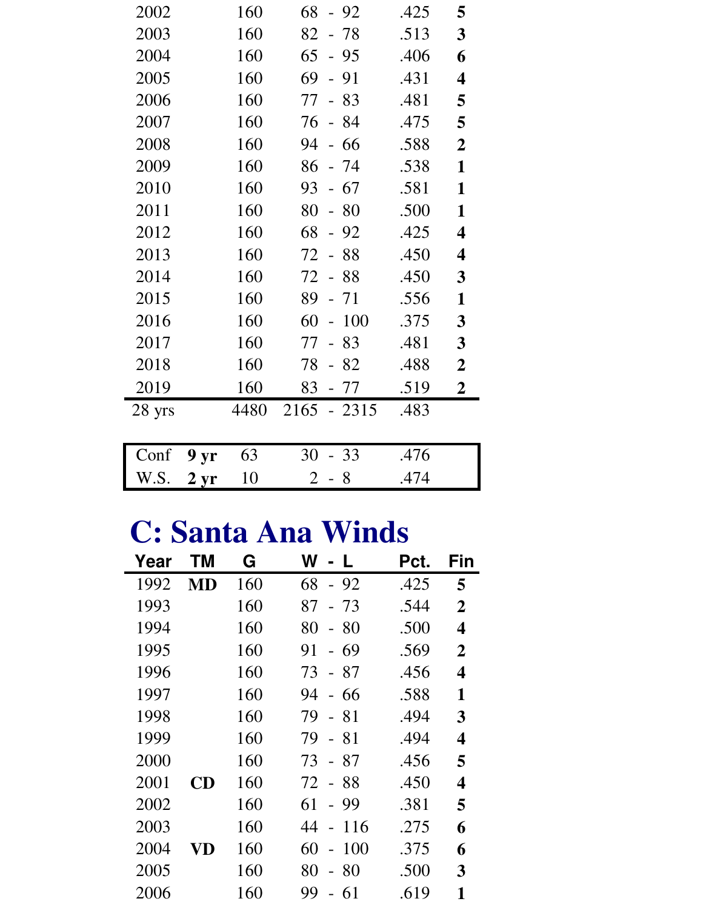| Year | TM | G | W - L | Pct. | Fin |
|---|---|---|---|---|---|
| 2002 | | 160 | 68 - 92 | .425 | **5** |
| 2003 | | 160 | 82 - 78 | .513 | **3** |
| 2004 | | 160 | 65 - 95 | .406 | **6** |
| 2005 | | 160 | 69 - 91 | .431 | **4** |
| 2006 | | 160 | 77 - 83 | .481 | **5** |
| 2007 | | 160 | 76 - 84 | .475 | **5** |
| 2008 | | 160 | 94 - 66 | .588 | **2** |
| 2009 | | 160 | 86 - 74 | .538 | **1** |
| 2010 | | 160 | 93 - 67 | .581 | **1** |
| 2011 | | 160 | 80 - 80 | .500 | **1** |
| 2012 | | 160 | 68 - 92 | .425 | **4** |
| 2013 | | 160 | 72 - 88 | .450 | **4** |
| 2014 | | 160 | 72 - 88 | .450 | **3** |
| 2015 | | 160 | 89 - 71 | .556 | **1** |
| 2016 | | 160 | 60 - 100 | .375 | **3** |
| 2017 | | 160 | 77 - 83 | .481 | **3** |
| 2018 | | 160 | 78 - 82 | .488 | **2** |
| 2019 | | 160 | 83 - 77 | .519 | **2** |
| 28 yrs | | 4480 | 2165 - 2315 | .483 | |

| | | G | W - L | Pct. |
|---|---|---|---|---|
| Conf | **9 yr** | 63 | 30 - 33 | .476 |
| W.S. | **2 yr** | 10 | 2 - 8 | .474 |

# C: Santa Ana Winds

| Year | TM | G | W - L | Pct. | Fin |
|---|---|---|---|---|---|
| 1992 | **MD** | 160 | 68 - 92 | .425 | **5** |
| 1993 | | 160 | 87 - 73 | .544 | **2** |
| 1994 | | 160 | 80 - 80 | .500 | **4** |
| 1995 | | 160 | 91 - 69 | .569 | **2** |
| 1996 | | 160 | 73 - 87 | .456 | **4** |
| 1997 | | 160 | 94 - 66 | .588 | **1** |
| 1998 | | 160 | 79 - 81 | .494 | **3** |
| 1999 | | 160 | 79 - 81 | .494 | **4** |
| 2000 | | 160 | 73 - 87 | .456 | **5** |
| 2001 | **CD** | 160 | 72 - 88 | .450 | **4** |
| 2002 | | 160 | 61 - 99 | .381 | **5** |
| 2003 | | 160 | 44 - 116 | .275 | **6** |
| 2004 | **VD** | 160 | 60 - 100 | .375 | **6** |
| 2005 | | 160 | 80 - 80 | .500 | **3** |
| 2006 | | 160 | 99 - 61 | .619 | **1** |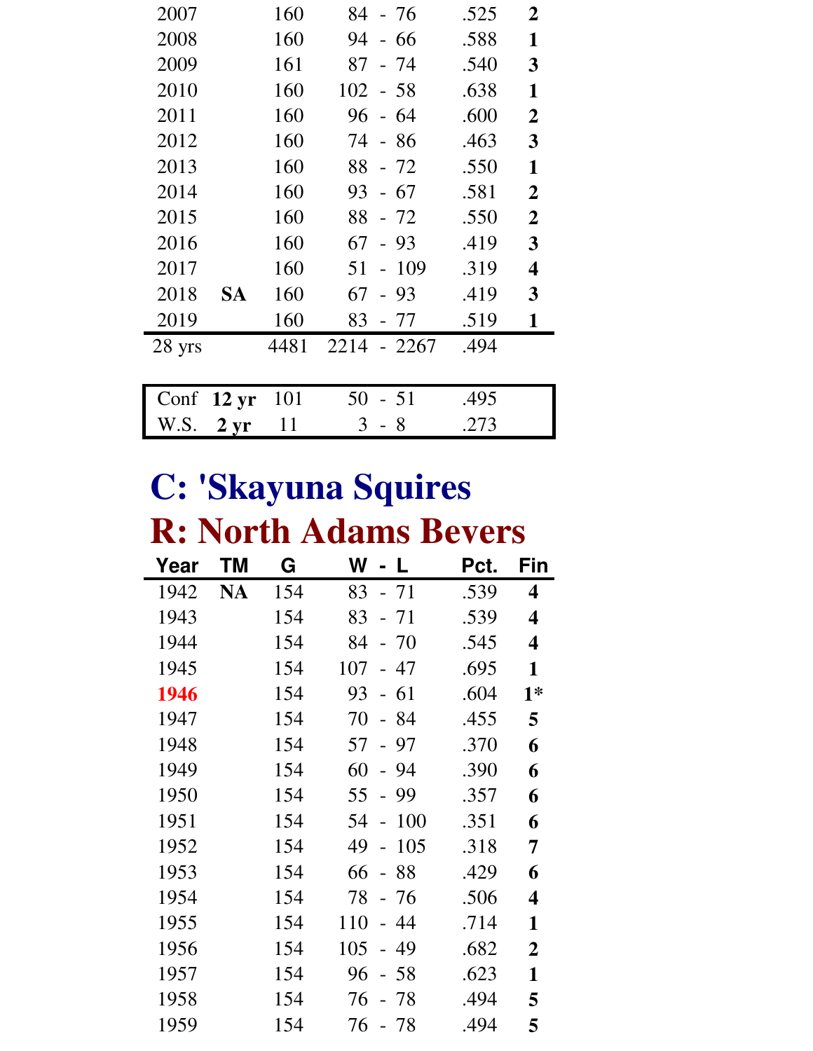| Year | TM | G | W - L | Pct. | Fin |
|---|---|---|---|---|---|
| 2007 | | 160 | 84 - 76 | .525 | **2** |
| 2008 | | 160 | 94 - 66 | .588 | **1** |
| 2009 | | 161 | 87 - 74 | .540 | **3** |
| 2010 | | 160 | 102 - 58 | .638 | **1** |
| 2011 | | 160 | 96 - 64 | .600 | **2** |
| 2012 | | 160 | 74 - 86 | .463 | **3** |
| 2013 | | 160 | 88 - 72 | .550 | **1** |
| 2014 | | 160 | 93 - 67 | .581 | **2** |
| 2015 | | 160 | 88 - 72 | .550 | **2** |
| 2016 | | 160 | 67 - 93 | .419 | **3** |
| 2017 | | 160 | 51 - 109 | .319 | **4** |
| 2018 | **SA** | 160 | 67 - 93 | .419 | **3** |
| 2019 | | 160 | 83 - 77 | .519 | **1** |
| 28 yrs | | 4481 | 2214 - 2267 | .494 | |

| | | G | W - L | Pct. |
|---|---|---|---|---|
| Conf | **12 yr** | 101 | 50 - 51 | .495 |
| W.S. | **2 yr** | 11 | 3 - 8 | .273 |

# C: 'Skayuna Squires

# R: North Adams Bevers

| Year | TM | G | W - L | Pct. | Fin |
|---|---|---|---|---|---|
| 1942 | **NA** | 154 | 83 - 71 | .539 | **4** |
| 1943 | | 154 | 83 - 71 | .539 | **4** |
| 1944 | | 154 | 84 - 70 | .545 | **4** |
| 1945 | | 154 | 107 - 47 | .695 | **1** |
| 1946 | | 154 | 93 - 61 | .604 | **1*** |
| 1947 | | 154 | 70 - 84 | .455 | **5** |
| 1948 | | 154 | 57 - 97 | .370 | **6** |
| 1949 | | 154 | 60 - 94 | .390 | **6** |
| 1950 | | 154 | 55 - 99 | .357 | **6** |
| 1951 | | 154 | 54 - 100 | .351 | **6** |
| 1952 | | 154 | 49 - 105 | .318 | **7** |
| 1953 | | 154 | 66 - 88 | .429 | **6** |
| 1954 | | 154 | 78 - 76 | .506 | **4** |
| 1955 | | 154 | 110 - 44 | .714 | **1** |
| 1956 | | 154 | 105 - 49 | .682 | **2** |
| 1957 | | 154 | 96 - 58 | .623 | **1** |
| 1958 | | 154 | 76 - 78 | .494 | **5** |
| 1959 | | 154 | 76 - 78 | .494 | **5** |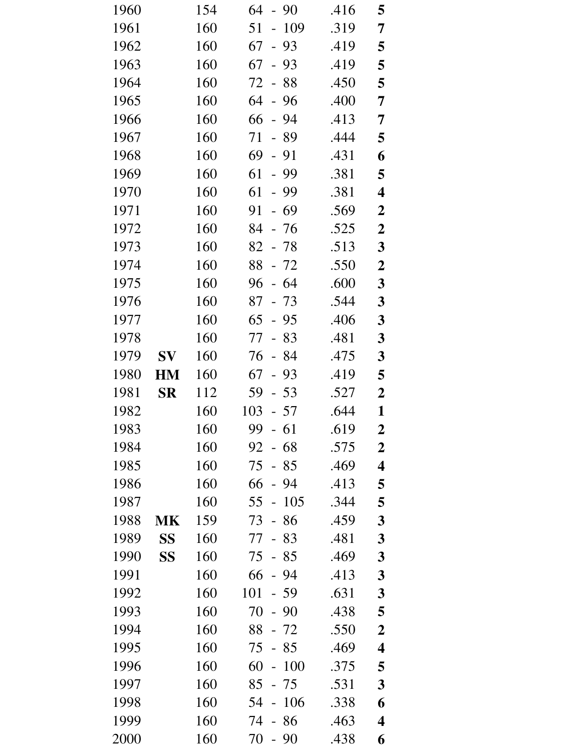| | | | | | |
|---|---|---|---|---|---|
| 1960 | | 154 | 64 - 90 | .416 | **5** |
| 1961 | | 160 | 51 - 109 | .319 | **7** |
| 1962 | | 160 | 67 - 93 | .419 | **5** |
| 1963 | | 160 | 67 - 93 | .419 | **5** |
| 1964 | | 160 | 72 - 88 | .450 | **5** |
| 1965 | | 160 | 64 - 96 | .400 | **7** |
| 1966 | | 160 | 66 - 94 | .413 | **7** |
| 1967 | | 160 | 71 - 89 | .444 | **5** |
| 1968 | | 160 | 69 - 91 | .431 | **6** |
| 1969 | | 160 | 61 - 99 | .381 | **5** |
| 1970 | | 160 | 61 - 99 | .381 | **4** |
| 1971 | | 160 | 91 - 69 | .569 | **2** |
| 1972 | | 160 | 84 - 76 | .525 | **2** |
| 1973 | | 160 | 82 - 78 | .513 | **3** |
| 1974 | | 160 | 88 - 72 | .550 | **2** |
| 1975 | | 160 | 96 - 64 | .600 | **3** |
| 1976 | | 160 | 87 - 73 | .544 | **3** |
| 1977 | | 160 | 65 - 95 | .406 | **3** |
| 1978 | | 160 | 77 - 83 | .481 | **3** |
| 1979 | **SV** | 160 | 76 - 84 | .475 | **3** |
| 1980 | **HM** | 160 | 67 - 93 | .419 | **5** |
| 1981 | **SR** | 112 | 59 - 53 | .527 | **2** |
| 1982 | | 160 | 103 - 57 | .644 | **1** |
| 1983 | | 160 | 99 - 61 | .619 | **2** |
| 1984 | | 160 | 92 - 68 | .575 | **2** |
| 1985 | | 160 | 75 - 85 | .469 | **4** |
| 1986 | | 160 | 66 - 94 | .413 | **5** |
| 1987 | | 160 | 55 - 105 | .344 | **5** |
| 1988 | **MK** | 159 | 73 - 86 | .459 | **3** |
| 1989 | **SS** | 160 | 77 - 83 | .481 | **3** |
| 1990 | **SS** | 160 | 75 - 85 | .469 | **3** |
| 1991 | | 160 | 66 - 94 | .413 | **3** |
| 1992 | | 160 | 101 - 59 | .631 | **3** |
| 1993 | | 160 | 70 - 90 | .438 | **5** |
| 1994 | | 160 | 88 - 72 | .550 | **2** |
| 1995 | | 160 | 75 - 85 | .469 | **4** |
| 1996 | | 160 | 60 - 100 | .375 | **5** |
| 1997 | | 160 | 85 - 75 | .531 | **3** |
| 1998 | | 160 | 54 - 106 | .338 | **6** |
| 1999 | | 160 | 74 - 86 | .463 | **4** |
| 2000 | | 160 | 70 - 90 | .438 | **6** |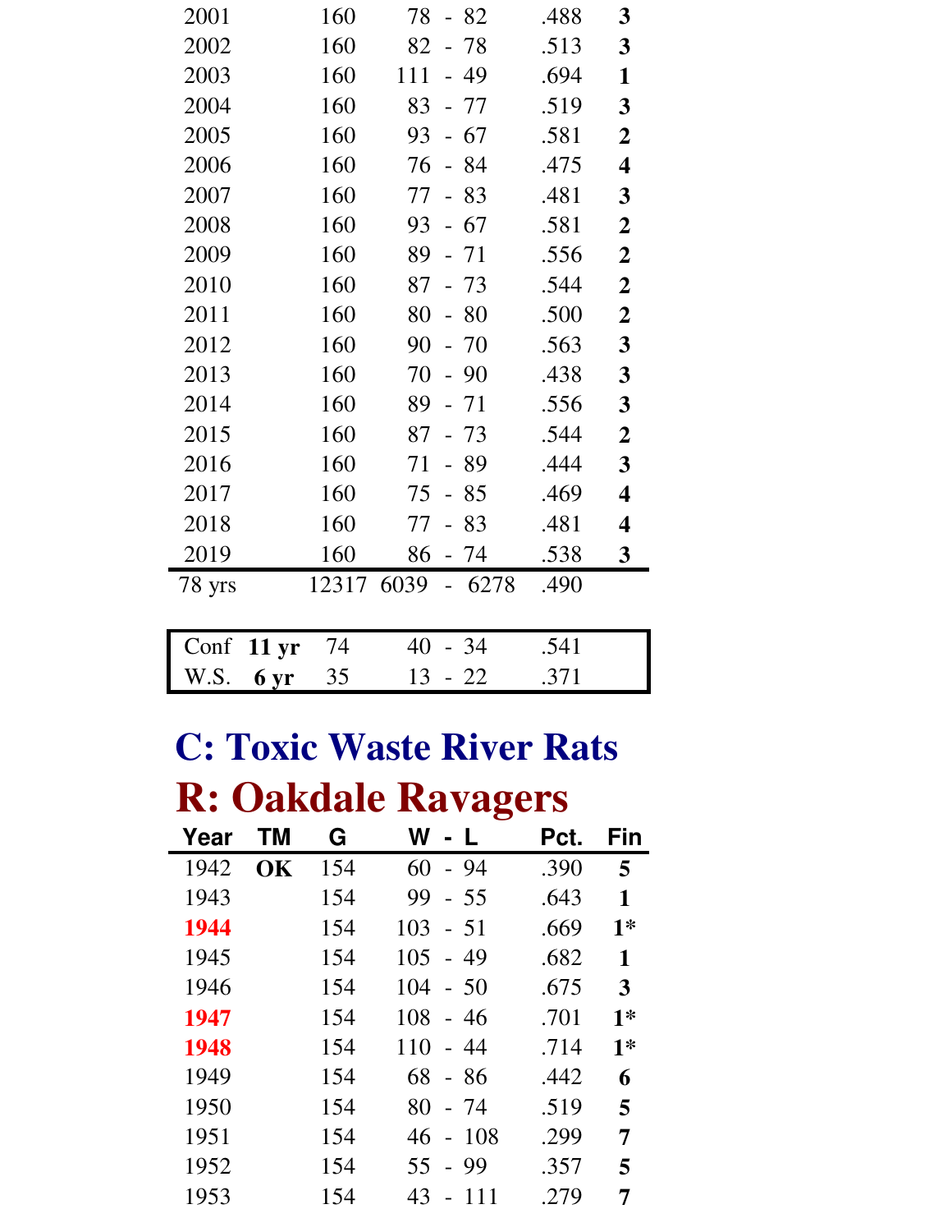| Year | G | W - L | Pct. | Fin |
|---|---|---|---|---|
| 2001 | 160 | 78 - 82 | .488 | **3** |
| 2002 | 160 | 82 - 78 | .513 | **3** |
| 2003 | 160 | 111 - 49 | .694 | **1** |
| 2004 | 160 | 83 - 77 | .519 | **3** |
| 2005 | 160 | 93 - 67 | .581 | **2** |
| 2006 | 160 | 76 - 84 | .475 | **4** |
| 2007 | 160 | 77 - 83 | .481 | **3** |
| 2008 | 160 | 93 - 67 | .581 | **2** |
| 2009 | 160 | 89 - 71 | .556 | **2** |
| 2010 | 160 | 87 - 73 | .544 | **2** |
| 2011 | 160 | 80 - 80 | .500 | **2** |
| 2012 | 160 | 90 - 70 | .563 | **3** |
| 2013 | 160 | 70 - 90 | .438 | **3** |
| 2014 | 160 | 89 - 71 | .556 | **3** |
| 2015 | 160 | 87 - 73 | .544 | **2** |
| 2016 | 160 | 71 - 89 | .444 | **3** |
| 2017 | 160 | 75 - 85 | .469 | **4** |
| 2018 | 160 | 77 - 83 | .481 | **4** |
| 2019 | 160 | 86 - 74 | .538 | **3** |
| 78 yrs | 12317 | 6039 - 6278 | .490 | |

| | | G | W - L | Pct. |
|---|---|---|---|---|
| Conf | **11 yr** | 74 | 40 - 34 | .541 |
| W.S. | **6 yr** | 35 | 13 - 22 | .371 |

# C: Toxic Waste River Rats

# R: Oakdale Ravagers

| Year | TM | G | W - L | Pct. | Fin |
|---|---|---|---|---|---|
| 1942 | **OK** | 154 | 60 - 94 | .390 | **5** |
| 1943 | | 154 | 99 - 55 | .643 | **1** |
| 1944 | | 154 | 103 - 51 | .669 | **1*** |
| 1945 | | 154 | 105 - 49 | .682 | **1** |
| 1946 | | 154 | 104 - 50 | .675 | **3** |
| 1947 | | 154 | 108 - 46 | .701 | **1*** |
| 1948 | | 154 | 110 - 44 | .714 | **1*** |
| 1949 | | 154 | 68 - 86 | .442 | **6** |
| 1950 | | 154 | 80 - 74 | .519 | **5** |
| 1951 | | 154 | 46 - 108 | .299 | **7** |
| 1952 | | 154 | 55 - 99 | .357 | **5** |
| 1953 | | 154 | 43 - 111 | .279 | **7** |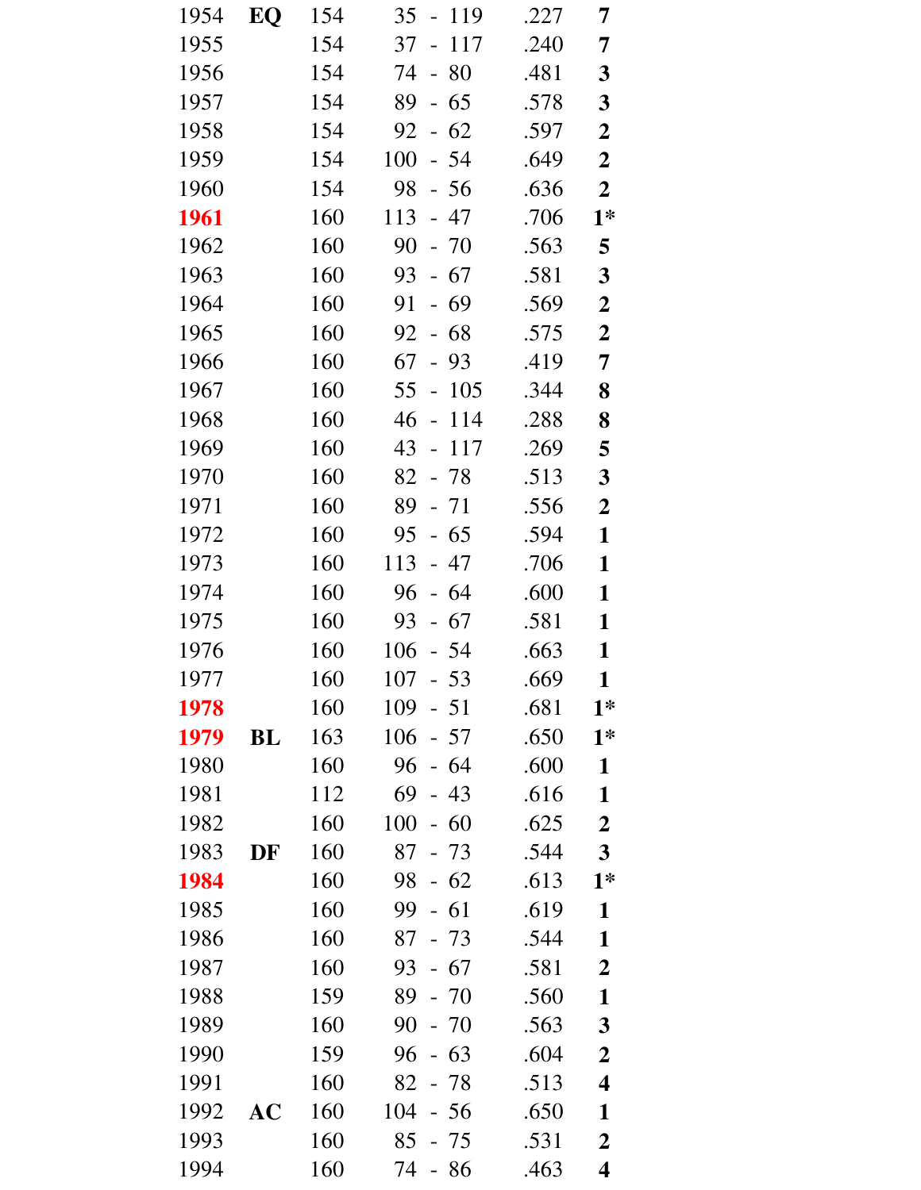| | | | | | |
|---|---|---|---|---|---|
| 1954 | **EQ** | 154 | 35 - 119 | .227 | **7** |
| 1955 | | 154 | 37 - 117 | .240 | **7** |
| 1956 | | 154 | 74 - 80 | .481 | **3** |
| 1957 | | 154 | 89 - 65 | .578 | **3** |
| 1958 | | 154 | 92 - 62 | .597 | **2** |
| 1959 | | 154 | 100 - 54 | .649 | **2** |
| 1960 | | 154 | 98 - 56 | .636 | **2** |
| **1961** | | 160 | 113 - 47 | .706 | **1*** |
| 1962 | | 160 | 90 - 70 | .563 | **5** |
| 1963 | | 160 | 93 - 67 | .581 | **3** |
| 1964 | | 160 | 91 - 69 | .569 | **2** |
| 1965 | | 160 | 92 - 68 | .575 | **2** |
| 1966 | | 160 | 67 - 93 | .419 | **7** |
| 1967 | | 160 | 55 - 105 | .344 | **8** |
| 1968 | | 160 | 46 - 114 | .288 | **8** |
| 1969 | | 160 | 43 - 117 | .269 | **5** |
| 1970 | | 160 | 82 - 78 | .513 | **3** |
| 1971 | | 160 | 89 - 71 | .556 | **2** |
| 1972 | | 160 | 95 - 65 | .594 | **1** |
| 1973 | | 160 | 113 - 47 | .706 | **1** |
| 1974 | | 160 | 96 - 64 | .600 | **1** |
| 1975 | | 160 | 93 - 67 | .581 | **1** |
| 1976 | | 160 | 106 - 54 | .663 | **1** |
| 1977 | | 160 | 107 - 53 | .669 | **1** |
| **1978** | | 160 | 109 - 51 | .681 | **1*** |
| **1979** | **BL** | 163 | 106 - 57 | .650 | **1*** |
| 1980 | | 160 | 96 - 64 | .600 | **1** |
| 1981 | | 112 | 69 - 43 | .616 | **1** |
| 1982 | | 160 | 100 - 60 | .625 | **2** |
| 1983 | **DF** | 160 | 87 - 73 | .544 | **3** |
| **1984** | | 160 | 98 - 62 | .613 | **1*** |
| 1985 | | 160 | 99 - 61 | .619 | **1** |
| 1986 | | 160 | 87 - 73 | .544 | **1** |
| 1987 | | 160 | 93 - 67 | .581 | **2** |
| 1988 | | 159 | 89 - 70 | .560 | **1** |
| 1989 | | 160 | 90 - 70 | .563 | **3** |
| 1990 | | 159 | 96 - 63 | .604 | **2** |
| 1991 | | 160 | 82 - 78 | .513 | **4** |
| 1992 | **AC** | 160 | 104 - 56 | .650 | **1** |
| 1993 | | 160 | 85 - 75 | .531 | **2** |
| 1994 | | 160 | 74 - 86 | .463 | **4** |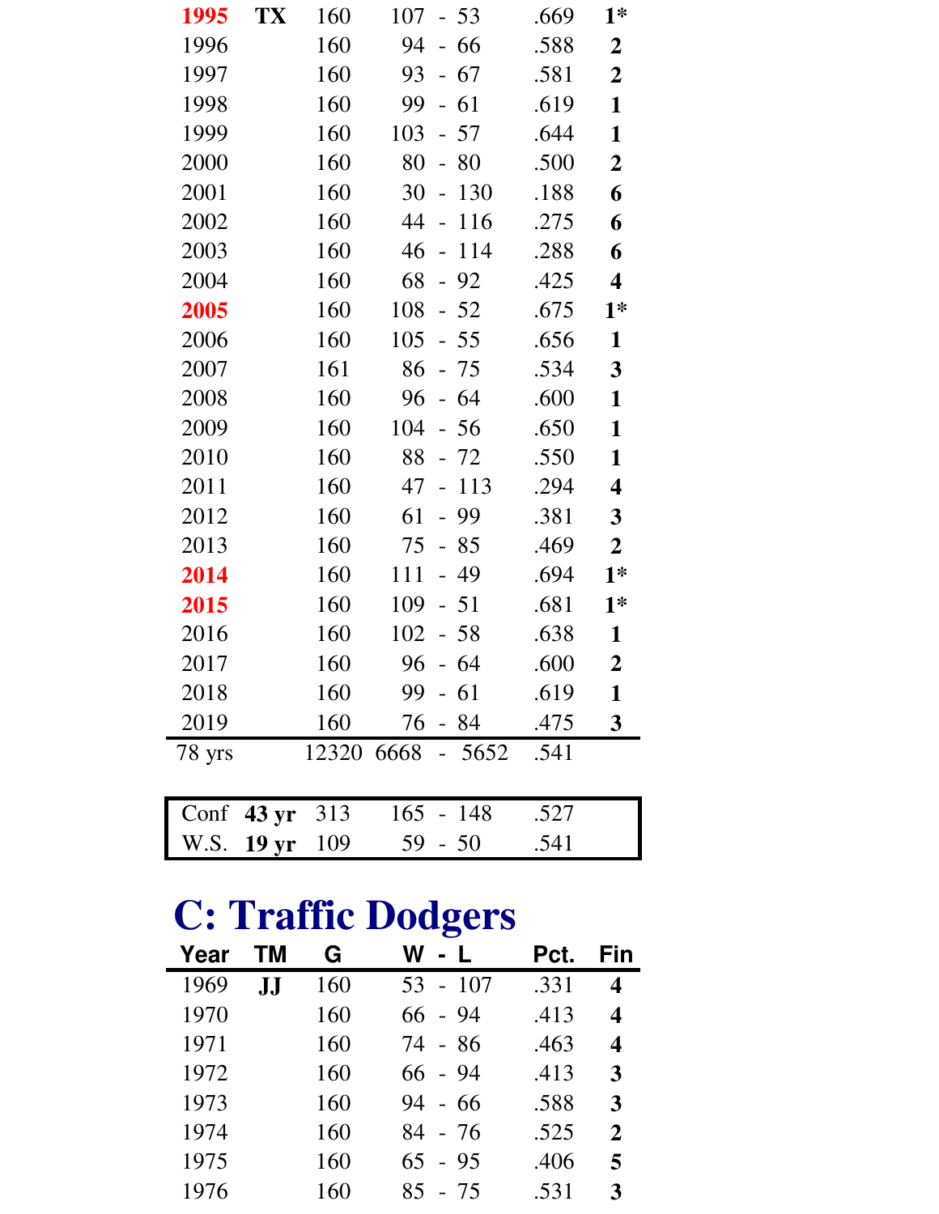| Year | TM | G | W - L | Pct. | Fin |
|---|---|---|---|---|---|
| 1995 | TX | 160 | 107 - 53 | .669 | 1* |
| 1996 | | 160 | 94 - 66 | .588 | 2 |
| 1997 | | 160 | 93 - 67 | .581 | 2 |
| 1998 | | 160 | 99 - 61 | .619 | 1 |
| 1999 | | 160 | 103 - 57 | .644 | 1 |
| 2000 | | 160 | 80 - 80 | .500 | 2 |
| 2001 | | 160 | 30 - 130 | .188 | 6 |
| 2002 | | 160 | 44 - 116 | .275 | 6 |
| 2003 | | 160 | 46 - 114 | .288 | 6 |
| 2004 | | 160 | 68 - 92 | .425 | 4 |
| 2005 | | 160 | 108 - 52 | .675 | 1* |
| 2006 | | 160 | 105 - 55 | .656 | 1 |
| 2007 | | 161 | 86 - 75 | .534 | 3 |
| 2008 | | 160 | 96 - 64 | .600 | 1 |
| 2009 | | 160 | 104 - 56 | .650 | 1 |
| 2010 | | 160 | 88 - 72 | .550 | 1 |
| 2011 | | 160 | 47 - 113 | .294 | 4 |
| 2012 | | 160 | 61 - 99 | .381 | 3 |
| 2013 | | 160 | 75 - 85 | .469 | 2 |
| 2014 | | 160 | 111 - 49 | .694 | 1* |
| 2015 | | 160 | 109 - 51 | .681 | 1* |
| 2016 | | 160 | 102 - 58 | .638 | 1 |
| 2017 | | 160 | 96 - 64 | .600 | 2 |
| 2018 | | 160 | 99 - 61 | .619 | 1 |
| 2019 | | 160 | 76 - 84 | .475 | 3 |
| 78 yrs | | 12320 | 6668 - 5652 | .541 | |

| | | G | W - L | Pct. |
|---|---|---|---|---|
| Conf | **43 yr** | 313 | 165 - 148 | .527 |
| W.S. | **19 yr** | 109 | 59 - 50 | .541 |

# C: Traffic Dodgers

| Year | TM | G | W - L | Pct. | Fin |
|---|---|---|---|---|---|
| 1969 | JJ | 160 | 53 - 107 | .331 | 4 |
| 1970 | | 160 | 66 - 94 | .413 | 4 |
| 1971 | | 160 | 74 - 86 | .463 | 4 |
| 1972 | | 160 | 66 - 94 | .413 | 3 |
| 1973 | | 160 | 94 - 66 | .588 | 3 |
| 1974 | | 160 | 84 - 76 | .525 | 2 |
| 1975 | | 160 | 65 - 95 | .406 | 5 |
| 1976 | | 160 | 85 - 75 | .531 | 3 |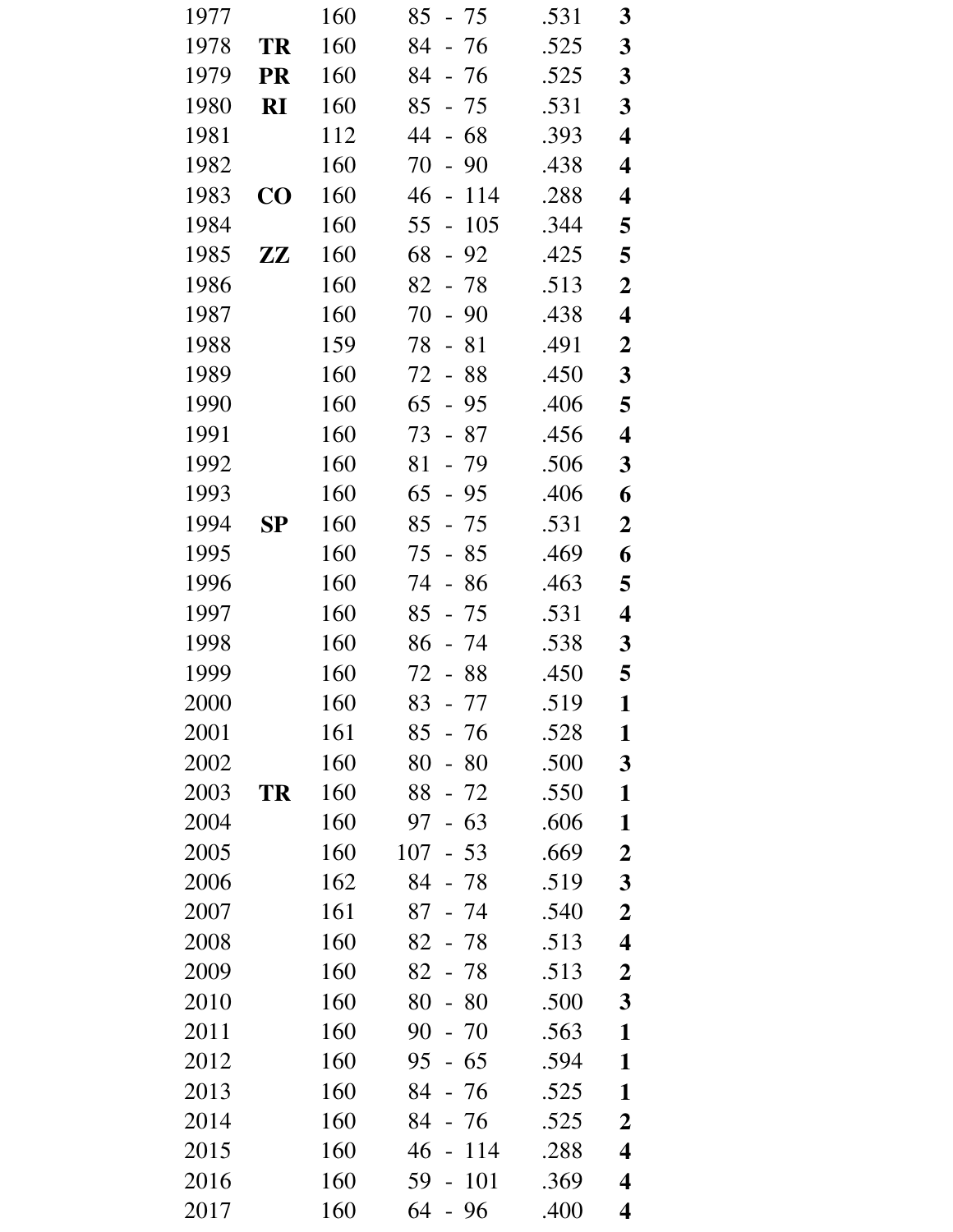| | | | | | |
|---|---|---|---|---|---|
| 1977 | | 160 | 85 - 75 | .531 | **3** |
| 1978 | **TR** | 160 | 84 - 76 | .525 | **3** |
| 1979 | **PR** | 160 | 84 - 76 | .525 | **3** |
| 1980 | **RI** | 160 | 85 - 75 | .531 | **3** |
| 1981 | | 112 | 44 - 68 | .393 | **4** |
| 1982 | | 160 | 70 - 90 | .438 | **4** |
| 1983 | **CO** | 160 | 46 - 114 | .288 | **4** |
| 1984 | | 160 | 55 - 105 | .344 | **5** |
| 1985 | **ZZ** | 160 | 68 - 92 | .425 | **5** |
| 1986 | | 160 | 82 - 78 | .513 | **2** |
| 1987 | | 160 | 70 - 90 | .438 | **4** |
| 1988 | | 159 | 78 - 81 | .491 | **2** |
| 1989 | | 160 | 72 - 88 | .450 | **3** |
| 1990 | | 160 | 65 - 95 | .406 | **5** |
| 1991 | | 160 | 73 - 87 | .456 | **4** |
| 1992 | | 160 | 81 - 79 | .506 | **3** |
| 1993 | | 160 | 65 - 95 | .406 | **6** |
| 1994 | **SP** | 160 | 85 - 75 | .531 | **2** |
| 1995 | | 160 | 75 - 85 | .469 | **6** |
| 1996 | | 160 | 74 - 86 | .463 | **5** |
| 1997 | | 160 | 85 - 75 | .531 | **4** |
| 1998 | | 160 | 86 - 74 | .538 | **3** |
| 1999 | | 160 | 72 - 88 | .450 | **5** |
| 2000 | | 160 | 83 - 77 | .519 | **1** |
| 2001 | | 161 | 85 - 76 | .528 | **1** |
| 2002 | | 160 | 80 - 80 | .500 | **3** |
| 2003 | **TR** | 160 | 88 - 72 | .550 | **1** |
| 2004 | | 160 | 97 - 63 | .606 | **1** |
| 2005 | | 160 | 107 - 53 | .669 | **2** |
| 2006 | | 162 | 84 - 78 | .519 | **3** |
| 2007 | | 161 | 87 - 74 | .540 | **2** |
| 2008 | | 160 | 82 - 78 | .513 | **4** |
| 2009 | | 160 | 82 - 78 | .513 | **2** |
| 2010 | | 160 | 80 - 80 | .500 | **3** |
| 2011 | | 160 | 90 - 70 | .563 | **1** |
| 2012 | | 160 | 95 - 65 | .594 | **1** |
| 2013 | | 160 | 84 - 76 | .525 | **1** |
| 2014 | | 160 | 84 - 76 | .525 | **2** |
| 2015 | | 160 | 46 - 114 | .288 | **4** |
| 2016 | | 160 | 59 - 101 | .369 | **4** |
| 2017 | | 160 | 64 - 96 | .400 | **4** |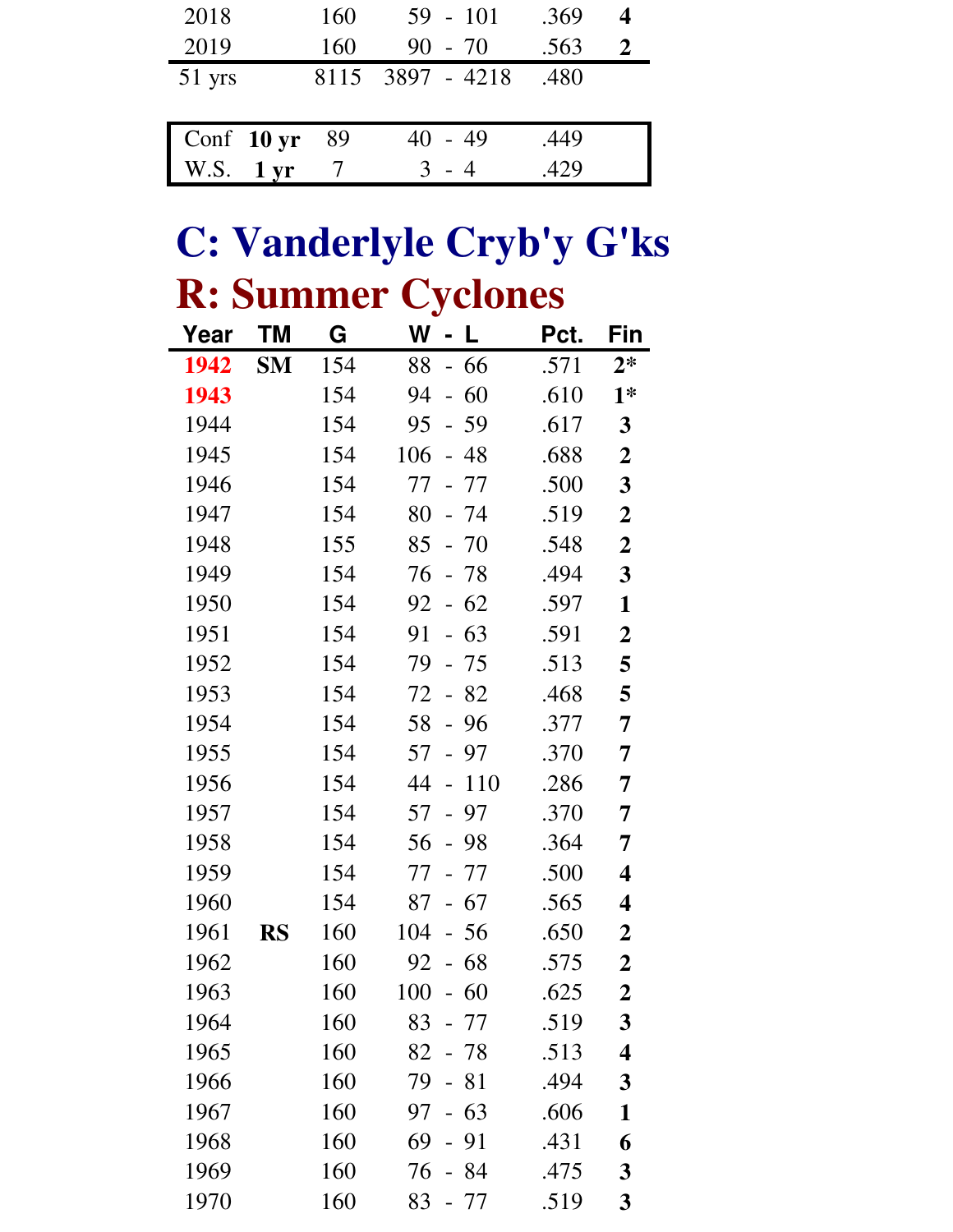| | | | | | |
|---|---|---|---|---|---|
| 2018 | | 160 | 59 - 101 | .369 | **4** |
| 2019 | | 160 | 90 - 70 | .563 | **2** |
| 51 yrs | | 8115 | 3897 - 4218 | .480 | |

| | | | | | |
|---|---|---|---|---|---|
| Conf | **10 yr** | 89 | 40 - 49 | .449 | |
| W.S. | **1 yr** | 7 | 3 - 4 | .429 | |

# C: Vanderlyle Cryb'y G'ks

# R: Summer Cyclones

| Year | TM | G | W - L | Pct. | Fin |
|---|---|---|---|---|---|
| 1942 | **SM** | 154 | 88 - 66 | .571 | **2*** |
| 1943 | | 154 | 94 - 60 | .610 | **1*** |
| 1944 | | 154 | 95 - 59 | .617 | **3** |
| 1945 | | 154 | 106 - 48 | .688 | **2** |
| 1946 | | 154 | 77 - 77 | .500 | **3** |
| 1947 | | 154 | 80 - 74 | .519 | **2** |
| 1948 | | 155 | 85 - 70 | .548 | **2** |
| 1949 | | 154 | 76 - 78 | .494 | **3** |
| 1950 | | 154 | 92 - 62 | .597 | **1** |
| 1951 | | 154 | 91 - 63 | .591 | **2** |
| 1952 | | 154 | 79 - 75 | .513 | **5** |
| 1953 | | 154 | 72 - 82 | .468 | **5** |
| 1954 | | 154 | 58 - 96 | .377 | **7** |
| 1955 | | 154 | 57 - 97 | .370 | **7** |
| 1956 | | 154 | 44 - 110 | .286 | **7** |
| 1957 | | 154 | 57 - 97 | .370 | **7** |
| 1958 | | 154 | 56 - 98 | .364 | **7** |
| 1959 | | 154 | 77 - 77 | .500 | **4** |
| 1960 | | 154 | 87 - 67 | .565 | **4** |
| 1961 | **RS** | 160 | 104 - 56 | .650 | **2** |
| 1962 | | 160 | 92 - 68 | .575 | **2** |
| 1963 | | 160 | 100 - 60 | .625 | **2** |
| 1964 | | 160 | 83 - 77 | .519 | **3** |
| 1965 | | 160 | 82 - 78 | .513 | **4** |
| 1966 | | 160 | 79 - 81 | .494 | **3** |
| 1967 | | 160 | 97 - 63 | .606 | **1** |
| 1968 | | 160 | 69 - 91 | .431 | **6** |
| 1969 | | 160 | 76 - 84 | .475 | **3** |
| 1970 | | 160 | 83 - 77 | .519 | **3** |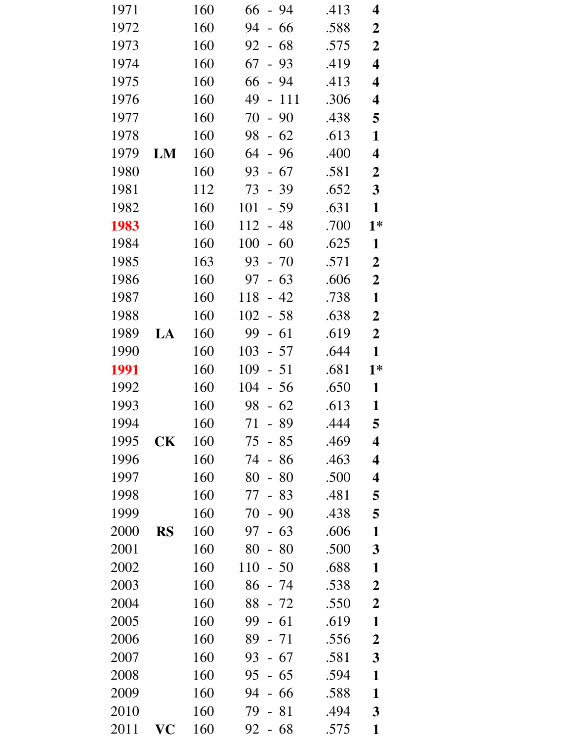| | | | | | |
|---|---|---|---|---|---|
| 1971 | | 160 | 66 - 94 | .413 | **4** |
| 1972 | | 160 | 94 - 66 | .588 | **2** |
| 1973 | | 160 | 92 - 68 | .575 | **2** |
| 1974 | | 160 | 67 - 93 | .419 | **4** |
| 1975 | | 160 | 66 - 94 | .413 | **4** |
| 1976 | | 160 | 49 - 111 | .306 | **4** |
| 1977 | | 160 | 70 - 90 | .438 | **5** |
| 1978 | | 160 | 98 - 62 | .613 | **1** |
| 1979 | **LM** | 160 | 64 - 96 | .400 | **4** |
| 1980 | | 160 | 93 - 67 | .581 | **2** |
| 1981 | | 112 | 73 - 39 | .652 | **3** |
| 1982 | | 160 | 101 - 59 | .631 | **1** |
| **1983** | | 160 | 112 - 48 | .700 | **1*** |
| 1984 | | 160 | 100 - 60 | .625 | **1** |
| 1985 | | 163 | 93 - 70 | .571 | **2** |
| 1986 | | 160 | 97 - 63 | .606 | **2** |
| 1987 | | 160 | 118 - 42 | .738 | **1** |
| 1988 | | 160 | 102 - 58 | .638 | **2** |
| 1989 | **LA** | 160 | 99 - 61 | .619 | **2** |
| 1990 | | 160 | 103 - 57 | .644 | **1** |
| **1991** | | 160 | 109 - 51 | .681 | **1*** |
| 1992 | | 160 | 104 - 56 | .650 | **1** |
| 1993 | | 160 | 98 - 62 | .613 | **1** |
| 1994 | | 160 | 71 - 89 | .444 | **5** |
| 1995 | **CK** | 160 | 75 - 85 | .469 | **4** |
| 1996 | | 160 | 74 - 86 | .463 | **4** |
| 1997 | | 160 | 80 - 80 | .500 | **4** |
| 1998 | | 160 | 77 - 83 | .481 | **5** |
| 1999 | | 160 | 70 - 90 | .438 | **5** |
| 2000 | **RS** | 160 | 97 - 63 | .606 | **1** |
| 2001 | | 160 | 80 - 80 | .500 | **3** |
| 2002 | | 160 | 110 - 50 | .688 | **1** |
| 2003 | | 160 | 86 - 74 | .538 | **2** |
| 2004 | | 160 | 88 - 72 | .550 | **2** |
| 2005 | | 160 | 99 - 61 | .619 | **1** |
| 2006 | | 160 | 89 - 71 | .556 | **2** |
| 2007 | | 160 | 93 - 67 | .581 | **3** |
| 2008 | | 160 | 95 - 65 | .594 | **1** |
| 2009 | | 160 | 94 - 66 | .588 | **1** |
| 2010 | | 160 | 79 - 81 | .494 | **3** |
| 2011 | **VC** | 160 | 92 - 68 | .575 | **1** |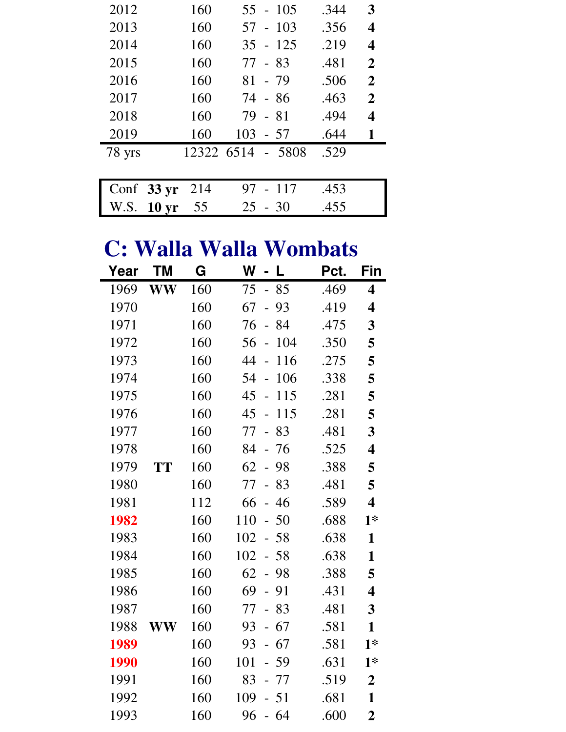| Year | G | W - L | Pct. | Fin |
|---|---|---|---|---|
| 2012 | 160 | 55 - 105 | .344 | **3** |
| 2013 | 160 | 57 - 103 | .356 | **4** |
| 2014 | 160 | 35 - 125 | .219 | **4** |
| 2015 | 160 | 77 - 83 | .481 | **2** |
| 2016 | 160 | 81 - 79 | .506 | **2** |
| 2017 | 160 | 74 - 86 | .463 | **2** |
| 2018 | 160 | 79 - 81 | .494 | **4** |
| 2019 | 160 | 103 - 57 | .644 | **1** |
| 78 yrs | 12322 | 6514 - 5808 | .529 | |

| | | G | W - L | Pct. |
|---|---|---|---|---|
| Conf | **33 yr** | 214 | 97 - 117 | .453 |
| W.S. | **10 yr** | 55 | 25 - 30 | .455 |

# C: Walla Walla Wombats

| Year | TM | G | W - L | Pct. | Fin |
|---|---|---|---|---|---|
| 1969 | **WW** | 160 | 75 - 85 | .469 | **4** |
| 1970 | | 160 | 67 - 93 | .419 | **4** |
| 1971 | | 160 | 76 - 84 | .475 | **3** |
| 1972 | | 160 | 56 - 104 | .350 | **5** |
| 1973 | | 160 | 44 - 116 | .275 | **5** |
| 1974 | | 160 | 54 - 106 | .338 | **5** |
| 1975 | | 160 | 45 - 115 | .281 | **5** |
| 1976 | | 160 | 45 - 115 | .281 | **5** |
| 1977 | | 160 | 77 - 83 | .481 | **3** |
| 1978 | | 160 | 84 - 76 | .525 | **4** |
| 1979 | **TT** | 160 | 62 - 98 | .388 | **5** |
| 1980 | | 160 | 77 - 83 | .481 | **5** |
| 1981 | | 112 | 66 - 46 | .589 | **4** |
| 1982 | | 160 | 110 - 50 | .688 | **1*** |
| 1983 | | 160 | 102 - 58 | .638 | **1** |
| 1984 | | 160 | 102 - 58 | .638 | **1** |
| 1985 | | 160 | 62 - 98 | .388 | **5** |
| 1986 | | 160 | 69 - 91 | .431 | **4** |
| 1987 | | 160 | 77 - 83 | .481 | **3** |
| 1988 | **WW** | 160 | 93 - 67 | .581 | **1** |
| 1989 | | 160 | 93 - 67 | .581 | **1*** |
| 1990 | | 160 | 101 - 59 | .631 | **1*** |
| 1991 | | 160 | 83 - 77 | .519 | **2** |
| 1992 | | 160 | 109 - 51 | .681 | **1** |
| 1993 | | 160 | 96 - 64 | .600 | **2** |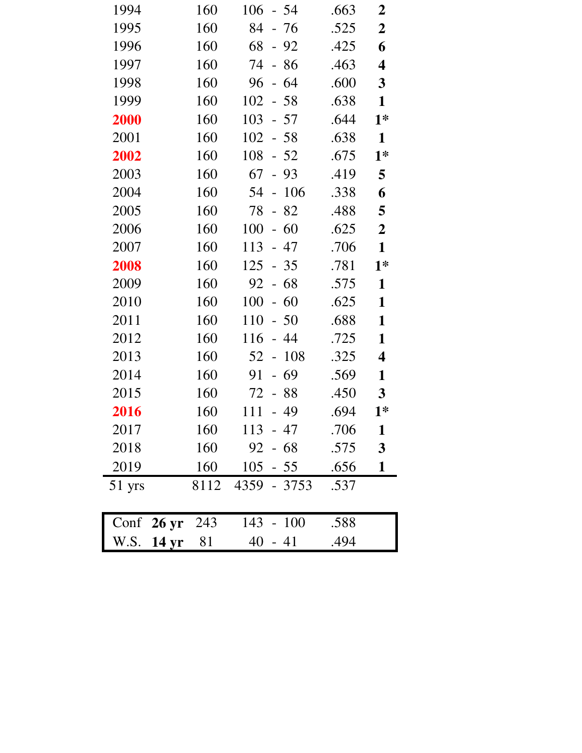| | | | | |
|---|---|---|---|---|
| 1994 | 160 | 106 - 54 | .663 | **2** |
| 1995 | 160 | 84 - 76 | .525 | **2** |
| 1996 | 160 | 68 - 92 | .425 | **6** |
| 1997 | 160 | 74 - 86 | .463 | **4** |
| 1998 | 160 | 96 - 64 | .600 | **3** |
| 1999 | 160 | 102 - 58 | .638 | **1** |
| **2000** | 160 | 103 - 57 | .644 | **1*** |
| 2001 | 160 | 102 - 58 | .638 | **1** |
| **2002** | 160 | 108 - 52 | .675 | **1*** |
| 2003 | 160 | 67 - 93 | .419 | **5** |
| 2004 | 160 | 54 - 106 | .338 | **6** |
| 2005 | 160 | 78 - 82 | .488 | **5** |
| 2006 | 160 | 100 - 60 | .625 | **2** |
| 2007 | 160 | 113 - 47 | .706 | **1** |
| **2008** | 160 | 125 - 35 | .781 | **1*** |
| 2009 | 160 | 92 - 68 | .575 | **1** |
| 2010 | 160 | 100 - 60 | .625 | **1** |
| 2011 | 160 | 110 - 50 | .688 | **1** |
| 2012 | 160 | 116 - 44 | .725 | **1** |
| 2013 | 160 | 52 - 108 | .325 | **4** |
| 2014 | 160 | 91 - 69 | .569 | **1** |
| 2015 | 160 | 72 - 88 | .450 | **3** |
| **2016** | 160 | 111 - 49 | .694 | **1*** |
| 2017 | 160 | 113 - 47 | .706 | **1** |
| 2018 | 160 | 92 - 68 | .575 | **3** |
| 2019 | 160 | 105 - 55 | .656 | **1** |
| 51 yrs | 8112 | 4359 - 3753 | .537 | |

| | | | | |
|---|---|---|---|---|
| Conf | **26 yr** | 243 | 143 - 100 | .588 |
| W.S. | **14 yr** | 81 | 40 - 41 | .494 |